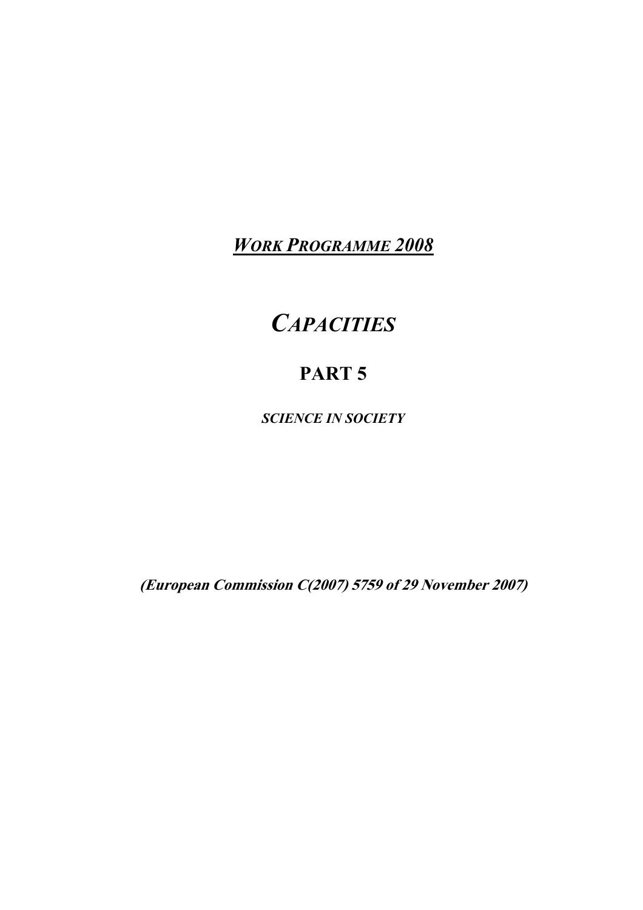***WORK PROGRAMME 2008***

# *CAPACITIES*

## PART 5

***SCIENCE IN SOCIETY***

***(European Commission C(2007) 5759 of 29 November 2007)***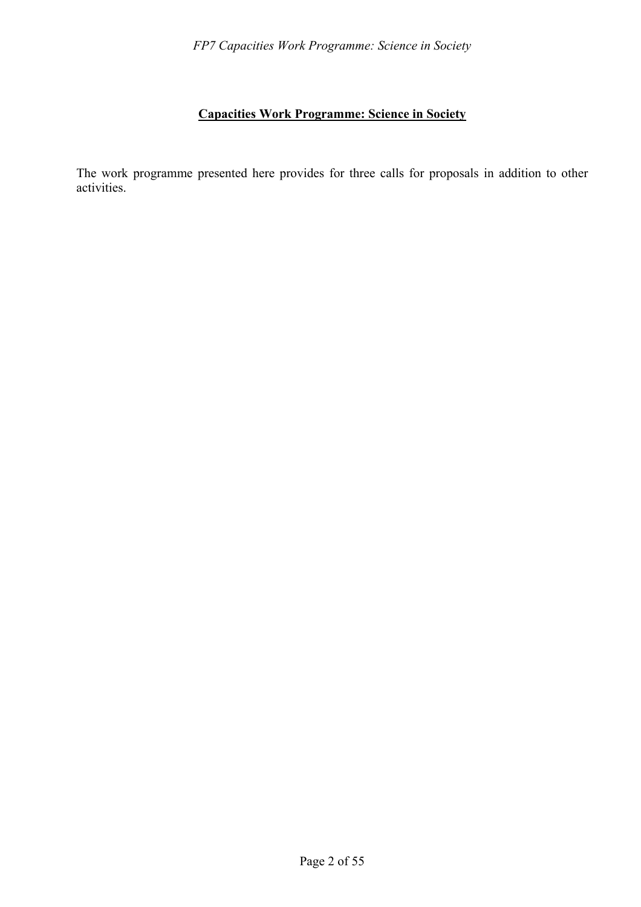# Capacities Work Programme: Science in Society

The work programme presented here provides for three calls for proposals in addition to other activities.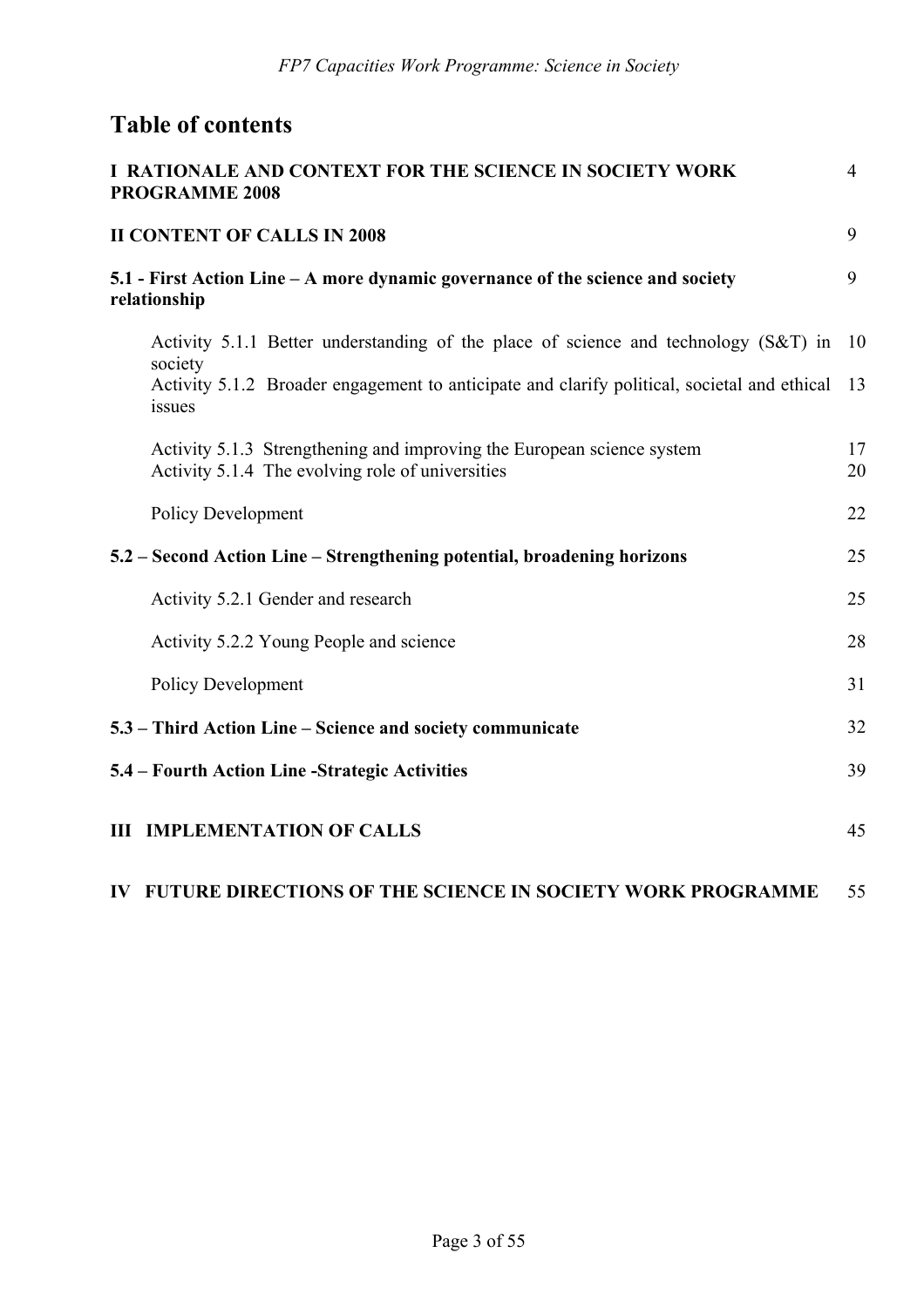# Table of contents

| | |
|---|---|
| **I RATIONALE AND CONTEXT FOR THE SCIENCE IN SOCIETY WORK PROGRAMME 2008** | 4 |
| **II CONTENT OF CALLS IN 2008** | 9 |
| **5.1 - First Action Line – A more dynamic governance of the science and society relationship** | 9 |
| Activity 5.1.1 Better understanding of the place of science and technology (S&T) in society | 10 |
| Activity 5.1.2 Broader engagement to anticipate and clarify political, societal and ethical issues | 13 |
| Activity 5.1.3 Strengthening and improving the European science system | 17 |
| Activity 5.1.4 The evolving role of universities | 20 |
| Policy Development | 22 |
| **5.2 – Second Action Line – Strengthening potential, broadening horizons** | 25 |
| Activity 5.2.1 Gender and research | 25 |
| Activity 5.2.2 Young People and science | 28 |
| Policy Development | 31 |
| **5.3 – Third Action Line – Science and society communicate** | 32 |
| **5.4 – Fourth Action Line -Strategic Activities** | 39 |
| **III IMPLEMENTATION OF CALLS** | 45 |
| **IV FUTURE DIRECTIONS OF THE SCIENCE IN SOCIETY WORK PROGRAMME** | 55 |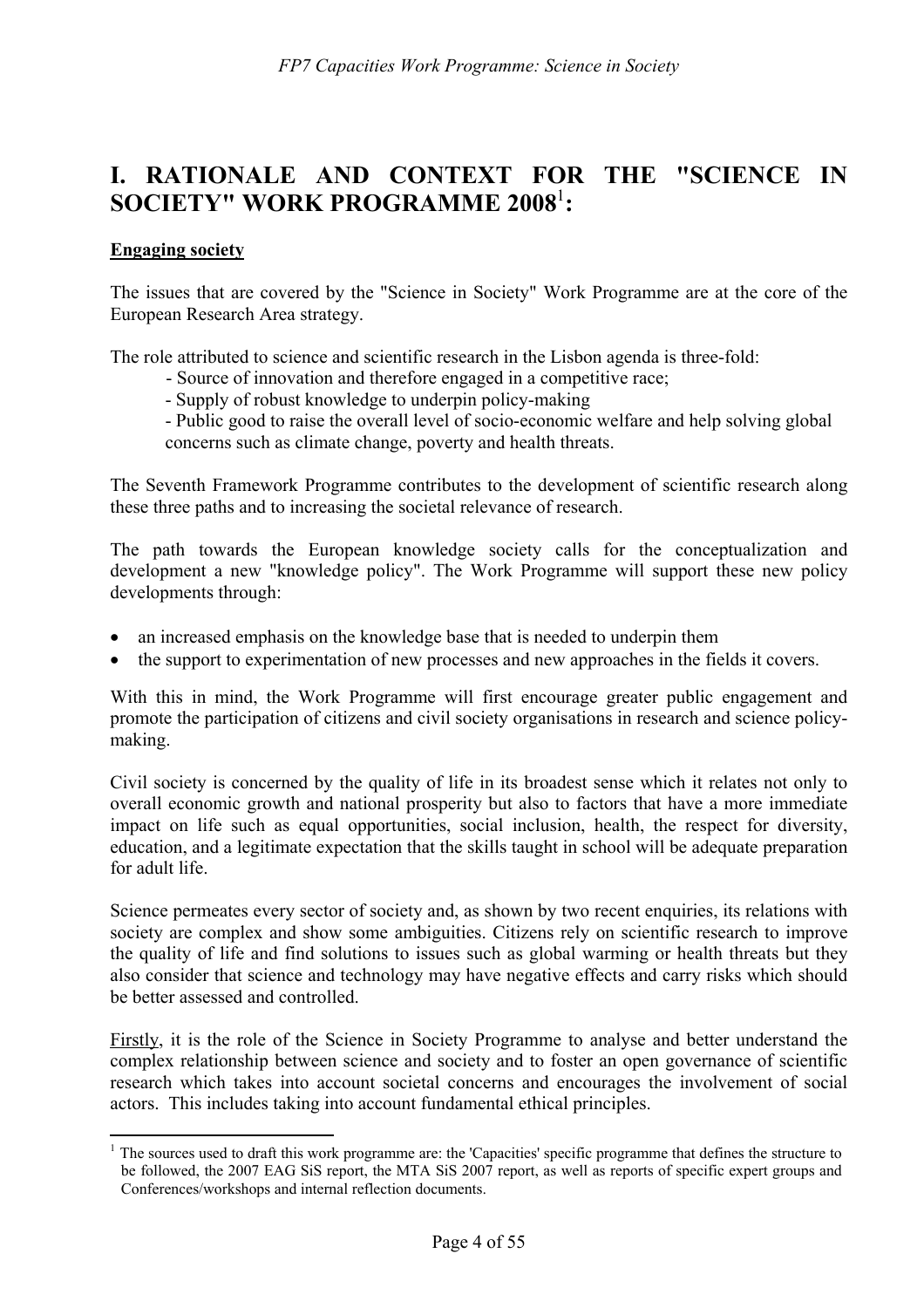# I. RATIONALE AND CONTEXT FOR THE "SCIENCE IN SOCIETY" WORK PROGRAMME 2008[1]:

**Engaging society**

The issues that are covered by the "Science in Society" Work Programme are at the core of the European Research Area strategy.

The role attributed to science and scientific research in the Lisbon agenda is three-fold:

- Source of innovation and therefore engaged in a competitive race;
- Supply of robust knowledge to underpin policy-making
- Public good to raise the overall level of socio-economic welfare and help solving global concerns such as climate change, poverty and health threats.

The Seventh Framework Programme contributes to the development of scientific research along these three paths and to increasing the societal relevance of research.

The path towards the European knowledge society calls for the conceptualization and development a new "knowledge policy". The Work Programme will support these new policy developments through:

- an increased emphasis on the knowledge base that is needed to underpin them
- the support to experimentation of new processes and new approaches in the fields it covers.

With this in mind, the Work Programme will first encourage greater public engagement and promote the participation of citizens and civil society organisations in research and science policy-making.

Civil society is concerned by the quality of life in its broadest sense which it relates not only to overall economic growth and national prosperity but also to factors that have a more immediate impact on life such as equal opportunities, social inclusion, health, the respect for diversity, education, and a legitimate expectation that the skills taught in school will be adequate preparation for adult life.

Science permeates every sector of society and, as shown by two recent enquiries, its relations with society are complex and show some ambiguities. Citizens rely on scientific research to improve the quality of life and find solutions to issues such as global warming or health threats but they also consider that science and technology may have negative effects and carry risks which should be better assessed and controlled.

<u>Firstly</u>, it is the role of the Science in Society Programme to analyse and better understand the complex relationship between science and society and to foster an open governance of scientific research which takes into account societal concerns and encourages the involvement of social actors. This includes taking into account fundamental ethical principles.

---

[1] The sources used to draft this work programme are: the 'Capacities' specific programme that defines the structure to be followed, the 2007 EAG SiS report, the MTA SiS 2007 report, as well as reports of specific expert groups and Conferences/workshops and internal reflection documents.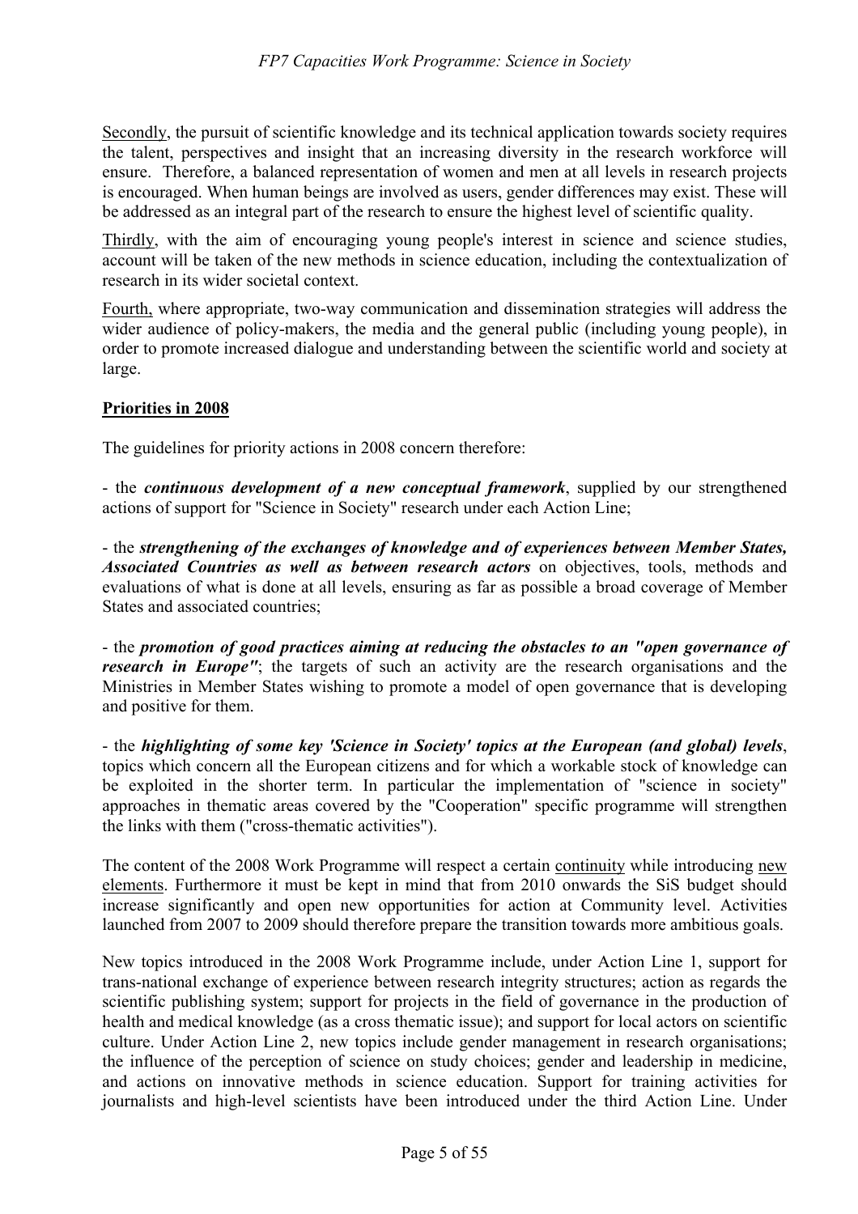Secondly, the pursuit of scientific knowledge and its technical application towards society requires the talent, perspectives and insight that an increasing diversity in the research workforce will ensure. Therefore, a balanced representation of women and men at all levels in research projects is encouraged. When human beings are involved as users, gender differences may exist. These will be addressed as an integral part of the research to ensure the highest level of scientific quality.

Thirdly, with the aim of encouraging young people's interest in science and science studies, account will be taken of the new methods in science education, including the contextualization of research in its wider societal context.

Fourth, where appropriate, two-way communication and dissemination strategies will address the wider audience of policy-makers, the media and the general public (including young people), in order to promote increased dialogue and understanding between the scientific world and society at large.

**Priorities in 2008**

The guidelines for priority actions in 2008 concern therefore:

- the ***continuous development of a new conceptual framework***, supplied by our strengthened actions of support for "Science in Society" research under each Action Line;

- the ***strengthening of the exchanges of knowledge and of experiences between Member States, Associated Countries as well as between research actors*** on objectives, tools, methods and evaluations of what is done at all levels, ensuring as far as possible a broad coverage of Member States and associated countries;

- the ***promotion of good practices aiming at reducing the obstacles to an "open governance of research in Europe"***; the targets of such an activity are the research organisations and the Ministries in Member States wishing to promote a model of open governance that is developing and positive for them.

- the ***highlighting of some key 'Science in Society' topics at the European (and global) levels***, topics which concern all the European citizens and for which a workable stock of knowledge can be exploited in the shorter term. In particular the implementation of "science in society" approaches in thematic areas covered by the "Cooperation" specific programme will strengthen the links with them ("cross-thematic activities").

The content of the 2008 Work Programme will respect a certain continuity while introducing new elements. Furthermore it must be kept in mind that from 2010 onwards the SiS budget should increase significantly and open new opportunities for action at Community level. Activities launched from 2007 to 2009 should therefore prepare the transition towards more ambitious goals.

New topics introduced in the 2008 Work Programme include, under Action Line 1, support for trans-national exchange of experience between research integrity structures; action as regards the scientific publishing system; support for projects in the field of governance in the production of health and medical knowledge (as a cross thematic issue); and support for local actors on scientific culture. Under Action Line 2, new topics include gender management in research organisations; the influence of the perception of science on study choices; gender and leadership in medicine, and actions on innovative methods in science education. Support for training activities for journalists and high-level scientists have been introduced under the third Action Line. Under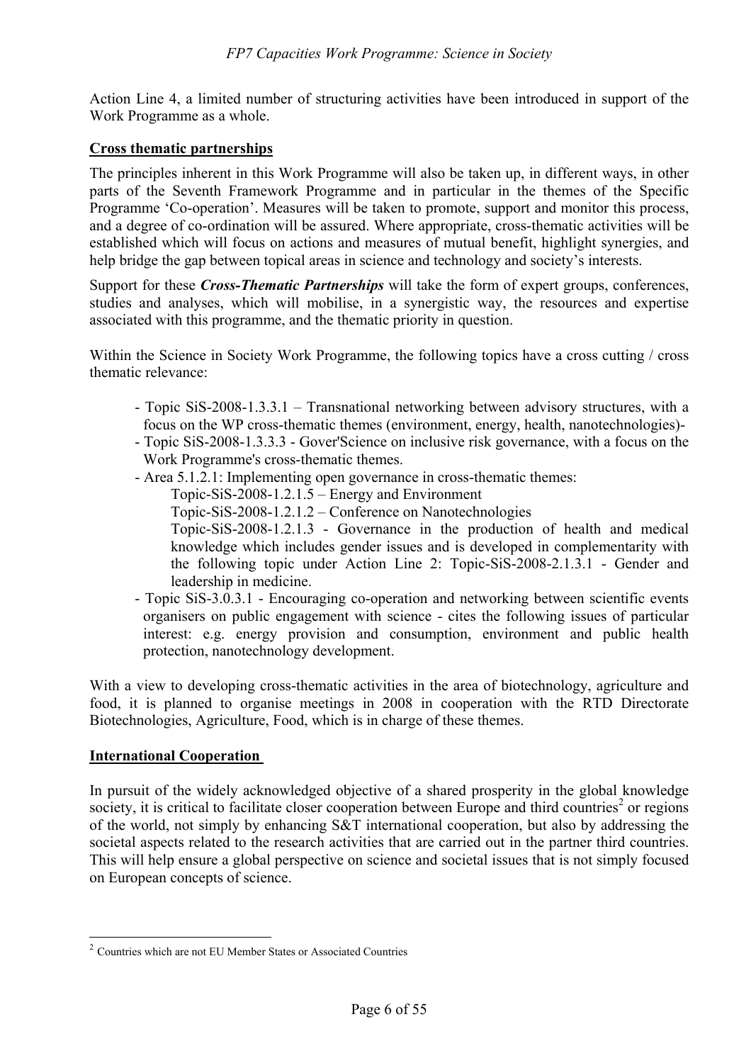Action Line 4, a limited number of structuring activities have been introduced in support of the Work Programme as a whole.

**Cross thematic partnerships**

The principles inherent in this Work Programme will also be taken up, in different ways, in other parts of the Seventh Framework Programme and in particular in the themes of the Specific Programme 'Co-operation'. Measures will be taken to promote, support and monitor this process, and a degree of co-ordination will be assured. Where appropriate, cross-thematic activities will be established which will focus on actions and measures of mutual benefit, highlight synergies, and help bridge the gap between topical areas in science and technology and society's interests.

Support for these ***Cross-Thematic Partnerships*** will take the form of expert groups, conferences, studies and analyses, which will mobilise, in a synergistic way, the resources and expertise associated with this programme, and the thematic priority in question.

Within the Science in Society Work Programme, the following topics have a cross cutting / cross thematic relevance:

- Topic SiS-2008-1.3.3.1 – Transnational networking between advisory structures, with a focus on the WP cross-thematic themes (environment, energy, health, nanotechnologies)-
- Topic SiS-2008-1.3.3.3 - Gover'Science on inclusive risk governance, with a focus on the Work Programme's cross-thematic themes.
- Area 5.1.2.1: Implementing open governance in cross-thematic themes:
  - Topic-SiS-2008-1.2.1.5 – Energy and Environment
  - Topic-SiS-2008-1.2.1.2 – Conference on Nanotechnologies
  - Topic-SiS-2008-1.2.1.3 - Governance in the production of health and medical knowledge which includes gender issues and is developed in complementarity with the following topic under Action Line 2: Topic-SiS-2008-2.1.3.1 - Gender and leadership in medicine.
- Topic SiS-3.0.3.1 - Encouraging co-operation and networking between scientific events organisers on public engagement with science - cites the following issues of particular interest: e.g. energy provision and consumption, environment and public health protection, nanotechnology development.

With a view to developing cross-thematic activities in the area of biotechnology, agriculture and food, it is planned to organise meetings in 2008 in cooperation with the RTD Directorate Biotechnologies, Agriculture, Food, which is in charge of these themes.

**International Cooperation**

In pursuit of the widely acknowledged objective of a shared prosperity in the global knowledge society, it is critical to facilitate closer cooperation between Europe and third countries[2] or regions of the world, not simply by enhancing S&T international cooperation, but also by addressing the societal aspects related to the research activities that are carried out in the partner third countries. This will help ensure a global perspective on science and societal issues that is not simply focused on European concepts of science.

[2] Countries which are not EU Member States or Associated Countries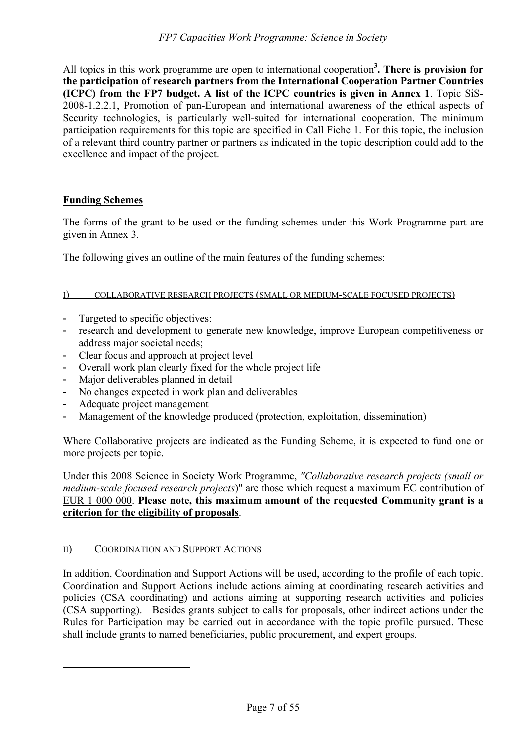All topics in this work programme are open to international cooperation[3]**. There is provision for the participation of research partners from the International Cooperation Partner Countries (ICPC) from the FP7 budget. A list of the ICPC countries is given in Annex 1**. Topic SiS-2008-1.2.2.1, Promotion of pan-European and international awareness of the ethical aspects of Security technologies, is particularly well-suited for international cooperation. The minimum participation requirements for this topic are specified in Call Fiche 1. For this topic, the inclusion of a relevant third country partner or partners as indicated in the topic description could add to the excellence and impact of the project.

## Funding Schemes

The forms of the grant to be used or the funding schemes under this Work Programme part are given in Annex 3.

The following gives an outline of the main features of the funding schemes:

### I) COLLABORATIVE RESEARCH PROJECTS (SMALL OR MEDIUM-SCALE FOCUSED PROJECTS)

- Targeted to specific objectives:
- research and development to generate new knowledge, improve European competitiveness or address major societal needs;
- Clear focus and approach at project level
- Overall work plan clearly fixed for the whole project life
- Major deliverables planned in detail
- No changes expected in work plan and deliverables
- Adequate project management
- Management of the knowledge produced (protection, exploitation, dissemination)

Where Collaborative projects are indicated as the Funding Scheme, it is expected to fund one or more projects per topic.

Under this 2008 Science in Society Work Programme, *"Collaborative research projects (small or medium-scale focused research projects*)" are those which request a maximum EC contribution of EUR 1 000 000. **Please note, this maximum amount of the requested Community grant is a criterion for the eligibility of proposals**.

### II) COORDINATION AND SUPPORT ACTIONS

In addition, Coordination and Support Actions will be used, according to the profile of each topic. Coordination and Support Actions include actions aiming at coordinating research activities and policies (CSA coordinating) and actions aiming at supporting research activities and policies (CSA supporting). Besides grants subject to calls for proposals, other indirect actions under the Rules for Participation may be carried out in accordance with the topic profile pursued. These shall include grants to named beneficiaries, public procurement, and expert groups.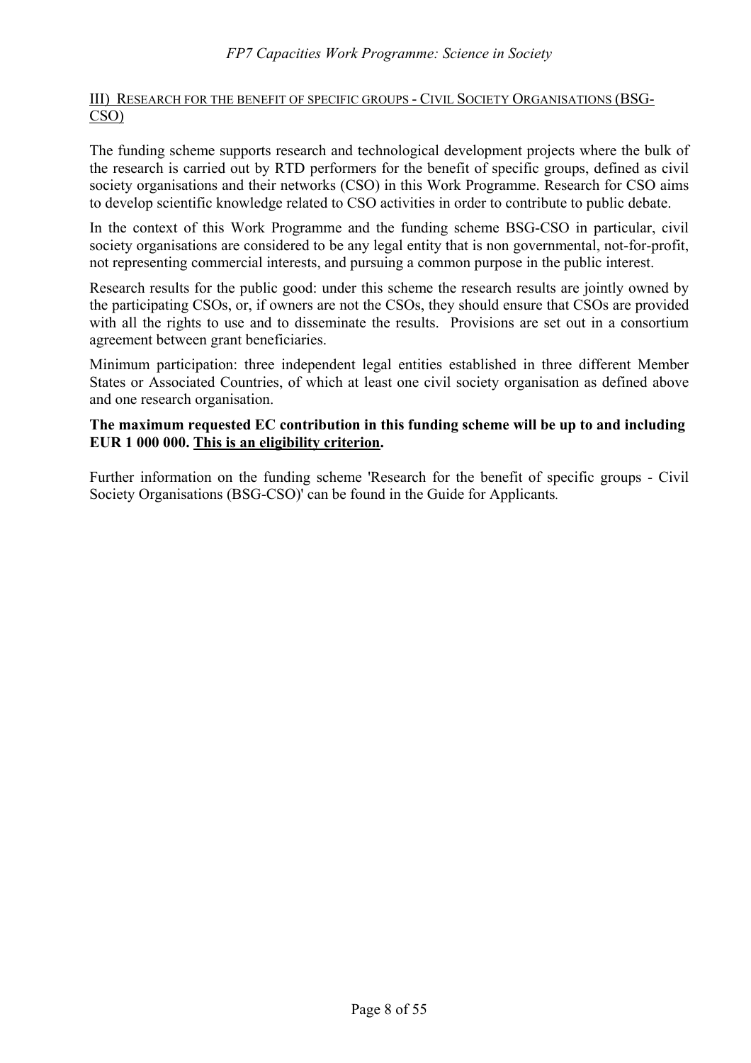## III) Research for the benefit of specific groups - Civil Society Organisations (BSG-CSO)

The funding scheme supports research and technological development projects where the bulk of the research is carried out by RTD performers for the benefit of specific groups, defined as civil society organisations and their networks (CSO) in this Work Programme. Research for CSO aims to develop scientific knowledge related to CSO activities in order to contribute to public debate.

In the context of this Work Programme and the funding scheme BSG-CSO in particular, civil society organisations are considered to be any legal entity that is non governmental, not-for-profit, not representing commercial interests, and pursuing a common purpose in the public interest.

Research results for the public good: under this scheme the research results are jointly owned by the participating CSOs, or, if owners are not the CSOs, they should ensure that CSOs are provided with all the rights to use and to disseminate the results. Provisions are set out in a consortium agreement between grant beneficiaries.

Minimum participation: three independent legal entities established in three different Member States or Associated Countries, of which at least one civil society organisation as defined above and one research organisation.

**The maximum requested EC contribution in this funding scheme will be up to and including EUR 1 000 000. This is an eligibility criterion.**

Further information on the funding scheme 'Research for the benefit of specific groups - Civil Society Organisations (BSG-CSO)' can be found in the Guide for Applicants.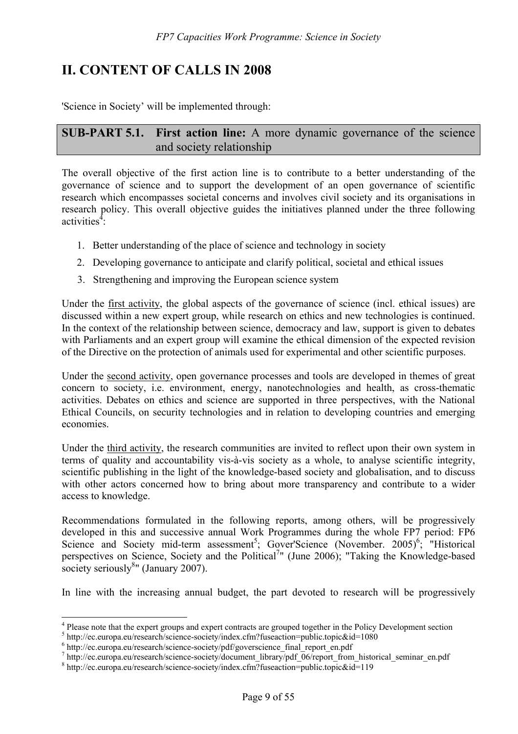# II. CONTENT OF CALLS IN 2008

'Science in Society' will be implemented through:

## SUB-PART 5.1. First action line: A more dynamic governance of the science and society relationship

The overall objective of the first action line is to contribute to a better understanding of the governance of science and to support the development of an open governance of scientific research which encompasses societal concerns and involves civil society and its organisations in research policy. This overall objective guides the initiatives planned under the three following activities[4]:

1. Better understanding of the place of science and technology in society
2. Developing governance to anticipate and clarify political, societal and ethical issues
3. Strengthening and improving the European science system

Under the first activity, the global aspects of the governance of science (incl. ethical issues) are discussed within a new expert group, while research on ethics and new technologies is continued. In the context of the relationship between science, democracy and law, support is given to debates with Parliaments and an expert group will examine the ethical dimension of the expected revision of the Directive on the protection of animals used for experimental and other scientific purposes.

Under the second activity, open governance processes and tools are developed in themes of great concern to society, i.e. environment, energy, nanotechnologies and health, as cross-thematic activities. Debates on ethics and science are supported in three perspectives, with the National Ethical Councils, on security technologies and in relation to developing countries and emerging economies.

Under the third activity, the research communities are invited to reflect upon their own system in terms of quality and accountability vis-à-vis society as a whole, to analyse scientific integrity, scientific publishing in the light of the knowledge-based society and globalisation, and to discuss with other actors concerned how to bring about more transparency and contribute to a wider access to knowledge.

Recommendations formulated in the following reports, among others, will be progressively developed in this and successive annual Work Programmes during the whole FP7 period: FP6 Science and Society mid-term assessment[5]; Gover'Science (November. 2005)[6]; "Historical perspectives on Science, Society and the Political[7]" (June 2006); "Taking the Knowledge-based society seriously[8]" (January 2007).

In line with the increasing annual budget, the part devoted to research will be progressively

---

[4] Please note that the expert groups and expert contracts are grouped together in the Policy Development section

[5] http://ec.europa.eu/research/science-society/index.cfm?fuseaction=public.topic&id=1080

[6] http://ec.europa.eu/research/science-society/pdf/goverscience_final_report_en.pdf

[7] http://ec.europa.eu/research/science-society/document_library/pdf_06/report_from_historical_seminar_en.pdf

[8] http://ec.europa.eu/research/science-society/index.cfm?fuseaction=public.topic&id=119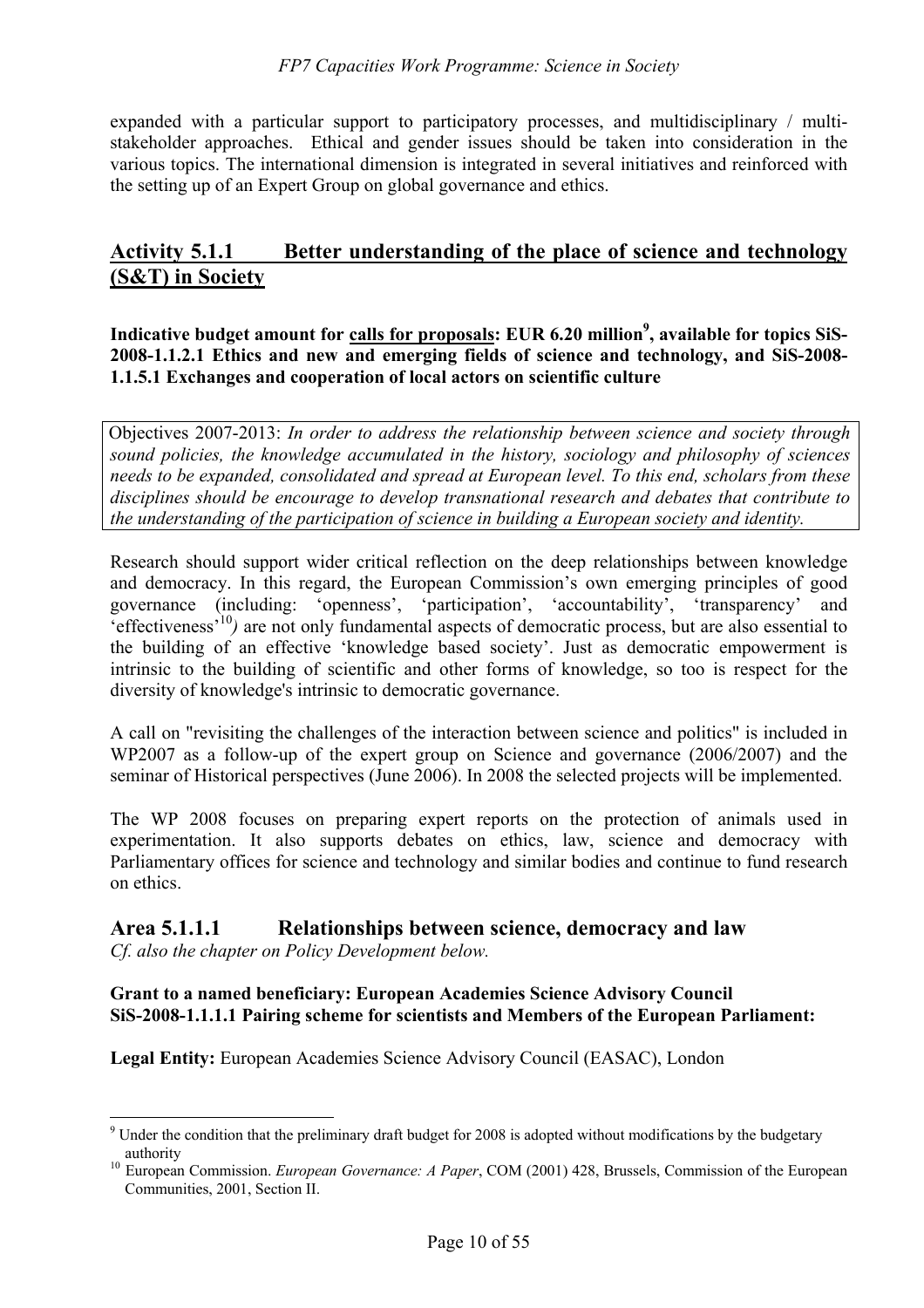expanded with a particular support to participatory processes, and multidisciplinary / multi-stakeholder approaches. Ethical and gender issues should be taken into consideration in the various topics. The international dimension is integrated in several initiatives and reinforced with the setting up of an Expert Group on global governance and ethics.

## Activity 5.1.1 Better understanding of the place of science and technology (S&T) in Society

**Indicative budget amount for calls for proposals: EUR 6.20 million[9], available for topics SiS-2008-1.1.2.1 Ethics and new and emerging fields of science and technology, and SiS-2008-1.1.5.1 Exchanges and cooperation of local actors on scientific culture**

Objectives 2007-2013: *In order to address the relationship between science and society through sound policies, the knowledge accumulated in the history, sociology and philosophy of sciences needs to be expanded, consolidated and spread at European level. To this end, scholars from these disciplines should be encourage to develop transnational research and debates that contribute to the understanding of the participation of science in building a European society and identity.*

Research should support wider critical reflection on the deep relationships between knowledge and democracy. In this regard, the European Commission's own emerging principles of good governance (including: 'openness', 'participation', 'accountability', 'transparency' and 'effectiveness'[10]*)* are not only fundamental aspects of democratic process, but are also essential to the building of an effective 'knowledge based society'. Just as democratic empowerment is intrinsic to the building of scientific and other forms of knowledge, so too is respect for the diversity of knowledge's intrinsic to democratic governance.

A call on "revisiting the challenges of the interaction between science and politics" is included in WP2007 as a follow-up of the expert group on Science and governance (2006/2007) and the seminar of Historical perspectives (June 2006). In 2008 the selected projects will be implemented.

The WP 2008 focuses on preparing expert reports on the protection of animals used in experimentation. It also supports debates on ethics, law, science and democracy with Parliamentary offices for science and technology and similar bodies and continue to fund research on ethics.

### Area 5.1.1.1 Relationships between science, democracy and law

*Cf. also the chapter on Policy Development below.*

**Grant to a named beneficiary: European Academies Science Advisory Council**
**SiS-2008-1.1.1.1 Pairing scheme for scientists and Members of the European Parliament:**

**Legal Entity:** European Academies Science Advisory Council (EASAC), London

---

[9] Under the condition that the preliminary draft budget for 2008 is adopted without modifications by the budgetary authority

[10] European Commission. *European Governance: A Paper*, COM (2001) 428, Brussels, Commission of the European Communities, 2001, Section II.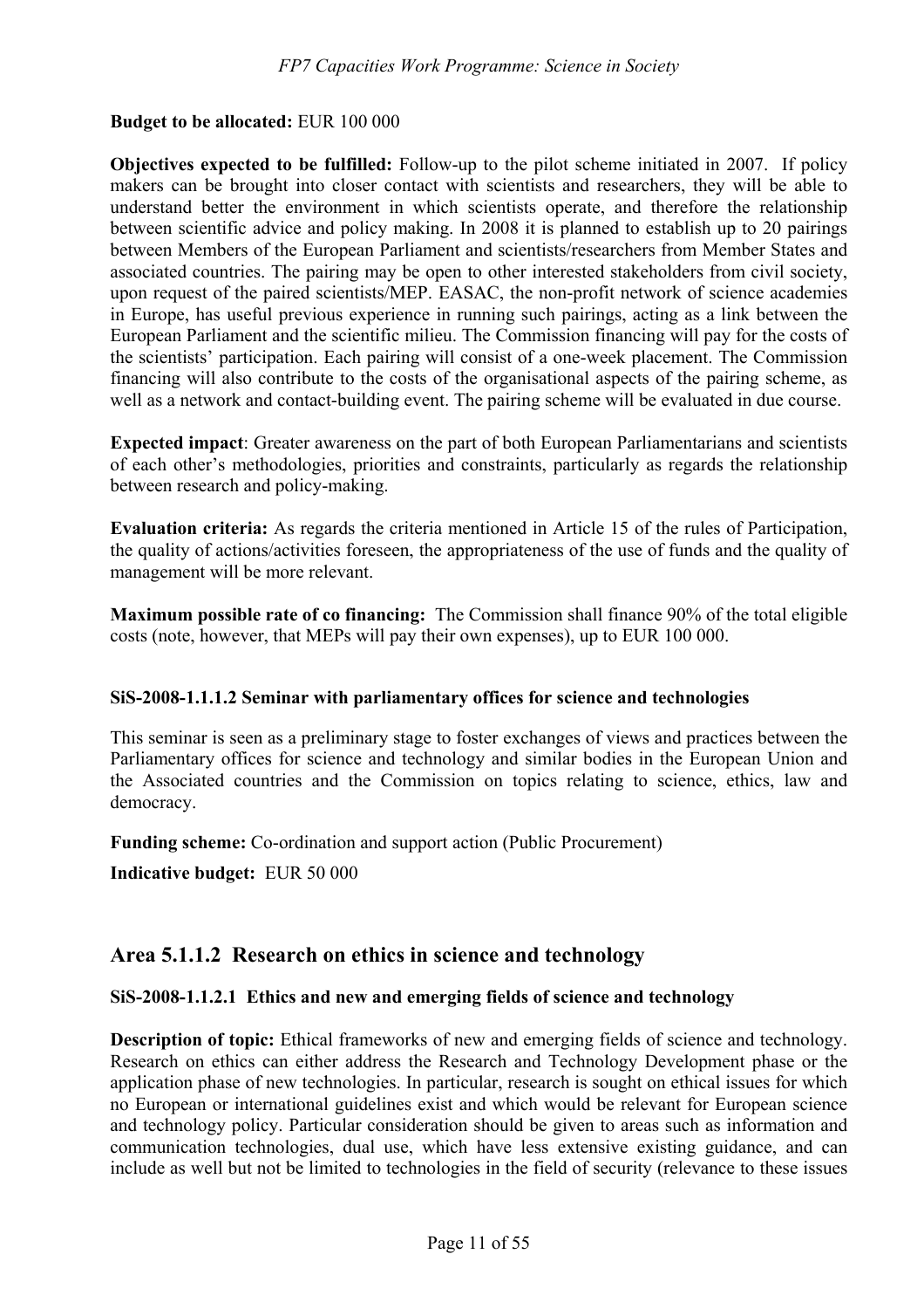**Budget to be allocated:** EUR 100 000

**Objectives expected to be fulfilled:** Follow-up to the pilot scheme initiated in 2007. If policy makers can be brought into closer contact with scientists and researchers, they will be able to understand better the environment in which scientists operate, and therefore the relationship between scientific advice and policy making. In 2008 it is planned to establish up to 20 pairings between Members of the European Parliament and scientists/researchers from Member States and associated countries. The pairing may be open to other interested stakeholders from civil society, upon request of the paired scientists/MEP. EASAC, the non-profit network of science academies in Europe, has useful previous experience in running such pairings, acting as a link between the European Parliament and the scientific milieu. The Commission financing will pay for the costs of the scientists' participation. Each pairing will consist of a one-week placement. The Commission financing will also contribute to the costs of the organisational aspects of the pairing scheme, as well as a network and contact-building event. The pairing scheme will be evaluated in due course.

**Expected impact**: Greater awareness on the part of both European Parliamentarians and scientists of each other's methodologies, priorities and constraints, particularly as regards the relationship between research and policy-making.

**Evaluation criteria:** As regards the criteria mentioned in Article 15 of the rules of Participation, the quality of actions/activities foreseen, the appropriateness of the use of funds and the quality of management will be more relevant.

**Maximum possible rate of co financing:** The Commission shall finance 90% of the total eligible costs (note, however, that MEPs will pay their own expenses), up to EUR 100 000.

#### SiS-2008-1.1.1.2 Seminar with parliamentary offices for science and technologies

This seminar is seen as a preliminary stage to foster exchanges of views and practices between the Parliamentary offices for science and technology and similar bodies in the European Union and the Associated countries and the Commission on topics relating to science, ethics, law and democracy.

**Funding scheme:** Co-ordination and support action (Public Procurement)

**Indicative budget:** EUR 50 000

## Area 5.1.1.2 Research on ethics in science and technology

#### SiS-2008-1.1.2.1 Ethics and new and emerging fields of science and technology

**Description of topic:** Ethical frameworks of new and emerging fields of science and technology. Research on ethics can either address the Research and Technology Development phase or the application phase of new technologies. In particular, research is sought on ethical issues for which no European or international guidelines exist and which would be relevant for European science and technology policy. Particular consideration should be given to areas such as information and communication technologies, dual use, which have less extensive existing guidance, and can include as well but not be limited to technologies in the field of security (relevance to these issues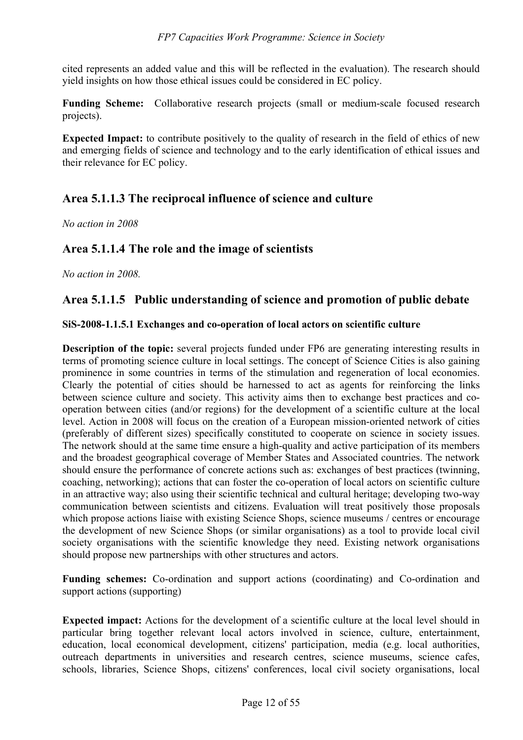cited represents an added value and this will be reflected in the evaluation). The research should yield insights on how those ethical issues could be considered in EC policy.

**Funding Scheme:** Collaborative research projects (small or medium-scale focused research projects).

**Expected Impact:** to contribute positively to the quality of research in the field of ethics of new and emerging fields of science and technology and to the early identification of ethical issues and their relevance for EC policy.

## Area 5.1.1.3 The reciprocal influence of science and culture

*No action in 2008*

## Area 5.1.1.4 The role and the image of scientists

*No action in 2008.*

## Area 5.1.1.5 Public understanding of science and promotion of public debate

#### SiS-2008-1.1.5.1 Exchanges and co-operation of local actors on scientific culture

**Description of the topic:** several projects funded under FP6 are generating interesting results in terms of promoting science culture in local settings. The concept of Science Cities is also gaining prominence in some countries in terms of the stimulation and regeneration of local economies. Clearly the potential of cities should be harnessed to act as agents for reinforcing the links between science culture and society. This activity aims then to exchange best practices and co-operation between cities (and/or regions) for the development of a scientific culture at the local level. Action in 2008 will focus on the creation of a European mission-oriented network of cities (preferably of different sizes) specifically constituted to cooperate on science in society issues. The network should at the same time ensure a high-quality and active participation of its members and the broadest geographical coverage of Member States and Associated countries. The network should ensure the performance of concrete actions such as: exchanges of best practices (twinning, coaching, networking); actions that can foster the co-operation of local actors on scientific culture in an attractive way; also using their scientific technical and cultural heritage; developing two-way communication between scientists and citizens. Evaluation will treat positively those proposals which propose actions liaise with existing Science Shops, science museums / centres or encourage the development of new Science Shops (or similar organisations) as a tool to provide local civil society organisations with the scientific knowledge they need. Existing network organisations should propose new partnerships with other structures and actors.

**Funding schemes:** Co-ordination and support actions (coordinating) and Co-ordination and support actions (supporting)

**Expected impact:** Actions for the development of a scientific culture at the local level should in particular bring together relevant local actors involved in science, culture, entertainment, education, local economical development, citizens' participation, media (e.g. local authorities, outreach departments in universities and research centres, science museums, science cafes, schools, libraries, Science Shops, citizens' conferences, local civil society organisations, local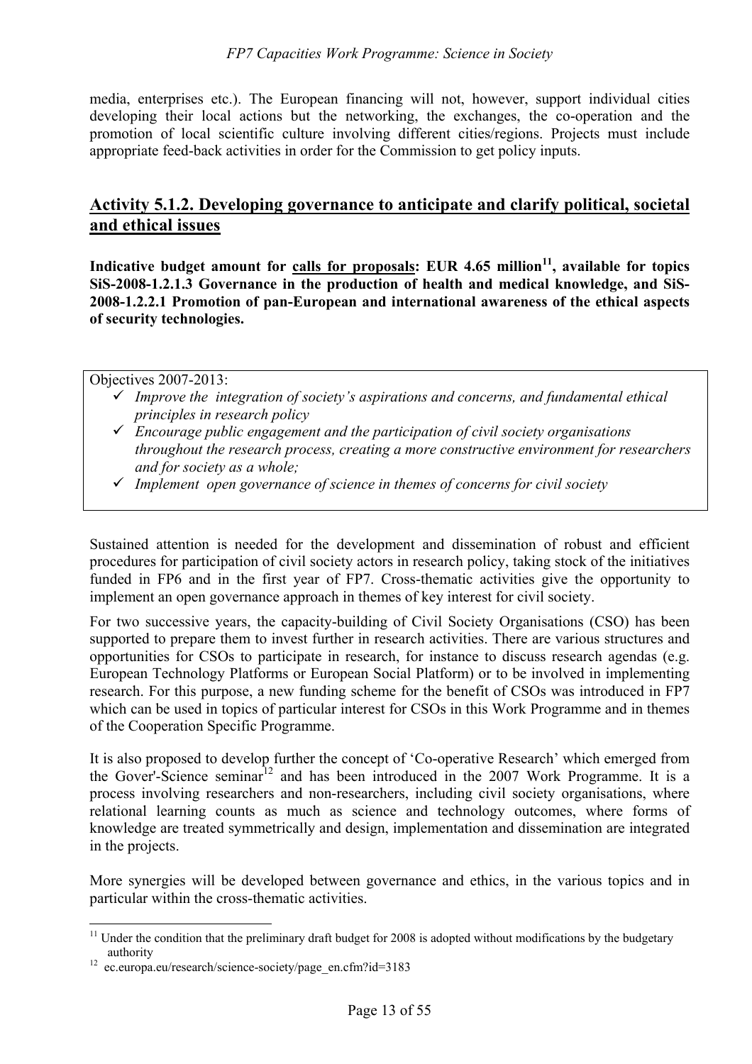media, enterprises etc.). The European financing will not, however, support individual cities developing their local actions but the networking, the exchanges, the co-operation and the promotion of local scientific culture involving different cities/regions. Projects must include appropriate feed-back activities in order for the Commission to get policy inputs.

## Activity 5.1.2. Developing governance to anticipate and clarify political, societal and ethical issues

**Indicative budget amount for calls for proposals: EUR 4.65 million[11], available for topics SiS-2008-1.2.1.3 Governance in the production of health and medical knowledge, and SiS-2008-1.2.2.1 Promotion of pan-European and international awareness of the ethical aspects of security technologies.**

Objectives 2007-2013:

- ✓ *Improve the integration of society's aspirations and concerns, and fundamental ethical principles in research policy*
- ✓ *Encourage public engagement and the participation of civil society organisations throughout the research process, creating a more constructive environment for researchers and for society as a whole;*
- ✓ *Implement open governance of science in themes of concerns for civil society*

Sustained attention is needed for the development and dissemination of robust and efficient procedures for participation of civil society actors in research policy, taking stock of the initiatives funded in FP6 and in the first year of FP7. Cross-thematic activities give the opportunity to implement an open governance approach in themes of key interest for civil society.

For two successive years, the capacity-building of Civil Society Organisations (CSO) has been supported to prepare them to invest further in research activities. There are various structures and opportunities for CSOs to participate in research, for instance to discuss research agendas (e.g. European Technology Platforms or European Social Platform) or to be involved in implementing research. For this purpose, a new funding scheme for the benefit of CSOs was introduced in FP7 which can be used in topics of particular interest for CSOs in this Work Programme and in themes of the Cooperation Specific Programme.

It is also proposed to develop further the concept of 'Co-operative Research' which emerged from the Gover'-Science seminar[12] and has been introduced in the 2007 Work Programme. It is a process involving researchers and non-researchers, including civil society organisations, where relational learning counts as much as science and technology outcomes, where forms of knowledge are treated symmetrically and design, implementation and dissemination are integrated in the projects.

More synergies will be developed between governance and ethics, in the various topics and in particular within the cross-thematic activities.

---

[11] Under the condition that the preliminary draft budget for 2008 is adopted without modifications by the budgetary authority

[12] ec.europa.eu/research/science-society/page_en.cfm?id=3183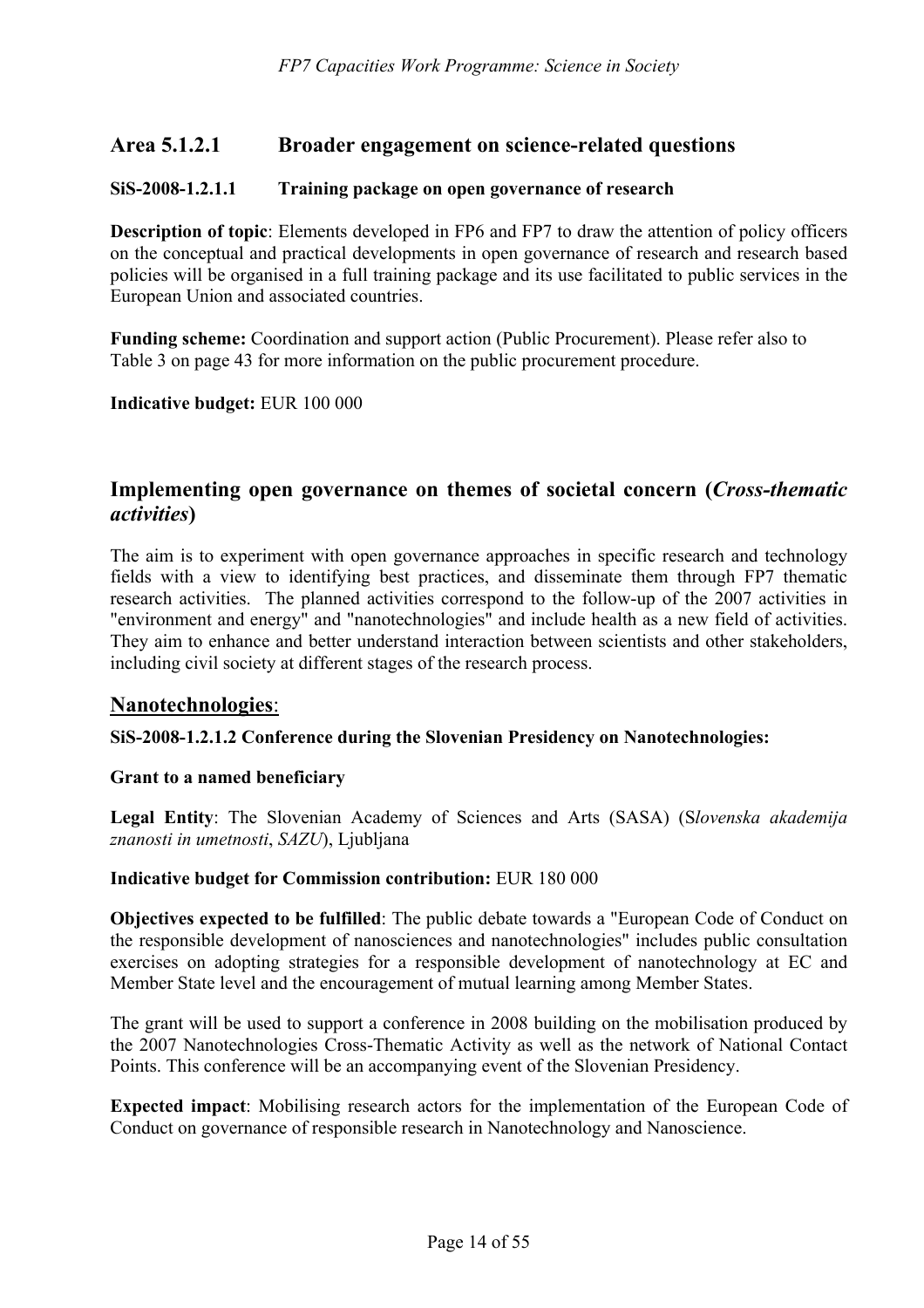## Area 5.1.2.1 Broader engagement on science-related questions

**SiS-2008-1.2.1.1 Training package on open governance of research**

**Description of topic**: Elements developed in FP6 and FP7 to draw the attention of policy officers on the conceptual and practical developments in open governance of research and research based policies will be organised in a full training package and its use facilitated to public services in the European Union and associated countries.

**Funding scheme:** Coordination and support action (Public Procurement). Please refer also to Table 3 on page 43 for more information on the public procurement procedure.

**Indicative budget:** EUR 100 000

## Implementing open governance on themes of societal concern (*Cross-thematic activities*)

The aim is to experiment with open governance approaches in specific research and technology fields with a view to identifying best practices, and disseminate them through FP7 thematic research activities. The planned activities correspond to the follow-up of the 2007 activities in "environment and energy" and "nanotechnologies" and include health as a new field of activities. They aim to enhance and better understand interaction between scientists and other stakeholders, including civil society at different stages of the research process.

### Nanotechnologies:

**SiS-2008-1.2.1.2 Conference during the Slovenian Presidency on Nanotechnologies:**

**Grant to a named beneficiary**

**Legal Entity**: The Slovenian Academy of Sciences and Arts (SASA) (S*lovenska akademija znanosti in umetnosti*, *SAZU*), Ljubljana

**Indicative budget for Commission contribution:** EUR 180 000

**Objectives expected to be fulfilled**: The public debate towards a "European Code of Conduct on the responsible development of nanosciences and nanotechnologies" includes public consultation exercises on adopting strategies for a responsible development of nanotechnology at EC and Member State level and the encouragement of mutual learning among Member States.

The grant will be used to support a conference in 2008 building on the mobilisation produced by the 2007 Nanotechnologies Cross-Thematic Activity as well as the network of National Contact Points. This conference will be an accompanying event of the Slovenian Presidency.

**Expected impact**: Mobilising research actors for the implementation of the European Code of Conduct on governance of responsible research in Nanotechnology and Nanoscience.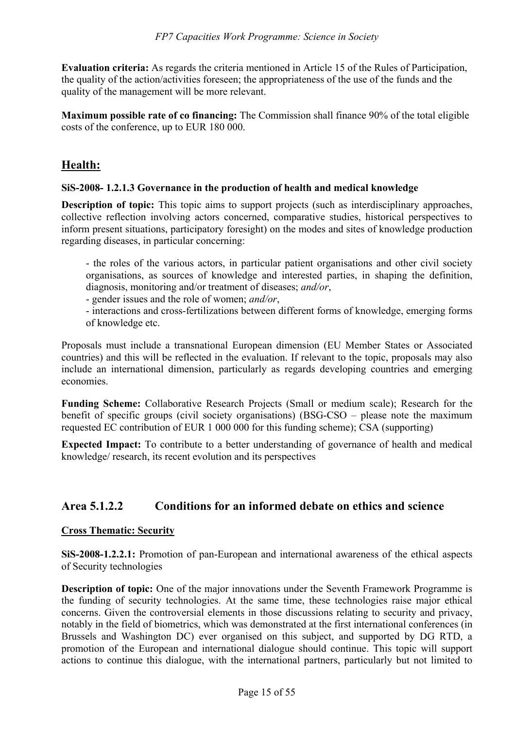**Evaluation criteria:** As regards the criteria mentioned in Article 15 of the Rules of Participation, the quality of the action/activities foreseen; the appropriateness of the use of the funds and the quality of the management will be more relevant.

**Maximum possible rate of co financing:** The Commission shall finance 90% of the total eligible costs of the conference, up to EUR 180 000.

## Health:

**SiS-2008- 1.2.1.3 Governance in the production of health and medical knowledge**

**Description of topic:** This topic aims to support projects (such as interdisciplinary approaches, collective reflection involving actors concerned, comparative studies, historical perspectives to inform present situations, participatory foresight) on the modes and sites of knowledge production regarding diseases, in particular concerning:

- the roles of the various actors, in particular patient organisations and other civil society organisations, as sources of knowledge and interested parties, in shaping the definition, diagnosis, monitoring and/or treatment of diseases; *and/or*,
- gender issues and the role of women; *and/or*,
- interactions and cross-fertilizations between different forms of knowledge, emerging forms of knowledge etc.

Proposals must include a transnational European dimension (EU Member States or Associated countries) and this will be reflected in the evaluation. If relevant to the topic, proposals may also include an international dimension, particularly as regards developing countries and emerging economies.

**Funding Scheme:** Collaborative Research Projects (Small or medium scale); Research for the benefit of specific groups (civil society organisations) (BSG-CSO – please note the maximum requested EC contribution of EUR 1 000 000 for this funding scheme); CSA (supporting)

**Expected Impact:** To contribute to a better understanding of governance of health and medical knowledge/ research, its recent evolution and its perspectives

## Area 5.1.2.2 Conditions for an informed debate on ethics and science

**Cross Thematic: Security**

**SiS-2008-1.2.2.1:** Promotion of pan-European and international awareness of the ethical aspects of Security technologies

**Description of topic:** One of the major innovations under the Seventh Framework Programme is the funding of security technologies. At the same time, these technologies raise major ethical concerns. Given the controversial elements in those discussions relating to security and privacy, notably in the field of biometrics, which was demonstrated at the first international conferences (in Brussels and Washington DC) ever organised on this subject, and supported by DG RTD, a promotion of the European and international dialogue should continue. This topic will support actions to continue this dialogue, with the international partners, particularly but not limited to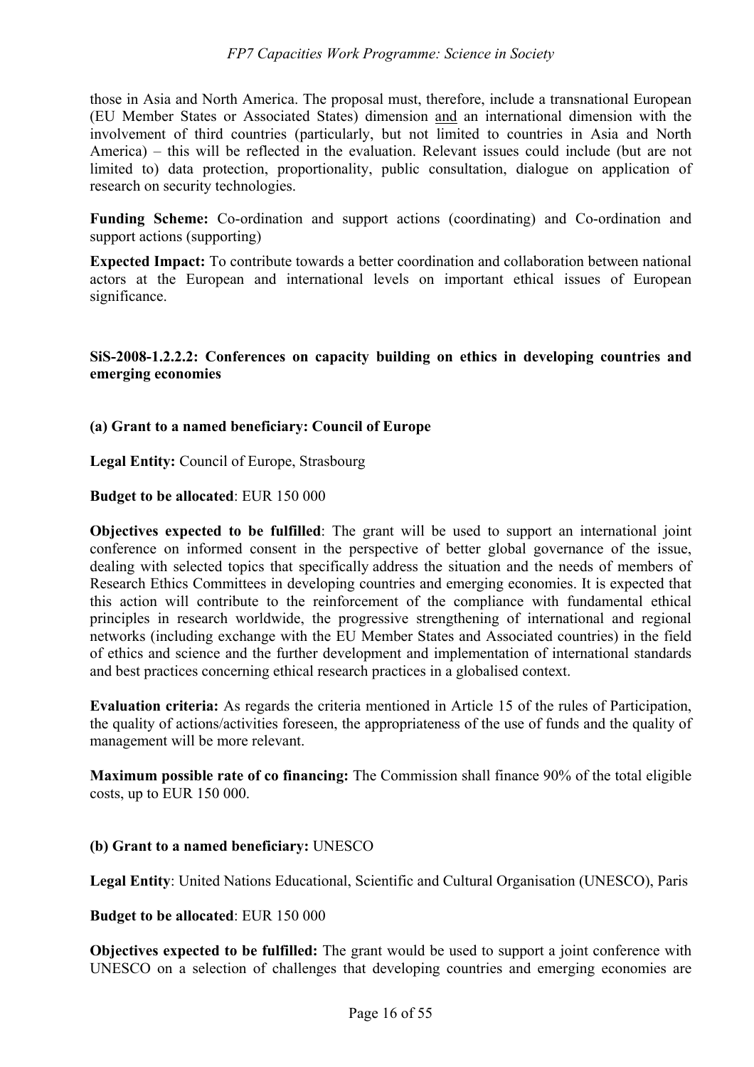those in Asia and North America. The proposal must, therefore, include a transnational European (EU Member States or Associated States) dimension and an international dimension with the involvement of third countries (particularly, but not limited to countries in Asia and North America) – this will be reflected in the evaluation. Relevant issues could include (but are not limited to) data protection, proportionality, public consultation, dialogue on application of research on security technologies.

**Funding Scheme:** Co-ordination and support actions (coordinating) and Co-ordination and support actions (supporting)

**Expected Impact:** To contribute towards a better coordination and collaboration between national actors at the European and international levels on important ethical issues of European significance.

**SiS-2008-1.2.2.2: Conferences on capacity building on ethics in developing countries and emerging economies**

**(a) Grant to a named beneficiary: Council of Europe**

**Legal Entity:** Council of Europe, Strasbourg

**Budget to be allocated**: EUR 150 000

**Objectives expected to be fulfilled**: The grant will be used to support an international joint conference on informed consent in the perspective of better global governance of the issue, dealing with selected topics that specifically address the situation and the needs of members of Research Ethics Committees in developing countries and emerging economies. It is expected that this action will contribute to the reinforcement of the compliance with fundamental ethical principles in research worldwide, the progressive strengthening of international and regional networks (including exchange with the EU Member States and Associated countries) in the field of ethics and science and the further development and implementation of international standards and best practices concerning ethical research practices in a globalised context.

**Evaluation criteria:** As regards the criteria mentioned in Article 15 of the rules of Participation, the quality of actions/activities foreseen, the appropriateness of the use of funds and the quality of management will be more relevant.

**Maximum possible rate of co financing:** The Commission shall finance 90% of the total eligible costs, up to EUR 150 000.

**(b) Grant to a named beneficiary:** UNESCO

**Legal Entity**: United Nations Educational, Scientific and Cultural Organisation (UNESCO), Paris

**Budget to be allocated**: EUR 150 000

**Objectives expected to be fulfilled:** The grant would be used to support a joint conference with UNESCO on a selection of challenges that developing countries and emerging economies are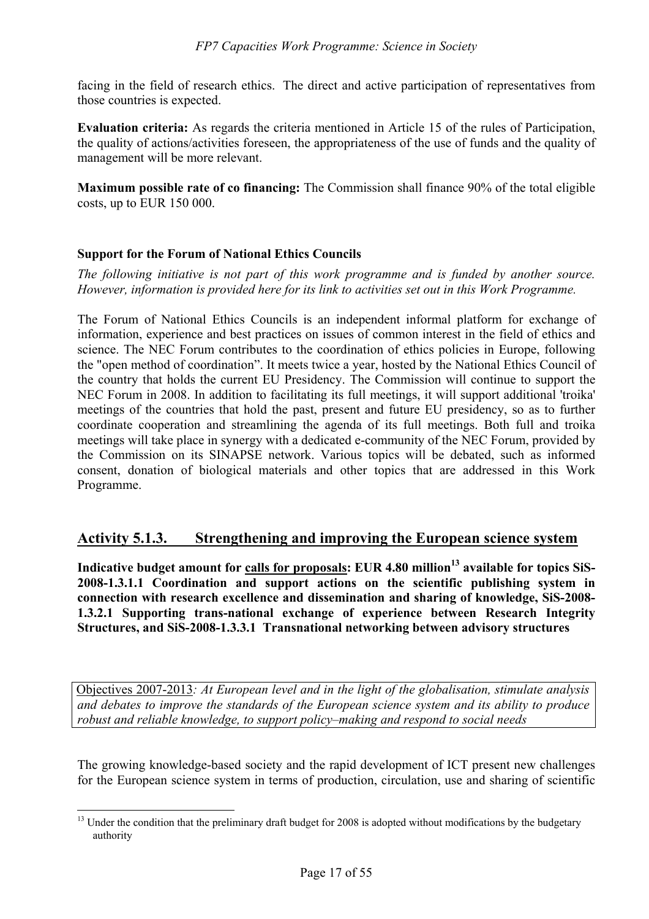facing in the field of research ethics. The direct and active participation of representatives from those countries is expected.

**Evaluation criteria:** As regards the criteria mentioned in Article 15 of the rules of Participation, the quality of actions/activities foreseen, the appropriateness of the use of funds and the quality of management will be more relevant.

**Maximum possible rate of co financing:** The Commission shall finance 90% of the total eligible costs, up to EUR 150 000.

**Support for the Forum of National Ethics Councils**

*The following initiative is not part of this work programme and is funded by another source. However, information is provided here for its link to activities set out in this Work Programme.*

The Forum of National Ethics Councils is an independent informal platform for exchange of information, experience and best practices on issues of common interest in the field of ethics and science. The NEC Forum contributes to the coordination of ethics policies in Europe, following the "open method of coordination". It meets twice a year, hosted by the National Ethics Council of the country that holds the current EU Presidency. The Commission will continue to support the NEC Forum in 2008. In addition to facilitating its full meetings, it will support additional 'troika' meetings of the countries that hold the past, present and future EU presidency, so as to further coordinate cooperation and streamlining the agenda of its full meetings. Both full and troika meetings will take place in synergy with a dedicated e-community of the NEC Forum, provided by the Commission on its SINAPSE network. Various topics will be debated, such as informed consent, donation of biological materials and other topics that are addressed in this Work Programme.

## Activity 5.1.3. Strengthening and improving the European science system

**Indicative budget amount for calls for proposals: EUR 4.80 million[13] available for topics SiS-2008-1.3.1.1 Coordination and support actions on the scientific publishing system in connection with research excellence and dissemination and sharing of knowledge, SiS-2008-1.3.2.1 Supporting trans-national exchange of experience between Research Integrity Structures, and SiS-2008-1.3.3.1 Transnational networking between advisory structures**

Objectives 2007-2013*: At European level and in the light of the globalisation, stimulate analysis and debates to improve the standards of the European science system and its ability to produce robust and reliable knowledge, to support policy–making and respond to social needs*

The growing knowledge-based society and the rapid development of ICT present new challenges for the European science system in terms of production, circulation, use and sharing of scientific

---

[13] Under the condition that the preliminary draft budget for 2008 is adopted without modifications by the budgetary authority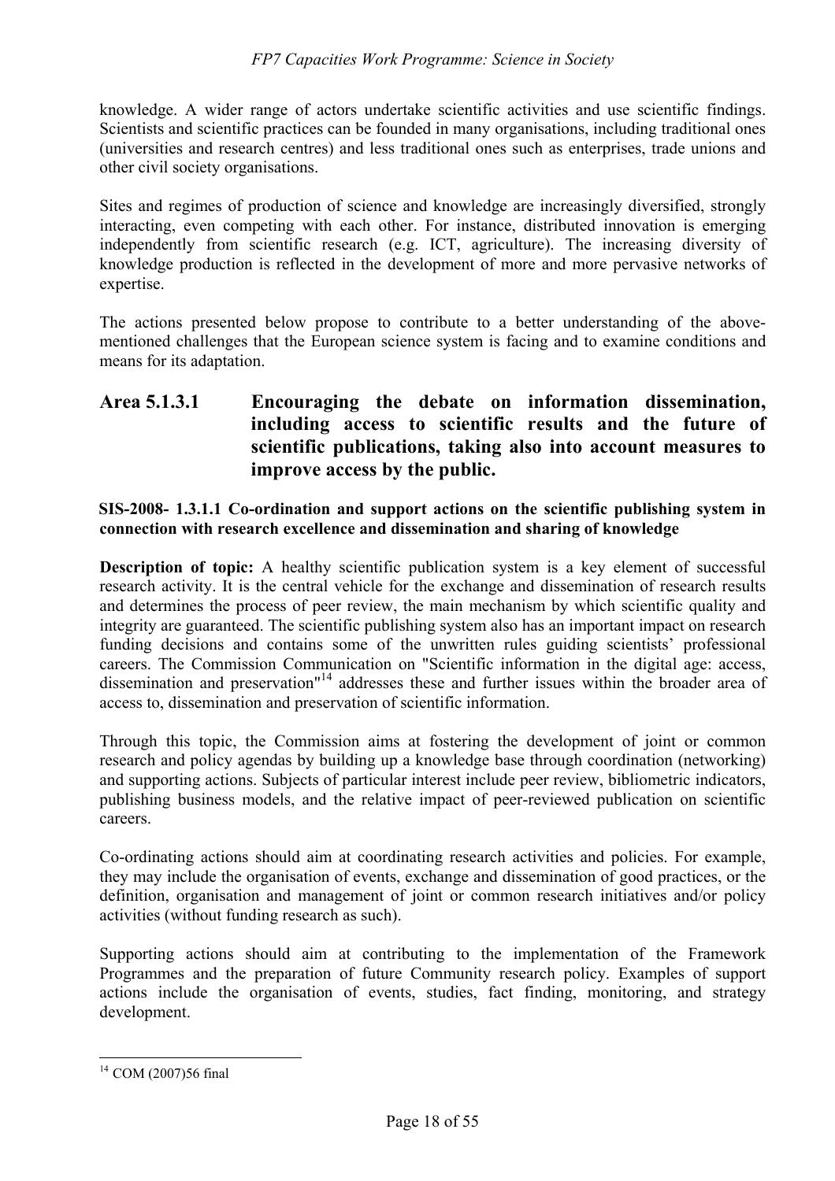knowledge. A wider range of actors undertake scientific activities and use scientific findings. Scientists and scientific practices can be founded in many organisations, including traditional ones (universities and research centres) and less traditional ones such as enterprises, trade unions and other civil society organisations.

Sites and regimes of production of science and knowledge are increasingly diversified, strongly interacting, even competing with each other. For instance, distributed innovation is emerging independently from scientific research (e.g. ICT, agriculture). The increasing diversity of knowledge production is reflected in the development of more and more pervasive networks of expertise.

The actions presented below propose to contribute to a better understanding of the above-mentioned challenges that the European science system is facing and to examine conditions and means for its adaptation.

## Area 5.1.3.1 Encouraging the debate on information dissemination, including access to scientific results and the future of scientific publications, taking also into account measures to improve access by the public.

### SIS-2008- 1.3.1.1 Co-ordination and support actions on the scientific publishing system in connection with research excellence and dissemination and sharing of knowledge

**Description of topic:** A healthy scientific publication system is a key element of successful research activity. It is the central vehicle for the exchange and dissemination of research results and determines the process of peer review, the main mechanism by which scientific quality and integrity are guaranteed. The scientific publishing system also has an important impact on research funding decisions and contains some of the unwritten rules guiding scientists' professional careers. The Commission Communication on "Scientific information in the digital age: access, dissemination and preservation"[14] addresses these and further issues within the broader area of access to, dissemination and preservation of scientific information.

Through this topic, the Commission aims at fostering the development of joint or common research and policy agendas by building up a knowledge base through coordination (networking) and supporting actions. Subjects of particular interest include peer review, bibliometric indicators, publishing business models, and the relative impact of peer-reviewed publication on scientific careers.

Co-ordinating actions should aim at coordinating research activities and policies. For example, they may include the organisation of events, exchange and dissemination of good practices, or the definition, organisation and management of joint or common research initiatives and/or policy activities (without funding research as such).

Supporting actions should aim at contributing to the implementation of the Framework Programmes and the preparation of future Community research policy. Examples of support actions include the organisation of events, studies, fact finding, monitoring, and strategy development.

[14] COM (2007)56 final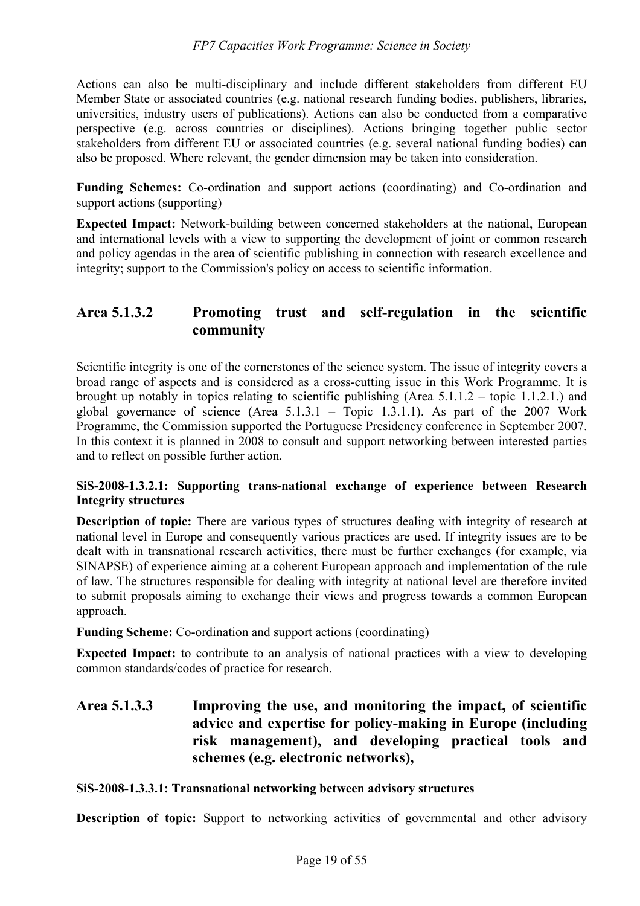Actions can also be multi-disciplinary and include different stakeholders from different EU Member State or associated countries (e.g. national research funding bodies, publishers, libraries, universities, industry users of publications). Actions can also be conducted from a comparative perspective (e.g. across countries or disciplines). Actions bringing together public sector stakeholders from different EU or associated countries (e.g. several national funding bodies) can also be proposed. Where relevant, the gender dimension may be taken into consideration.

**Funding Schemes:** Co-ordination and support actions (coordinating) and Co-ordination and support actions (supporting)

**Expected Impact:** Network-building between concerned stakeholders at the national, European and international levels with a view to supporting the development of joint or common research and policy agendas in the area of scientific publishing in connection with research excellence and integrity; support to the Commission's policy on access to scientific information.

## Area 5.1.3.2 Promoting trust and self-regulation in the scientific community

Scientific integrity is one of the cornerstones of the science system. The issue of integrity covers a broad range of aspects and is considered as a cross-cutting issue in this Work Programme. It is brought up notably in topics relating to scientific publishing (Area 5.1.1.2 – topic 1.1.2.1.) and global governance of science (Area 5.1.3.1 – Topic 1.3.1.1). As part of the 2007 Work Programme, the Commission supported the Portuguese Presidency conference in September 2007. In this context it is planned in 2008 to consult and support networking between interested parties and to reflect on possible further action.

#### SiS-2008-1.3.2.1: Supporting trans-national exchange of experience between Research Integrity structures

**Description of topic:** There are various types of structures dealing with integrity of research at national level in Europe and consequently various practices are used. If integrity issues are to be dealt with in transnational research activities, there must be further exchanges (for example, via SINAPSE) of experience aiming at a coherent European approach and implementation of the rule of law. The structures responsible for dealing with integrity at national level are therefore invited to submit proposals aiming to exchange their views and progress towards a common European approach.

**Funding Scheme:** Co-ordination and support actions (coordinating)

**Expected Impact:** to contribute to an analysis of national practices with a view to developing common standards/codes of practice for research.

## Area 5.1.3.3 Improving the use, and monitoring the impact, of scientific advice and expertise for policy-making in Europe (including risk management), and developing practical tools and schemes (e.g. electronic networks),

#### SiS-2008-1.3.3.1: Transnational networking between advisory structures

**Description of topic:** Support to networking activities of governmental and other advisory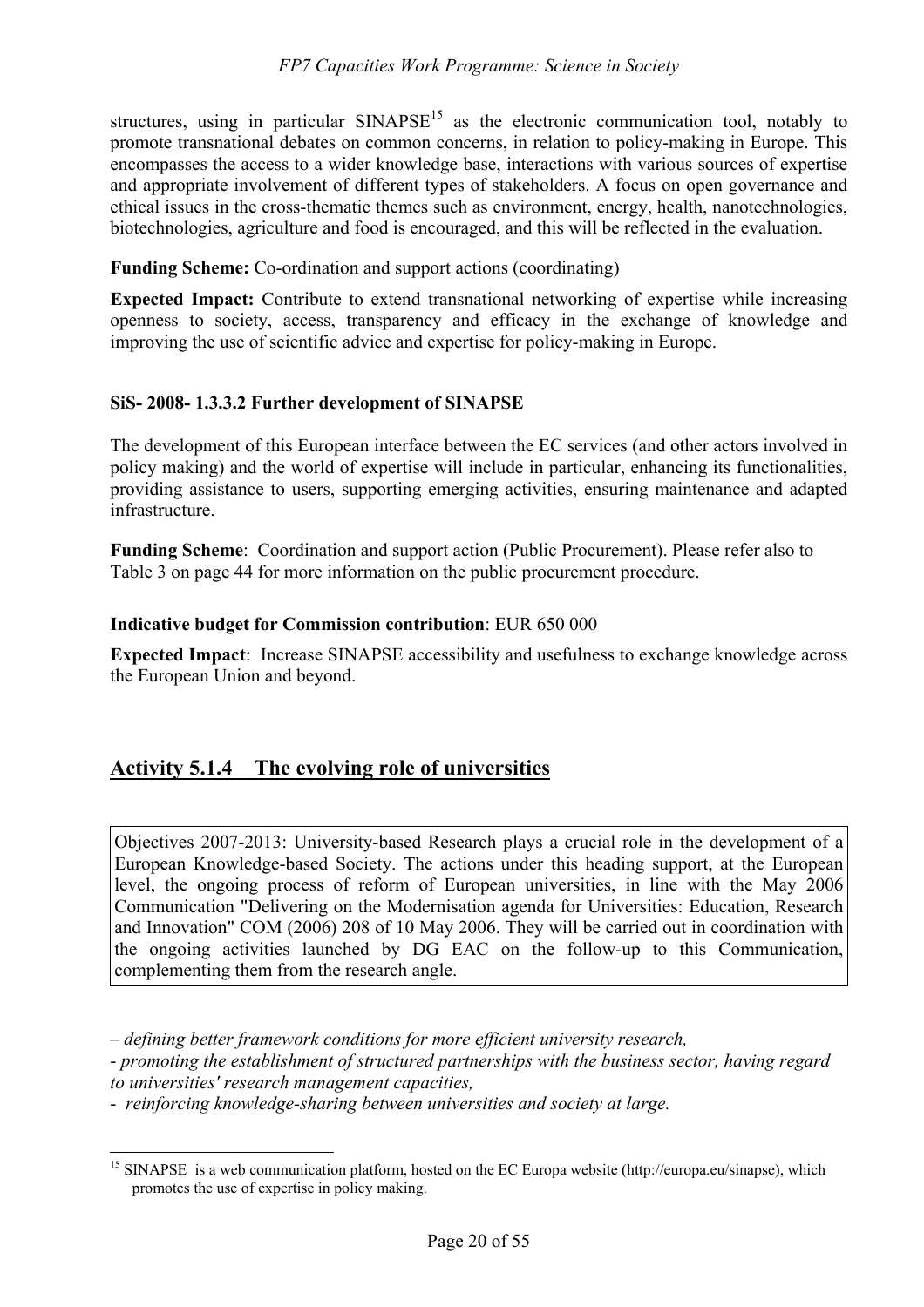structures, using in particular SINAPSE[15] as the electronic communication tool, notably to promote transnational debates on common concerns, in relation to policy-making in Europe. This encompasses the access to a wider knowledge base, interactions with various sources of expertise and appropriate involvement of different types of stakeholders. A focus on open governance and ethical issues in the cross-thematic themes such as environment, energy, health, nanotechnologies, biotechnologies, agriculture and food is encouraged, and this will be reflected in the evaluation.

**Funding Scheme:** Co-ordination and support actions (coordinating)

**Expected Impact:** Contribute to extend transnational networking of expertise while increasing openness to society, access, transparency and efficacy in the exchange of knowledge and improving the use of scientific advice and expertise for policy-making in Europe.

#### SiS- 2008- 1.3.3.2 Further development of SINAPSE

The development of this European interface between the EC services (and other actors involved in policy making) and the world of expertise will include in particular, enhancing its functionalities, providing assistance to users, supporting emerging activities, ensuring maintenance and adapted infrastructure.

**Funding Scheme**: Coordination and support action (Public Procurement). Please refer also to Table 3 on page 44 for more information on the public procurement procedure.

**Indicative budget for Commission contribution**: EUR 650 000

**Expected Impact**: Increase SINAPSE accessibility and usefulness to exchange knowledge across the European Union and beyond.

## Activity 5.1.4 The evolving role of universities

Objectives 2007-2013: University-based Research plays a crucial role in the development of a European Knowledge-based Society. The actions under this heading support, at the European level, the ongoing process of reform of European universities, in line with the May 2006 Communication "Delivering on the Modernisation agenda for Universities: Education, Research and Innovation" COM (2006) 208 of 10 May 2006. They will be carried out in coordination with the ongoing activities launched by DG EAC on the follow-up to this Communication, complementing them from the research angle.

– *defining better framework conditions for more efficient university research,*

- *promoting the establishment of structured partnerships with the business sector, having regard to universities' research management capacities,*

- *reinforcing knowledge-sharing between universities and society at large.*

[15] SINAPSE is a web communication platform, hosted on the EC Europa website (http://europa.eu/sinapse), which promotes the use of expertise in policy making.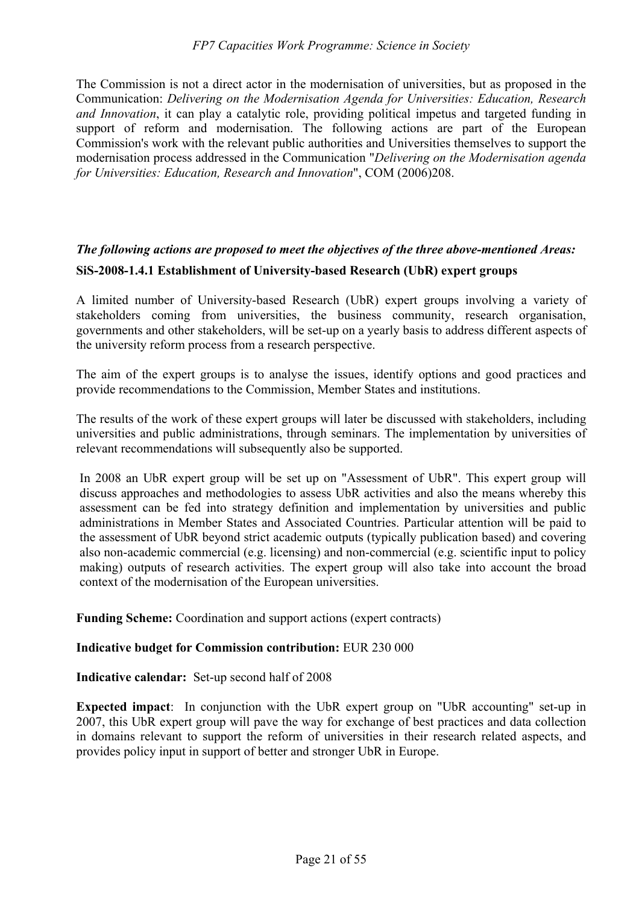The Commission is not a direct actor in the modernisation of universities, but as proposed in the Communication: *Delivering on the Modernisation Agenda for Universities: Education, Research and Innovation*, it can play a catalytic role, providing political impetus and targeted funding in support of reform and modernisation. The following actions are part of the European Commission's work with the relevant public authorities and Universities themselves to support the modernisation process addressed in the Communication "*Delivering on the Modernisation agenda for Universities: Education, Research and Innovation*", COM (2006)208.

***The following actions are proposed to meet the objectives of the three above-mentioned Areas:***

**SiS-2008-1.4.1 Establishment of University-based Research (UbR) expert groups**

A limited number of University-based Research (UbR) expert groups involving a variety of stakeholders coming from universities, the business community, research organisation, governments and other stakeholders, will be set-up on a yearly basis to address different aspects of the university reform process from a research perspective.

The aim of the expert groups is to analyse the issues, identify options and good practices and provide recommendations to the Commission, Member States and institutions.

The results of the work of these expert groups will later be discussed with stakeholders, including universities and public administrations, through seminars. The implementation by universities of relevant recommendations will subsequently also be supported.

In 2008 an UbR expert group will be set up on "Assessment of UbR". This expert group will discuss approaches and methodologies to assess UbR activities and also the means whereby this assessment can be fed into strategy definition and implementation by universities and public administrations in Member States and Associated Countries. Particular attention will be paid to the assessment of UbR beyond strict academic outputs (typically publication based) and covering also non-academic commercial (e.g. licensing) and non-commercial (e.g. scientific input to policy making) outputs of research activities. The expert group will also take into account the broad context of the modernisation of the European universities.

**Funding Scheme:** Coordination and support actions (expert contracts)

**Indicative budget for Commission contribution:** EUR 230 000

**Indicative calendar:** Set-up second half of 2008

**Expected impact**: In conjunction with the UbR expert group on "UbR accounting" set-up in 2007, this UbR expert group will pave the way for exchange of best practices and data collection in domains relevant to support the reform of universities in their research related aspects, and provides policy input in support of better and stronger UbR in Europe.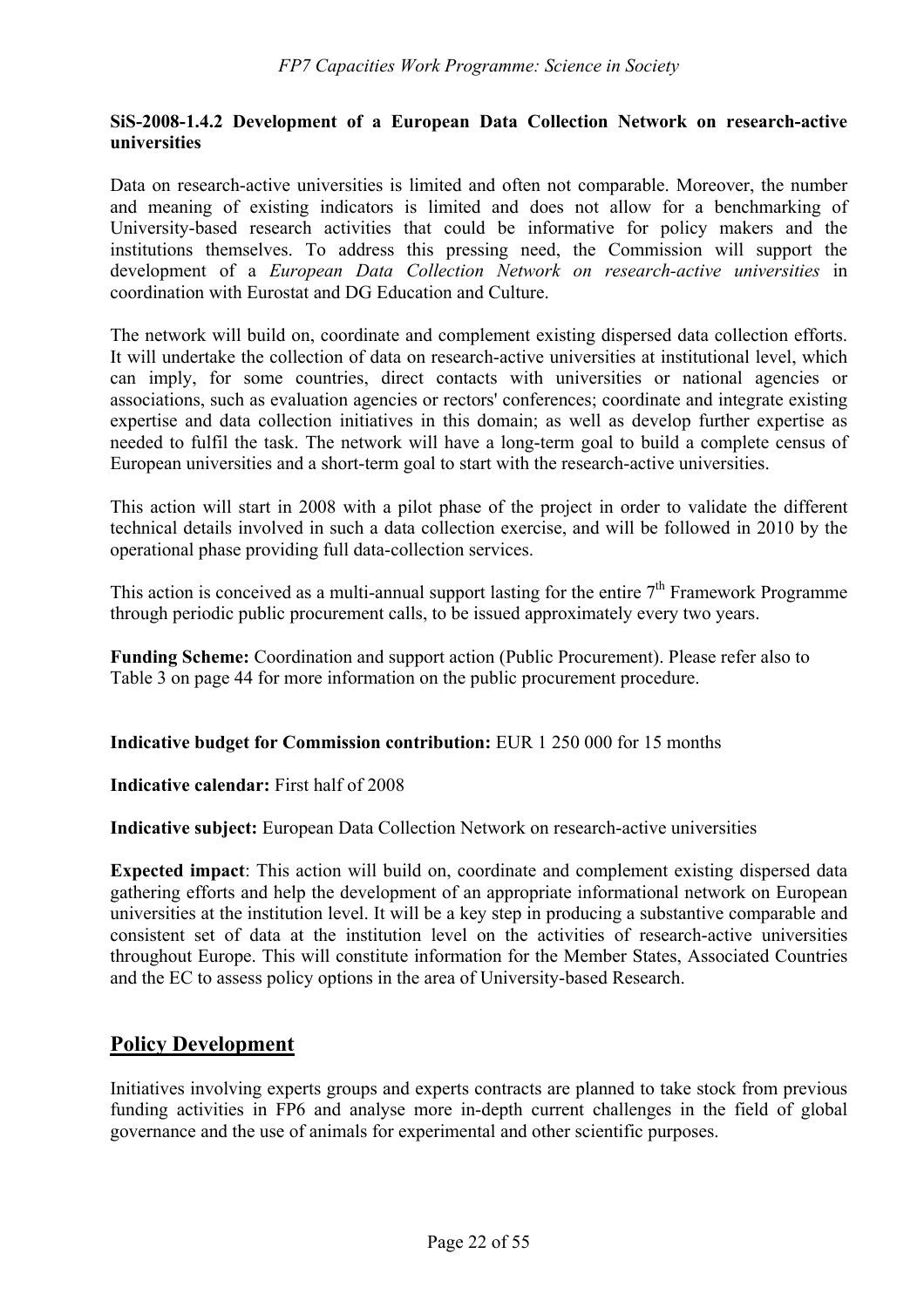**SiS-2008-1.4.2 Development of a European Data Collection Network on research-active universities**

Data on research-active universities is limited and often not comparable. Moreover, the number and meaning of existing indicators is limited and does not allow for a benchmarking of University-based research activities that could be informative for policy makers and the institutions themselves. To address this pressing need, the Commission will support the development of a *European Data Collection Network on research-active universities* in coordination with Eurostat and DG Education and Culture.

The network will build on, coordinate and complement existing dispersed data collection efforts. It will undertake the collection of data on research-active universities at institutional level, which can imply, for some countries, direct contacts with universities or national agencies or associations, such as evaluation agencies or rectors' conferences; coordinate and integrate existing expertise and data collection initiatives in this domain; as well as develop further expertise as needed to fulfil the task. The network will have a long-term goal to build a complete census of European universities and a short-term goal to start with the research-active universities.

This action will start in 2008 with a pilot phase of the project in order to validate the different technical details involved in such a data collection exercise, and will be followed in 2010 by the operational phase providing full data-collection services.

This action is conceived as a multi-annual support lasting for the entire 7th Framework Programme through periodic public procurement calls, to be issued approximately every two years.

**Funding Scheme:** Coordination and support action (Public Procurement). Please refer also to Table 3 on page 44 for more information on the public procurement procedure.

**Indicative budget for Commission contribution:** EUR 1 250 000 for 15 months

**Indicative calendar:** First half of 2008

**Indicative subject:** European Data Collection Network on research-active universities

**Expected impact**: This action will build on, coordinate and complement existing dispersed data gathering efforts and help the development of an appropriate informational network on European universities at the institution level. It will be a key step in producing a substantive comparable and consistent set of data at the institution level on the activities of research-active universities throughout Europe. This will constitute information for the Member States, Associated Countries and the EC to assess policy options in the area of University-based Research.

## Policy Development

Initiatives involving experts groups and experts contracts are planned to take stock from previous funding activities in FP6 and analyse more in-depth current challenges in the field of global governance and the use of animals for experimental and other scientific purposes.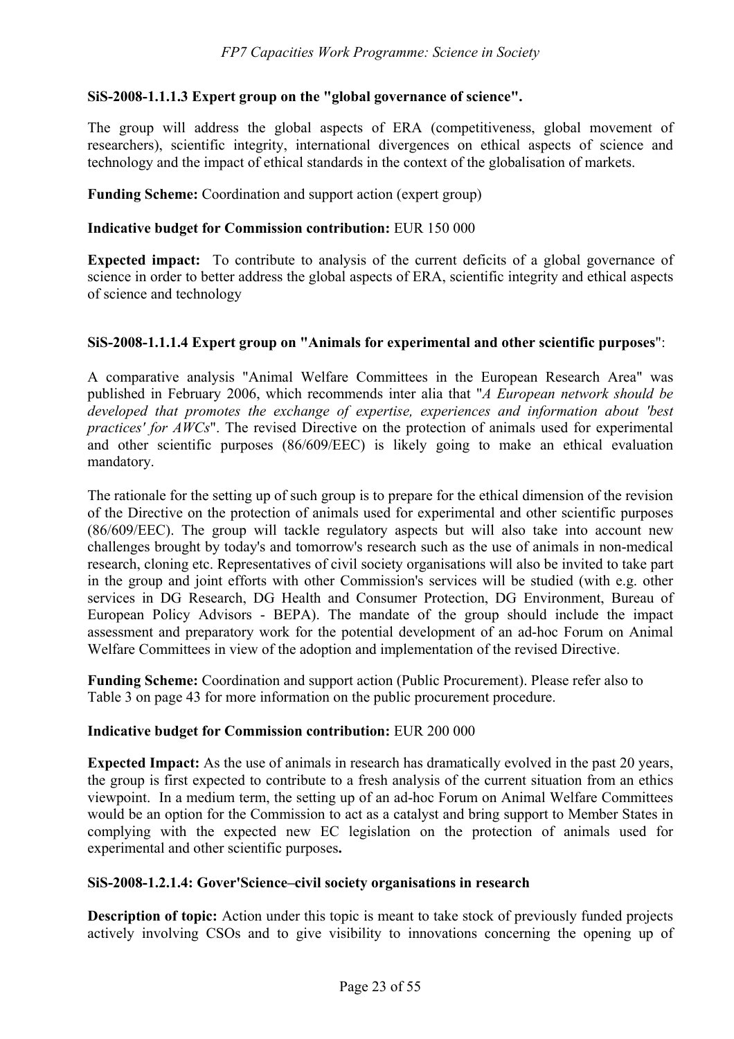**SiS-2008-1.1.1.3 Expert group on the "global governance of science".**

The group will address the global aspects of ERA (competitiveness, global movement of researchers), scientific integrity, international divergences on ethical aspects of science and technology and the impact of ethical standards in the context of the globalisation of markets.

**Funding Scheme:** Coordination and support action (expert group)

**Indicative budget for Commission contribution:** EUR 150 000

**Expected impact:** To contribute to analysis of the current deficits of a global governance of science in order to better address the global aspects of ERA, scientific integrity and ethical aspects of science and technology

**SiS-2008-1.1.1.4 Expert group on "Animals for experimental and other scientific purposes"**:

A comparative analysis "Animal Welfare Committees in the European Research Area" was published in February 2006, which recommends inter alia that "*A European network should be developed that promotes the exchange of expertise, experiences and information about 'best practices' for AWCs*". The revised Directive on the protection of animals used for experimental and other scientific purposes (86/609/EEC) is likely going to make an ethical evaluation mandatory.

The rationale for the setting up of such group is to prepare for the ethical dimension of the revision of the Directive on the protection of animals used for experimental and other scientific purposes (86/609/EEC). The group will tackle regulatory aspects but will also take into account new challenges brought by today's and tomorrow's research such as the use of animals in non-medical research, cloning etc. Representatives of civil society organisations will also be invited to take part in the group and joint efforts with other Commission's services will be studied (with e.g. other services in DG Research, DG Health and Consumer Protection, DG Environment, Bureau of European Policy Advisors - BEPA). The mandate of the group should include the impact assessment and preparatory work for the potential development of an ad-hoc Forum on Animal Welfare Committees in view of the adoption and implementation of the revised Directive.

**Funding Scheme:** Coordination and support action (Public Procurement). Please refer also to Table 3 on page 43 for more information on the public procurement procedure.

**Indicative budget for Commission contribution:** EUR 200 000

**Expected Impact:** As the use of animals in research has dramatically evolved in the past 20 years, the group is first expected to contribute to a fresh analysis of the current situation from an ethics viewpoint. In a medium term, the setting up of an ad-hoc Forum on Animal Welfare Committees would be an option for the Commission to act as a catalyst and bring support to Member States in complying with the expected new EC legislation on the protection of animals used for experimental and other scientific purposes**.**

**SiS-2008-1.2.1.4: Gover'Science–civil society organisations in research**

**Description of topic:** Action under this topic is meant to take stock of previously funded projects actively involving CSOs and to give visibility to innovations concerning the opening up of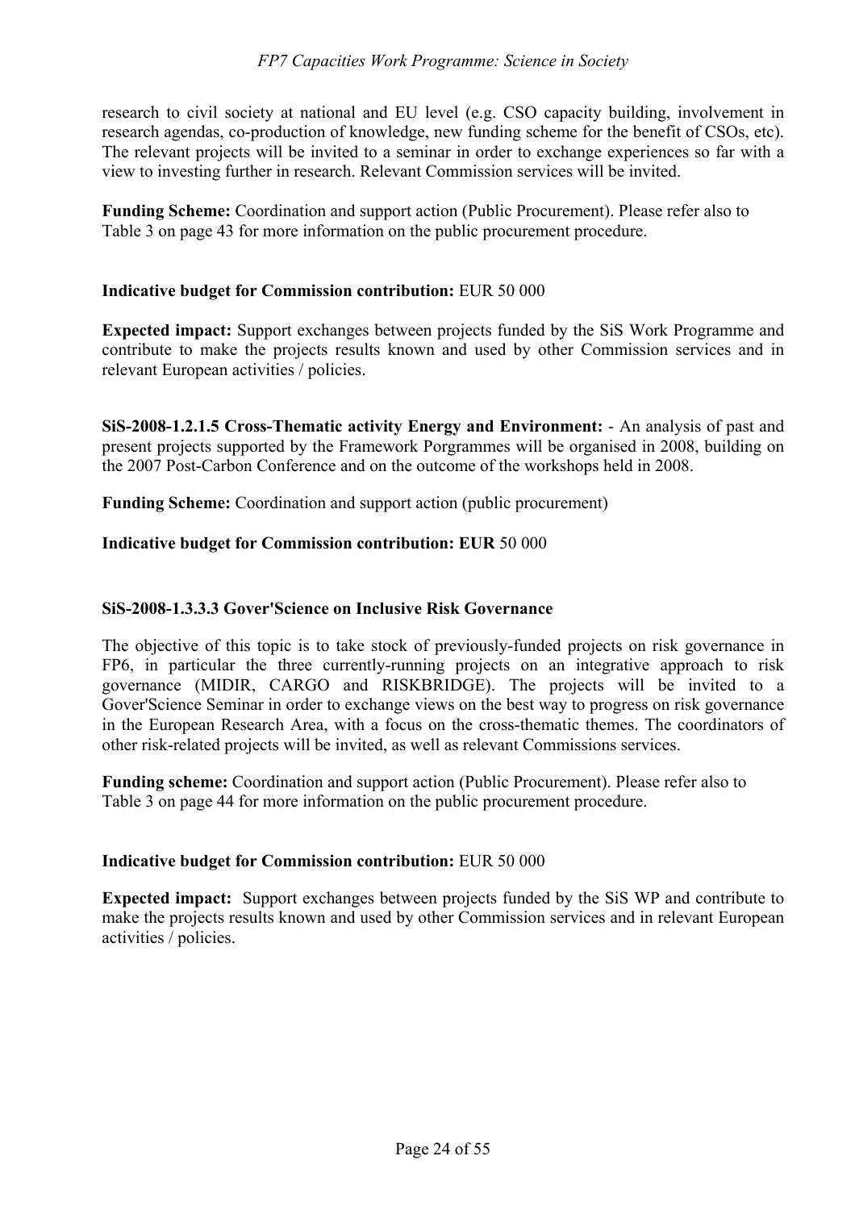research to civil society at national and EU level (e.g. CSO capacity building, involvement in research agendas, co-production of knowledge, new funding scheme for the benefit of CSOs, etc). The relevant projects will be invited to a seminar in order to exchange experiences so far with a view to investing further in research. Relevant Commission services will be invited.

**Funding Scheme:** Coordination and support action (Public Procurement). Please refer also to Table 3 on page 43 for more information on the public procurement procedure.

**Indicative budget for Commission contribution:** EUR 50 000

**Expected impact:** Support exchanges between projects funded by the SiS Work Programme and contribute to make the projects results known and used by other Commission services and in relevant European activities / policies.

**SiS-2008-1.2.1.5 Cross-Thematic activity Energy and Environment:** - An analysis of past and present projects supported by the Framework Porgrammes will be organised in 2008, building on the 2007 Post-Carbon Conference and on the outcome of the workshops held in 2008.

**Funding Scheme:** Coordination and support action (public procurement)

**Indicative budget for Commission contribution: EUR** 50 000

**SiS-2008-1.3.3.3 Gover'Science on Inclusive Risk Governance**

The objective of this topic is to take stock of previously-funded projects on risk governance in FP6, in particular the three currently-running projects on an integrative approach to risk governance (MIDIR, CARGO and RISKBRIDGE). The projects will be invited to a Gover'Science Seminar in order to exchange views on the best way to progress on risk governance in the European Research Area, with a focus on the cross-thematic themes. The coordinators of other risk-related projects will be invited, as well as relevant Commissions services.

**Funding scheme:** Coordination and support action (Public Procurement). Please refer also to Table 3 on page 44 for more information on the public procurement procedure.

**Indicative budget for Commission contribution:** EUR 50 000

**Expected impact:** Support exchanges between projects funded by the SiS WP and contribute to make the projects results known and used by other Commission services and in relevant European activities / policies.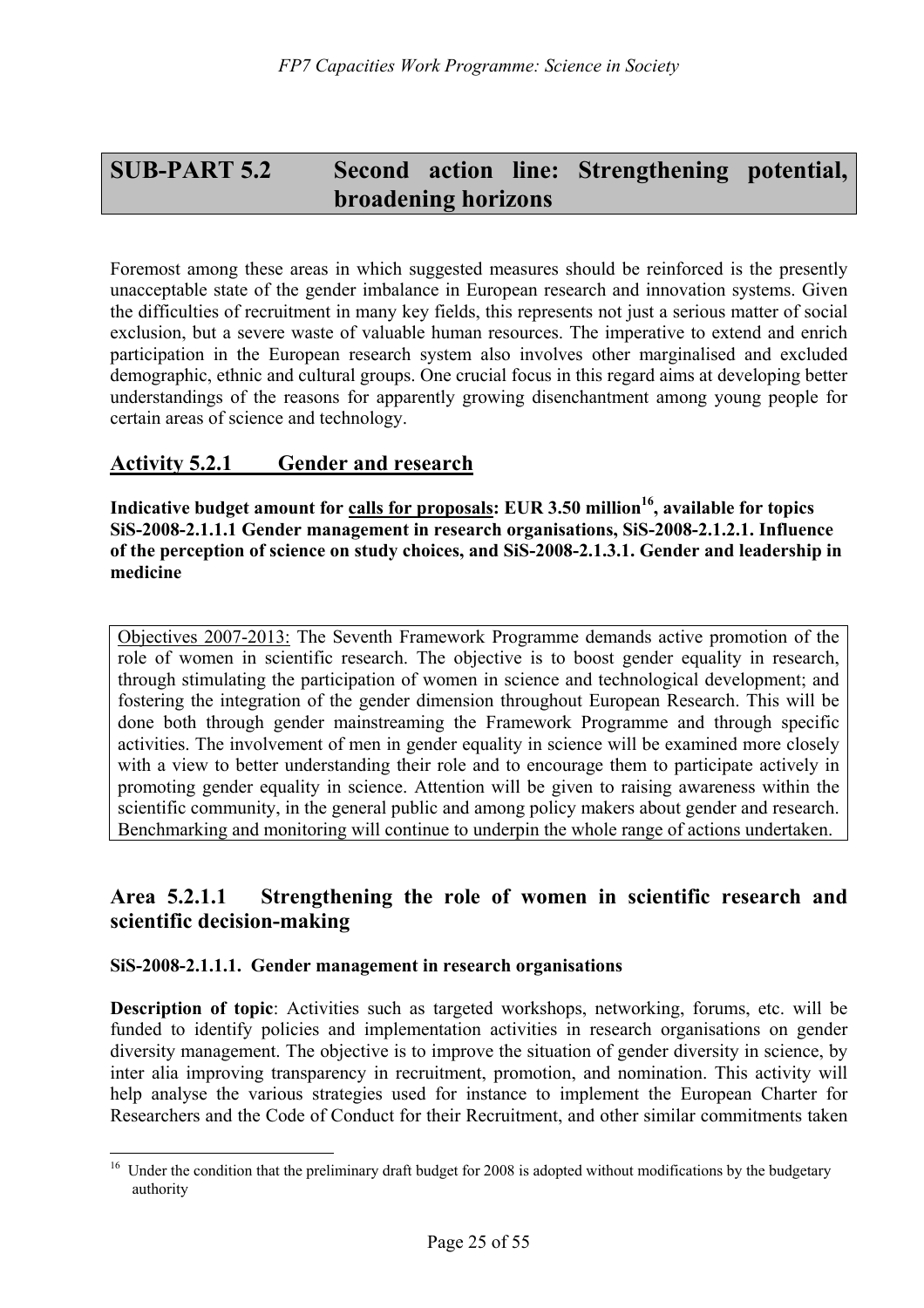## SUB-PART 5.2 Second action line: Strengthening potential, broadening horizons

Foremost among these areas in which suggested measures should be reinforced is the presently unacceptable state of the gender imbalance in European research and innovation systems. Given the difficulties of recruitment in many key fields, this represents not just a serious matter of social exclusion, but a severe waste of valuable human resources. The imperative to extend and enrich participation in the European research system also involves other marginalised and excluded demographic, ethnic and cultural groups. One crucial focus in this regard aims at developing better understandings of the reasons for apparently growing disenchantment among young people for certain areas of science and technology.

### Activity 5.2.1 Gender and research

**Indicative budget amount for calls for proposals: EUR 3.50 million[16], available for topics SiS-2008-2.1.1.1 Gender management in research organisations, SiS-2008-2.1.2.1. Influence of the perception of science on study choices, and SiS-2008-2.1.3.1. Gender and leadership in medicine**

Objectives 2007-2013: The Seventh Framework Programme demands active promotion of the role of women in scientific research. The objective is to boost gender equality in research, through stimulating the participation of women in science and technological development; and fostering the integration of the gender dimension throughout European Research. This will be done both through gender mainstreaming the Framework Programme and through specific activities. The involvement of men in gender equality in science will be examined more closely with a view to better understanding their role and to encourage them to participate actively in promoting gender equality in science. Attention will be given to raising awareness within the scientific community, in the general public and among policy makers about gender and research. Benchmarking and monitoring will continue to underpin the whole range of actions undertaken.

### Area 5.2.1.1 Strengthening the role of women in scientific research and scientific decision-making

**SiS-2008-2.1.1.1. Gender management in research organisations**

**Description of topic**: Activities such as targeted workshops, networking, forums, etc. will be funded to identify policies and implementation activities in research organisations on gender diversity management. The objective is to improve the situation of gender diversity in science, by inter alia improving transparency in recruitment, promotion, and nomination. This activity will help analyse the various strategies used for instance to implement the European Charter for Researchers and the Code of Conduct for their Recruitment, and other similar commitments taken

[16] Under the condition that the preliminary draft budget for 2008 is adopted without modifications by the budgetary authority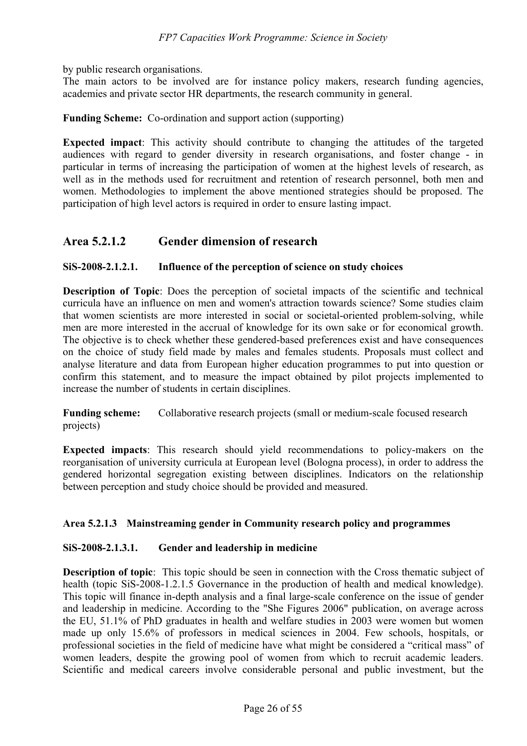by public research organisations.

The main actors to be involved are for instance policy makers, research funding agencies, academies and private sector HR departments, the research community in general.

**Funding Scheme:** Co-ordination and support action (supporting)

**Expected impact**: This activity should contribute to changing the attitudes of the targeted audiences with regard to gender diversity in research organisations, and foster change - in particular in terms of increasing the participation of women at the highest levels of research, as well as in the methods used for recruitment and retention of research personnel, both men and women. Methodologies to implement the above mentioned strategies should be proposed. The participation of high level actors is required in order to ensure lasting impact.

## Area 5.2.1.2 Gender dimension of research

### SiS-2008-2.1.2.1. Influence of the perception of science on study choices

**Description of Topic**: Does the perception of societal impacts of the scientific and technical curricula have an influence on men and women's attraction towards science? Some studies claim that women scientists are more interested in social or societal-oriented problem-solving, while men are more interested in the accrual of knowledge for its own sake or for economical growth. The objective is to check whether these gendered-based preferences exist and have consequences on the choice of study field made by males and females students. Proposals must collect and analyse literature and data from European higher education programmes to put into question or confirm this statement, and to measure the impact obtained by pilot projects implemented to increase the number of students in certain disciplines.

**Funding scheme:** Collaborative research projects (small or medium-scale focused research projects)

**Expected impacts**: This research should yield recommendations to policy-makers on the reorganisation of university curricula at European level (Bologna process), in order to address the gendered horizontal segregation existing between disciplines. Indicators on the relationship between perception and study choice should be provided and measured.

### Area 5.2.1.3 Mainstreaming gender in Community research policy and programmes

### SiS-2008-2.1.3.1. Gender and leadership in medicine

**Description of topic**: This topic should be seen in connection with the Cross thematic subject of health (topic SiS-2008-1.2.1.5 Governance in the production of health and medical knowledge). This topic will finance in-depth analysis and a final large-scale conference on the issue of gender and leadership in medicine. According to the "She Figures 2006" publication, on average across the EU, 51.1% of PhD graduates in health and welfare studies in 2003 were women but women made up only 15.6% of professors in medical sciences in 2004. Few schools, hospitals, or professional societies in the field of medicine have what might be considered a “critical mass” of women leaders, despite the growing pool of women from which to recruit academic leaders. Scientific and medical careers involve considerable personal and public investment, but the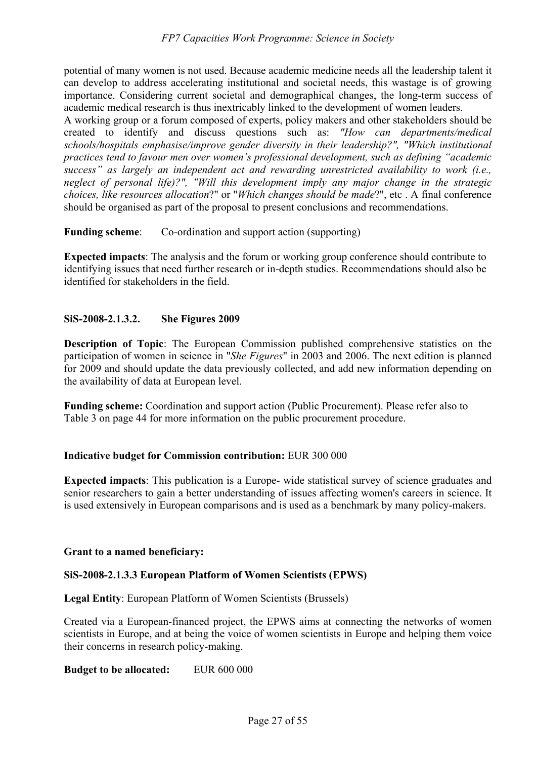potential of many women is not used. Because academic medicine needs all the leadership talent it can develop to address accelerating institutional and societal needs, this wastage is of growing importance. Considering current societal and demographical changes, the long-term success of academic medical research is thus inextricably linked to the development of women leaders.
A working group or a forum composed of experts, policy makers and other stakeholders should be created to identify and discuss questions such as: *"How can departments/medical schools/hospitals emphasise/improve gender diversity in their leadership?", "Which institutional practices tend to favour men over women's professional development, such as defining "academic success" as largely an independent act and rewarding unrestricted availability to work (i.e., neglect of personal life)?", "Will this development imply any major change in the strategic choices, like resources allocation*?" or "*Which changes should be made*?", etc . A final conference should be organised as part of the proposal to present conclusions and recommendations.

**Funding scheme**: Co-ordination and support action (supporting)

**Expected impacts**: The analysis and the forum or working group conference should contribute to identifying issues that need further research or in-depth studies. Recommendations should also be identified for stakeholders in the field.

### SiS-2008-2.1.3.2. She Figures 2009

**Description of Topic**: The European Commission published comprehensive statistics on the participation of women in science in "*She Figures*" in 2003 and 2006. The next edition is planned for 2009 and should update the data previously collected, and add new information depending on the availability of data at European level.

**Funding scheme:** Coordination and support action (Public Procurement). Please refer also to Table 3 on page 44 for more information on the public procurement procedure.

**Indicative budget for Commission contribution:** EUR 300 000

**Expected impacts**: This publication is a Europe- wide statistical survey of science graduates and senior researchers to gain a better understanding of issues affecting women's careers in science. It is used extensively in European comparisons and is used as a benchmark by many policy-makers.

**Grant to a named beneficiary:**

### SiS-2008-2.1.3.3 European Platform of Women Scientists (EPWS)

**Legal Entity**: European Platform of Women Scientists (Brussels)

Created via a European-financed project, the EPWS aims at connecting the networks of women scientists in Europe, and at being the voice of women scientists in Europe and helping them voice their concerns in research policy-making.

**Budget to be allocated:** EUR 600 000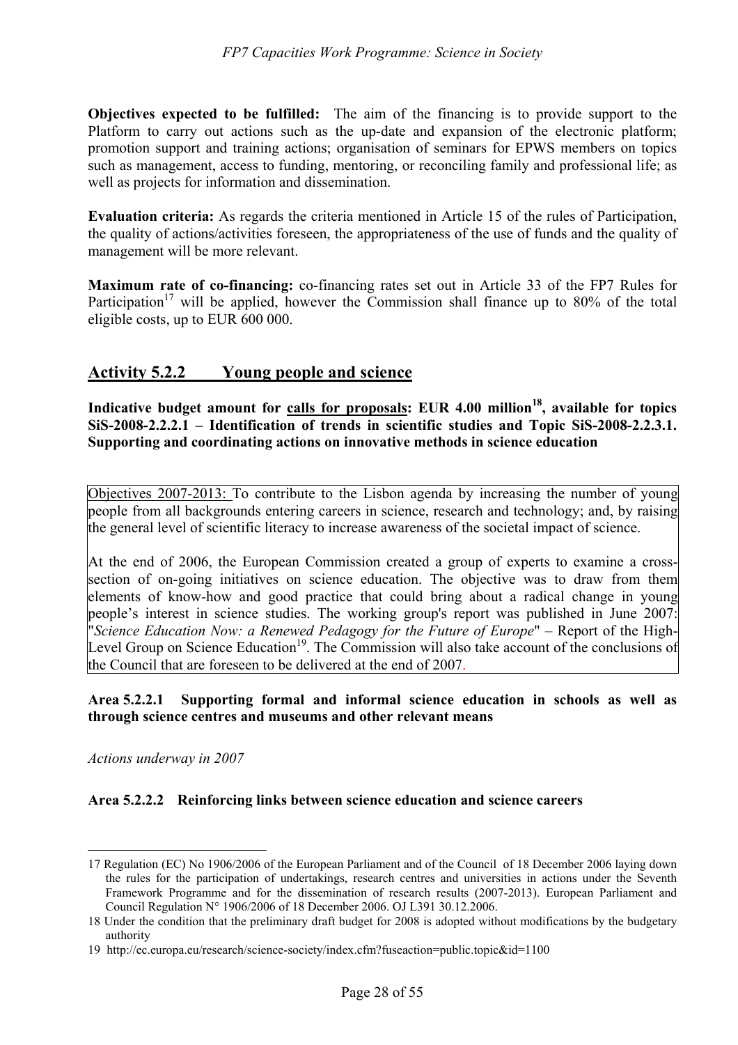**Objectives expected to be fulfilled:** The aim of the financing is to provide support to the Platform to carry out actions such as the up-date and expansion of the electronic platform; promotion support and training actions; organisation of seminars for EPWS members on topics such as management, access to funding, mentoring, or reconciling family and professional life; as well as projects for information and dissemination.

**Evaluation criteria:** As regards the criteria mentioned in Article 15 of the rules of Participation, the quality of actions/activities foreseen, the appropriateness of the use of funds and the quality of management will be more relevant.

**Maximum rate of co-financing:** co-financing rates set out in Article 33 of the FP7 Rules for Participation[17] will be applied, however the Commission shall finance up to 80% of the total eligible costs, up to EUR 600 000.

## Activity 5.2.2 Young people and science

**Indicative budget amount for calls for proposals: EUR 4.00 million[18], available for topics SiS-2008-2.2.2.1 – Identification of trends in scientific studies and Topic SiS-2008-2.2.3.1. Supporting and coordinating actions on innovative methods in science education**

Objectives 2007-2013: To contribute to the Lisbon agenda by increasing the number of young people from all backgrounds entering careers in science, research and technology; and, by raising the general level of scientific literacy to increase awareness of the societal impact of science.

At the end of 2006, the European Commission created a group of experts to examine a cross-section of on-going initiatives on science education. The objective was to draw from them elements of know-how and good practice that could bring about a radical change in young people's interest in science studies. The working group's report was published in June 2007: "*Science Education Now: a Renewed Pedagogy for the Future of Europe*" – Report of the High-Level Group on Science Education[19]. The Commission will also take account of the conclusions of the Council that are foreseen to be delivered at the end of 2007.

### Area 5.2.2.1 Supporting formal and informal science education in schools as well as through science centres and museums and other relevant means

*Actions underway in 2007*

### Area 5.2.2.2 Reinforcing links between science education and science careers

---

17 Regulation (EC) No 1906/2006 of the European Parliament and of the Council of 18 December 2006 laying down the rules for the participation of undertakings, research centres and universities in actions under the Seventh Framework Programme and for the dissemination of research results (2007-2013). European Parliament and Council Regulation N° 1906/2006 of 18 December 2006. OJ L391 30.12.2006.

18 Under the condition that the preliminary draft budget for 2008 is adopted without modifications by the budgetary authority

19 http://ec.europa.eu/research/science-society/index.cfm?fuseaction=public.topic&id=1100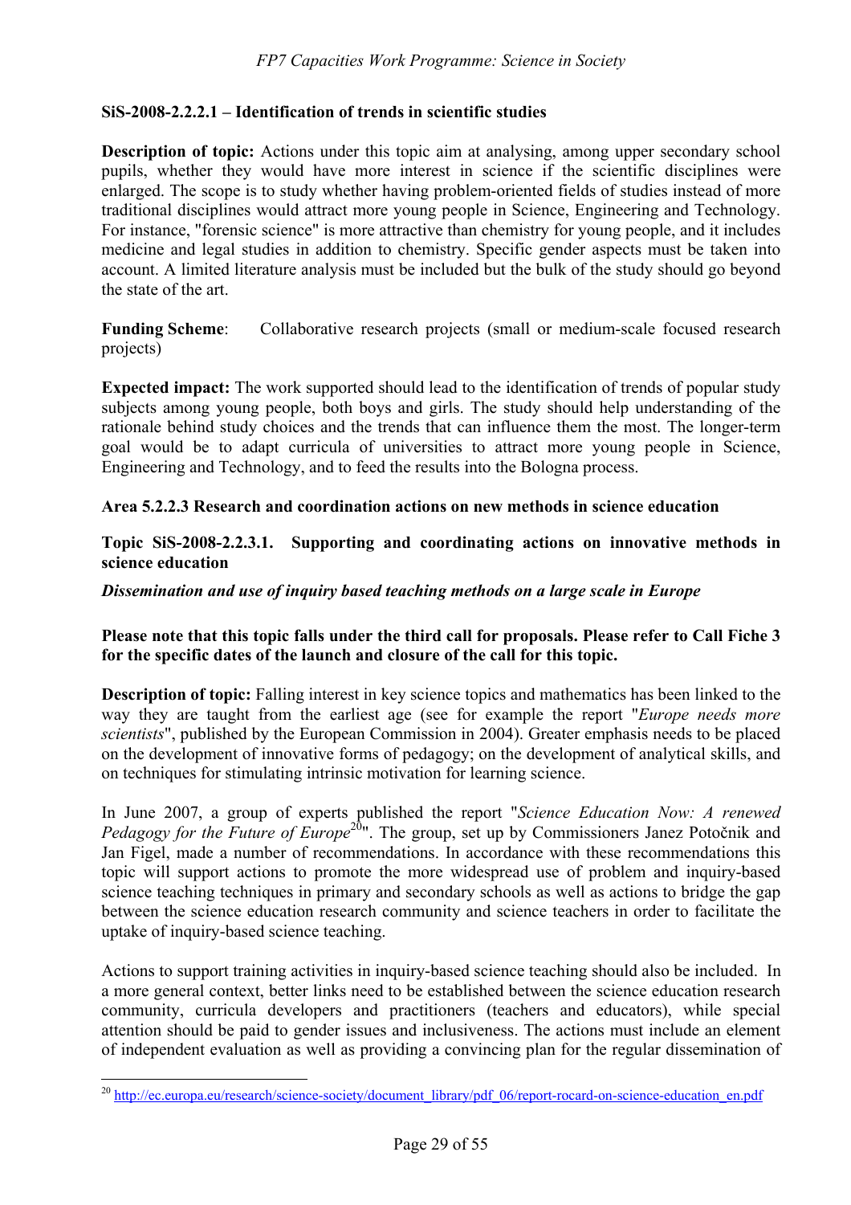**SiS-2008-2.2.2.1 – Identification of trends in scientific studies**

**Description of topic:** Actions under this topic aim at analysing, among upper secondary school pupils, whether they would have more interest in science if the scientific disciplines were enlarged. The scope is to study whether having problem-oriented fields of studies instead of more traditional disciplines would attract more young people in Science, Engineering and Technology. For instance, "forensic science" is more attractive than chemistry for young people, and it includes medicine and legal studies in addition to chemistry. Specific gender aspects must be taken into account. A limited literature analysis must be included but the bulk of the study should go beyond the state of the art.

**Funding Scheme**: Collaborative research projects (small or medium-scale focused research projects)

**Expected impact:** The work supported should lead to the identification of trends of popular study subjects among young people, both boys and girls. The study should help understanding of the rationale behind study choices and the trends that can influence them the most. The longer-term goal would be to adapt curricula of universities to attract more young people in Science, Engineering and Technology, and to feed the results into the Bologna process.

**Area 5.2.2.3 Research and coordination actions on new methods in science education**

**Topic SiS-2008-2.2.3.1. Supporting and coordinating actions on innovative methods in science education**

***Dissemination and use of inquiry based teaching methods on a large scale in Europe***

**Please note that this topic falls under the third call for proposals. Please refer to Call Fiche 3 for the specific dates of the launch and closure of the call for this topic.**

**Description of topic:** Falling interest in key science topics and mathematics has been linked to the way they are taught from the earliest age (see for example the report "*Europe needs more scientists*", published by the European Commission in 2004). Greater emphasis needs to be placed on the development of innovative forms of pedagogy; on the development of analytical skills, and on techniques for stimulating intrinsic motivation for learning science.

In June 2007, a group of experts published the report "*Science Education Now: A renewed Pedagogy for the Future of Europe*[20]". The group, set up by Commissioners Janez Potočnik and Jan Figel, made a number of recommendations. In accordance with these recommendations this topic will support actions to promote the more widespread use of problem and inquiry-based science teaching techniques in primary and secondary schools as well as actions to bridge the gap between the science education research community and science teachers in order to facilitate the uptake of inquiry-based science teaching.

Actions to support training activities in inquiry-based science teaching should also be included. In a more general context, better links need to be established between the science education research community, curricula developers and practitioners (teachers and educators), while special attention should be paid to gender issues and inclusiveness. The actions must include an element of independent evaluation as well as providing a convincing plan for the regular dissemination of

---

[20] http://ec.europa.eu/research/science-society/document_library/pdf_06/report-rocard-on-science-education_en.pdf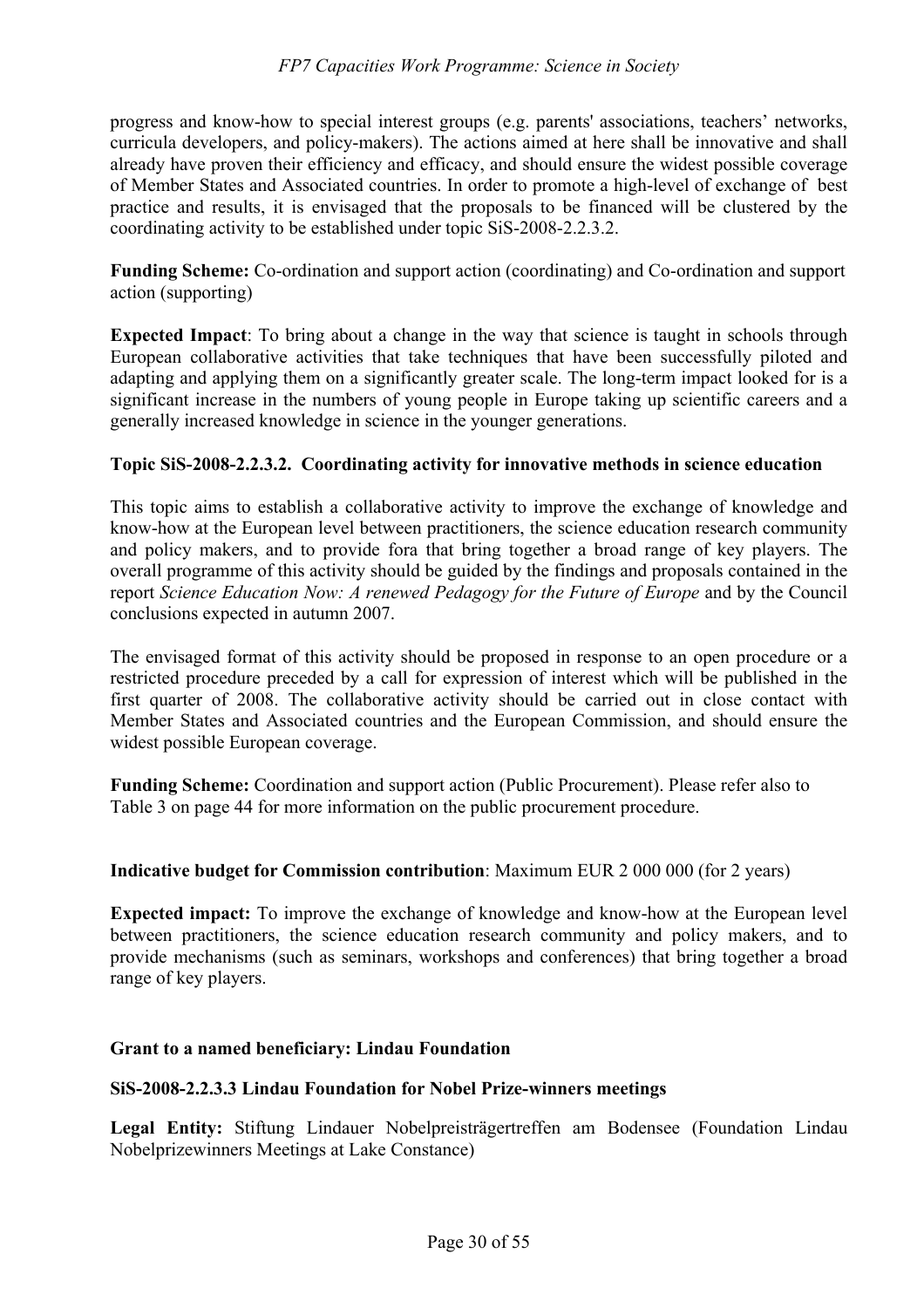progress and know-how to special interest groups (e.g. parents' associations, teachers' networks, curricula developers, and policy-makers). The actions aimed at here shall be innovative and shall already have proven their efficiency and efficacy, and should ensure the widest possible coverage of Member States and Associated countries. In order to promote a high-level of exchange of best practice and results, it is envisaged that the proposals to be financed will be clustered by the coordinating activity to be established under topic SiS-2008-2.2.3.2.

**Funding Scheme:** Co-ordination and support action (coordinating) and Co-ordination and support action (supporting)

**Expected Impact**: To bring about a change in the way that science is taught in schools through European collaborative activities that take techniques that have been successfully piloted and adapting and applying them on a significantly greater scale. The long-term impact looked for is a significant increase in the numbers of young people in Europe taking up scientific careers and a generally increased knowledge in science in the younger generations.

**Topic SiS-2008-2.2.3.2. Coordinating activity for innovative methods in science education**

This topic aims to establish a collaborative activity to improve the exchange of knowledge and know-how at the European level between practitioners, the science education research community and policy makers, and to provide fora that bring together a broad range of key players. The overall programme of this activity should be guided by the findings and proposals contained in the report *Science Education Now: A renewed Pedagogy for the Future of Europe* and by the Council conclusions expected in autumn 2007.

The envisaged format of this activity should be proposed in response to an open procedure or a restricted procedure preceded by a call for expression of interest which will be published in the first quarter of 2008. The collaborative activity should be carried out in close contact with Member States and Associated countries and the European Commission, and should ensure the widest possible European coverage.

**Funding Scheme:** Coordination and support action (Public Procurement). Please refer also to Table 3 on page 44 for more information on the public procurement procedure.

**Indicative budget for Commission contribution**: Maximum EUR 2 000 000 (for 2 years)

**Expected impact:** To improve the exchange of knowledge and know-how at the European level between practitioners, the science education research community and policy makers, and to provide mechanisms (such as seminars, workshops and conferences) that bring together a broad range of key players.

**Grant to a named beneficiary: Lindau Foundation**

**SiS-2008-2.2.3.3 Lindau Foundation for Nobel Prize-winners meetings**

**Legal Entity:** Stiftung Lindauer Nobelpreisträgertreffen am Bodensee (Foundation Lindau Nobelprizewinners Meetings at Lake Constance)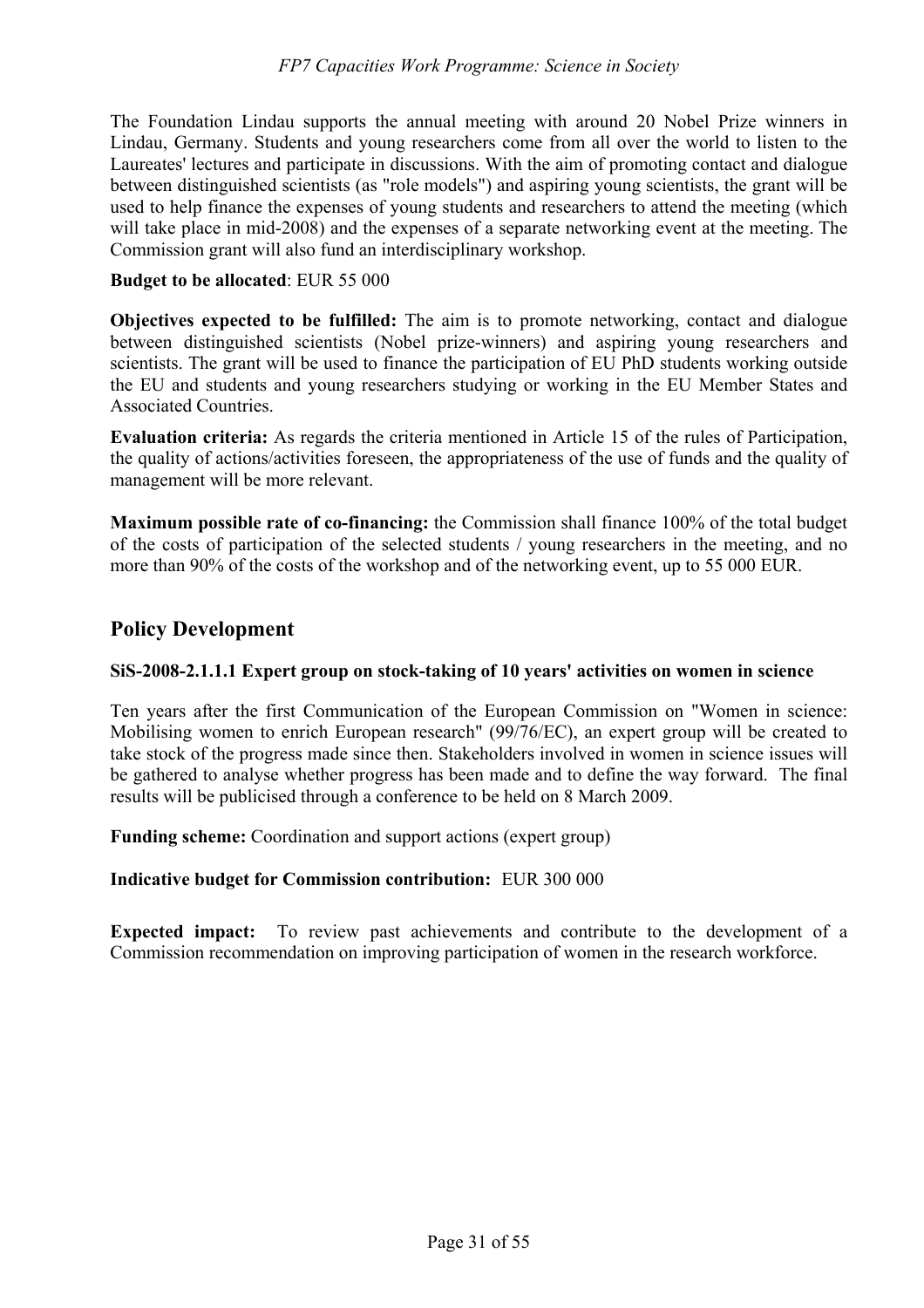The Foundation Lindau supports the annual meeting with around 20 Nobel Prize winners in Lindau, Germany. Students and young researchers come from all over the world to listen to the Laureates' lectures and participate in discussions. With the aim of promoting contact and dialogue between distinguished scientists (as "role models") and aspiring young scientists, the grant will be used to help finance the expenses of young students and researchers to attend the meeting (which will take place in mid-2008) and the expenses of a separate networking event at the meeting. The Commission grant will also fund an interdisciplinary workshop.

**Budget to be allocated**: EUR 55 000

**Objectives expected to be fulfilled:** The aim is to promote networking, contact and dialogue between distinguished scientists (Nobel prize-winners) and aspiring young researchers and scientists. The grant will be used to finance the participation of EU PhD students working outside the EU and students and young researchers studying or working in the EU Member States and Associated Countries.

**Evaluation criteria:** As regards the criteria mentioned in Article 15 of the rules of Participation, the quality of actions/activities foreseen, the appropriateness of the use of funds and the quality of management will be more relevant.

**Maximum possible rate of co-financing:** the Commission shall finance 100% of the total budget of the costs of participation of the selected students / young researchers in the meeting, and no more than 90% of the costs of the workshop and of the networking event, up to 55 000 EUR.

## Policy Development

### SiS-2008-2.1.1.1 Expert group on stock-taking of 10 years' activities on women in science

Ten years after the first Communication of the European Commission on "Women in science: Mobilising women to enrich European research" (99/76/EC), an expert group will be created to take stock of the progress made since then. Stakeholders involved in women in science issues will be gathered to analyse whether progress has been made and to define the way forward. The final results will be publicised through a conference to be held on 8 March 2009.

**Funding scheme:** Coordination and support actions (expert group)

**Indicative budget for Commission contribution:** EUR 300 000

**Expected impact:** To review past achievements and contribute to the development of a Commission recommendation on improving participation of women in the research workforce.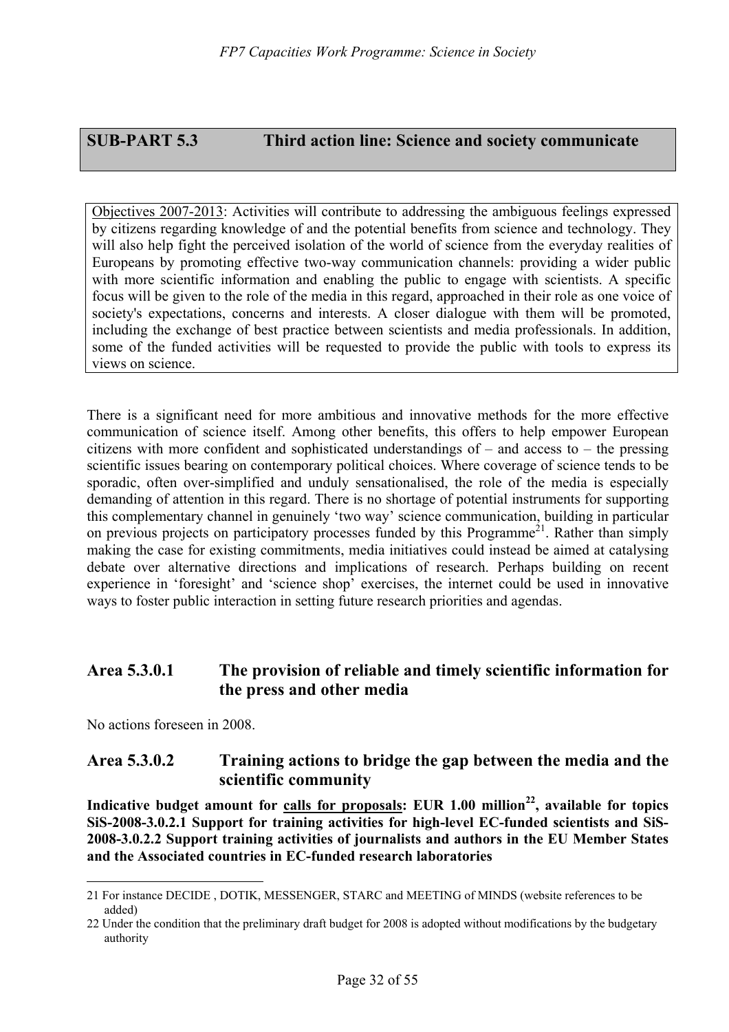## SUB-PART 5.3 Third action line: Science and society communicate

<u>Objectives 2007-2013</u>: Activities will contribute to addressing the ambiguous feelings expressed by citizens regarding knowledge of and the potential benefits from science and technology. They will also help fight the perceived isolation of the world of science from the everyday realities of Europeans by promoting effective two-way communication channels: providing a wider public with more scientific information and enabling the public to engage with scientists. A specific focus will be given to the role of the media in this regard, approached in their role as one voice of society's expectations, concerns and interests. A closer dialogue with them will be promoted, including the exchange of best practice between scientists and media professionals. In addition, some of the funded activities will be requested to provide the public with tools to express its views on science.

There is a significant need for more ambitious and innovative methods for the more effective communication of science itself. Among other benefits, this offers to help empower European citizens with more confident and sophisticated understandings of – and access to – the pressing scientific issues bearing on contemporary political choices. Where coverage of science tends to be sporadic, often over-simplified and unduly sensationalised, the role of the media is especially demanding of attention in this regard. There is no shortage of potential instruments for supporting this complementary channel in genuinely 'two way' science communication, building in particular on previous projects on participatory processes funded by this Programme[21]. Rather than simply making the case for existing commitments, media initiatives could instead be aimed at catalysing debate over alternative directions and implications of research. Perhaps building on recent experience in 'foresight' and 'science shop' exercises, the internet could be used in innovative ways to foster public interaction in setting future research priorities and agendas.

### Area 5.3.0.1 The provision of reliable and timely scientific information for the press and other media

No actions foreseen in 2008.

### Area 5.3.0.2 Training actions to bridge the gap between the media and the scientific community

**Indicative budget amount for <u>calls for proposals</u>: EUR 1.00 million[22], available for topics SiS-2008-3.0.2.1 Support for training activities for high-level EC-funded scientists and SiS-2008-3.0.2.2 Support training activities of journalists and authors in the EU Member States and the Associated countries in EC-funded research laboratories**

---

21 For instance DECIDE , DOTIK, MESSENGER, STARC and MEETING of MINDS (website references to be added)

22 Under the condition that the preliminary draft budget for 2008 is adopted without modifications by the budgetary authority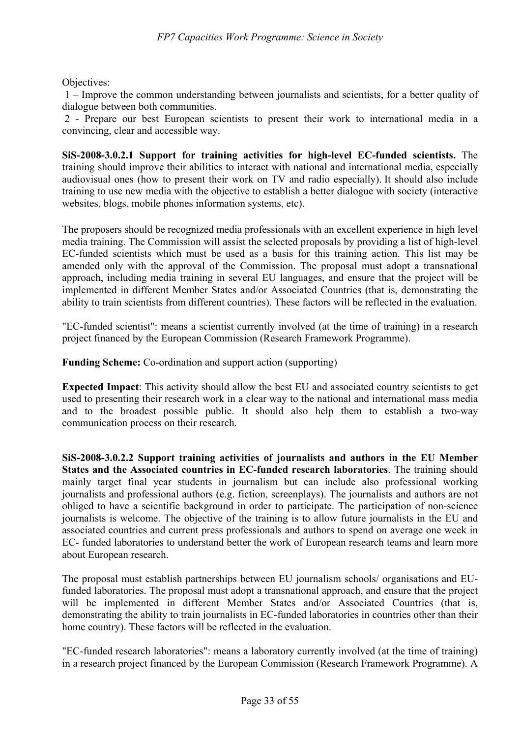Objectives:

1 – Improve the common understanding between journalists and scientists, for a better quality of dialogue between both communities.

2 - Prepare our best European scientists to present their work to international media in a convincing, clear and accessible way.

**SiS-2008-3.0.2.1 Support for training activities for high-level EC-funded scientists.** The training should improve their abilities to interact with national and international media, especially audiovisual ones (how to present their work on TV and radio especially). It should also include training to use new media with the objective to establish a better dialogue with society (interactive websites, blogs, mobile phones information systems, etc).

The proposers should be recognized media professionals with an excellent experience in high level media training. The Commission will assist the selected proposals by providing a list of high-level EC-funded scientists which must be used as a basis for this training action. This list may be amended only with the approval of the Commission. The proposal must adopt a transnational approach, including media training in several EU languages, and ensure that the project will be implemented in different Member States and/or Associated Countries (that is, demonstrating the ability to train scientists from different countries). These factors will be reflected in the evaluation.

"EC-funded scientist": means a scientist currently involved (at the time of training) in a research project financed by the European Commission (Research Framework Programme).

**Funding Scheme:** Co-ordination and support action (supporting)

**Expected Impact**: This activity should allow the best EU and associated country scientists to get used to presenting their research work in a clear way to the national and international mass media and to the broadest possible public. It should also help them to establish a two-way communication process on their research.

**SiS-2008-3.0.2.2 Support training activities of journalists and authors in the EU Member States and the Associated countries in EC-funded research laboratories**. The training should mainly target final year students in journalism but can include also professional working journalists and professional authors (e.g. fiction, screenplays). The journalists and authors are not obliged to have a scientific background in order to participate. The participation of non-science journalists is welcome. The objective of the training is to allow future journalists in the EU and associated countries and current press professionals and authors to spend on average one week in EC- funded laboratories to understand better the work of European research teams and learn more about European research.

The proposal must establish partnerships between EU journalism schools/ organisations and EU-funded laboratories. The proposal must adopt a transnational approach, and ensure that the project will be implemented in different Member States and/or Associated Countries (that is, demonstrating the ability to train journalists in EC-funded laboratories in countries other than their home country). These factors will be reflected in the evaluation.

"EC-funded research laboratories": means a laboratory currently involved (at the time of training) in a research project financed by the European Commission (Research Framework Programme). A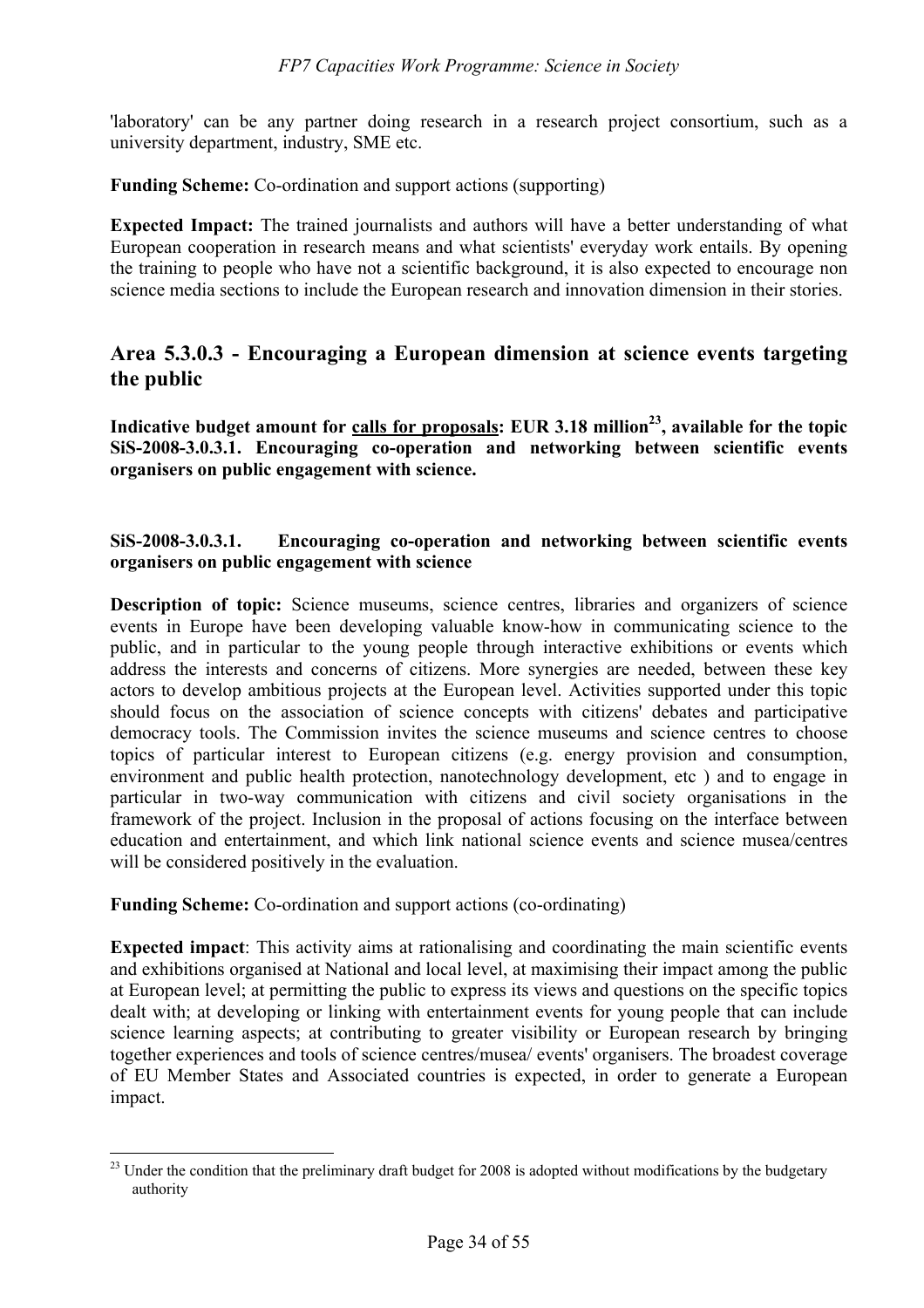'laboratory' can be any partner doing research in a research project consortium, such as a university department, industry, SME etc.

**Funding Scheme:** Co-ordination and support actions (supporting)

**Expected Impact:** The trained journalists and authors will have a better understanding of what European cooperation in research means and what scientists' everyday work entails. By opening the training to people who have not a scientific background, it is also expected to encourage non science media sections to include the European research and innovation dimension in their stories.

## Area 5.3.0.3 - Encouraging a European dimension at science events targeting the public

**Indicative budget amount for calls for proposals: EUR 3.18 million[23], available for the topic SiS-2008-3.0.3.1. Encouraging co-operation and networking between scientific events organisers on public engagement with science.**

### SiS-2008-3.0.3.1. Encouraging co-operation and networking between scientific events organisers on public engagement with science

**Description of topic:** Science museums, science centres, libraries and organizers of science events in Europe have been developing valuable know-how in communicating science to the public, and in particular to the young people through interactive exhibitions or events which address the interests and concerns of citizens. More synergies are needed, between these key actors to develop ambitious projects at the European level. Activities supported under this topic should focus on the association of science concepts with citizens' debates and participative democracy tools. The Commission invites the science museums and science centres to choose topics of particular interest to European citizens (e.g. energy provision and consumption, environment and public health protection, nanotechnology development, etc ) and to engage in particular in two-way communication with citizens and civil society organisations in the framework of the project. Inclusion in the proposal of actions focusing on the interface between education and entertainment, and which link national science events and science musea/centres will be considered positively in the evaluation.

**Funding Scheme:** Co-ordination and support actions (co-ordinating)

**Expected impact**: This activity aims at rationalising and coordinating the main scientific events and exhibitions organised at National and local level, at maximising their impact among the public at European level; at permitting the public to express its views and questions on the specific topics dealt with; at developing or linking with entertainment events for young people that can include science learning aspects; at contributing to greater visibility or European research by bringing together experiences and tools of science centres/musea/ events' organisers. The broadest coverage of EU Member States and Associated countries is expected, in order to generate a European impact.

---

[23] Under the condition that the preliminary draft budget for 2008 is adopted without modifications by the budgetary authority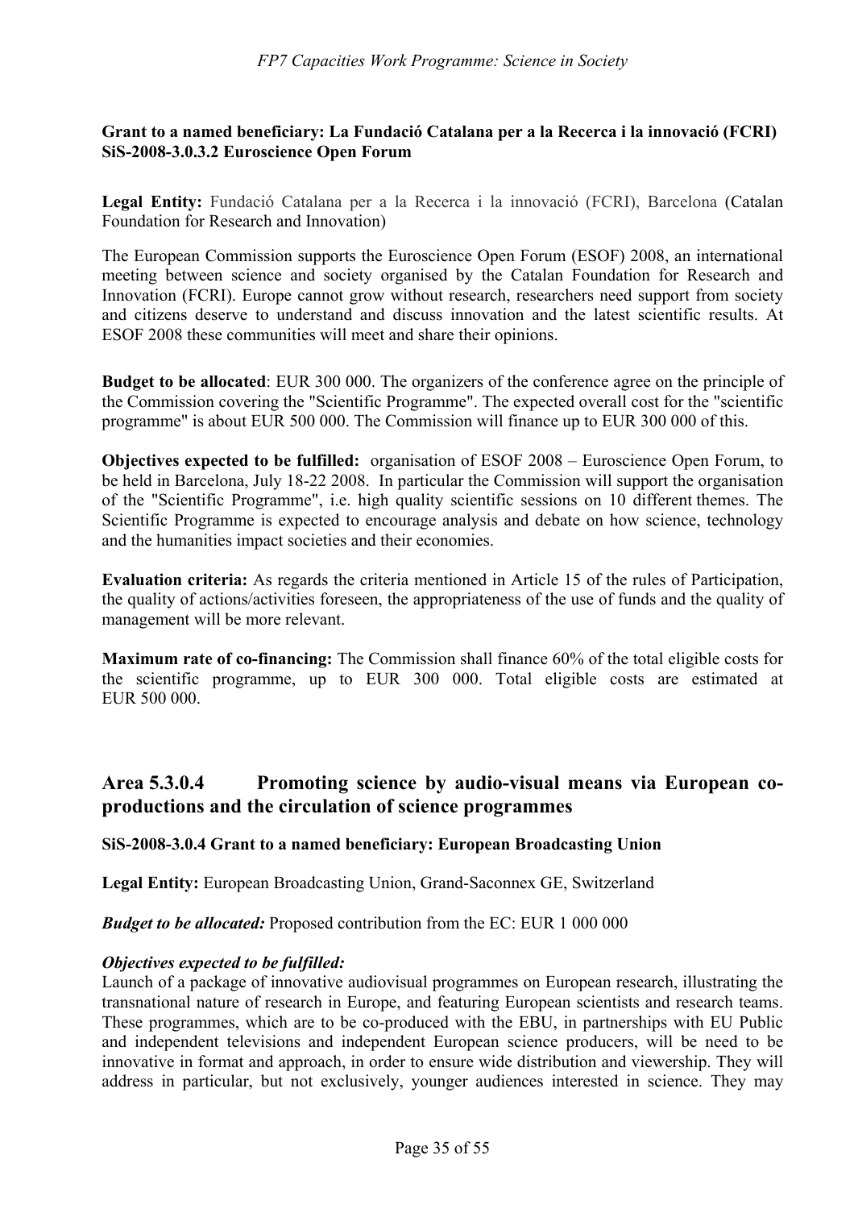**Grant to a named beneficiary: La Fundació Catalana per a la Recerca i la innovació (FCRI) SiS-2008-3.0.3.2 Euroscience Open Forum**

**Legal Entity:** Fundació Catalana per a la Recerca i la innovació (FCRI), Barcelona (Catalan Foundation for Research and Innovation)

The European Commission supports the Euroscience Open Forum (ESOF) 2008, an international meeting between science and society organised by the Catalan Foundation for Research and Innovation (FCRI). Europe cannot grow without research, researchers need support from society and citizens deserve to understand and discuss innovation and the latest scientific results. At ESOF 2008 these communities will meet and share their opinions.

**Budget to be allocated**: EUR 300 000. The organizers of the conference agree on the principle of the Commission covering the "Scientific Programme". The expected overall cost for the "scientific programme" is about EUR 500 000. The Commission will finance up to EUR 300 000 of this.

**Objectives expected to be fulfilled:** organisation of ESOF 2008 – Euroscience Open Forum, to be held in Barcelona, July 18-22 2008. In particular the Commission will support the organisation of the "Scientific Programme", i.e. high quality scientific sessions on 10 different themes. The Scientific Programme is expected to encourage analysis and debate on how science, technology and the humanities impact societies and their economies.

**Evaluation criteria:** As regards the criteria mentioned in Article 15 of the rules of Participation, the quality of actions/activities foreseen, the appropriateness of the use of funds and the quality of management will be more relevant.

**Maximum rate of co-financing:** The Commission shall finance 60% of the total eligible costs for the scientific programme, up to EUR 300 000. Total eligible costs are estimated at EUR 500 000.

## Area 5.3.0.4 Promoting science by audio-visual means via European co-productions and the circulation of science programmes

**SiS-2008-3.0.4 Grant to a named beneficiary: European Broadcasting Union**

**Legal Entity:** European Broadcasting Union, Grand-Saconnex GE, Switzerland

***Budget to be allocated:*** Proposed contribution from the EC: EUR 1 000 000

***Objectives expected to be fulfilled:***
Launch of a package of innovative audiovisual programmes on European research, illustrating the transnational nature of research in Europe, and featuring European scientists and research teams. These programmes, which are to be co-produced with the EBU, in partnerships with EU Public and independent televisions and independent European science producers, will be need to be innovative in format and approach, in order to ensure wide distribution and viewership. They will address in particular, but not exclusively, younger audiences interested in science. They may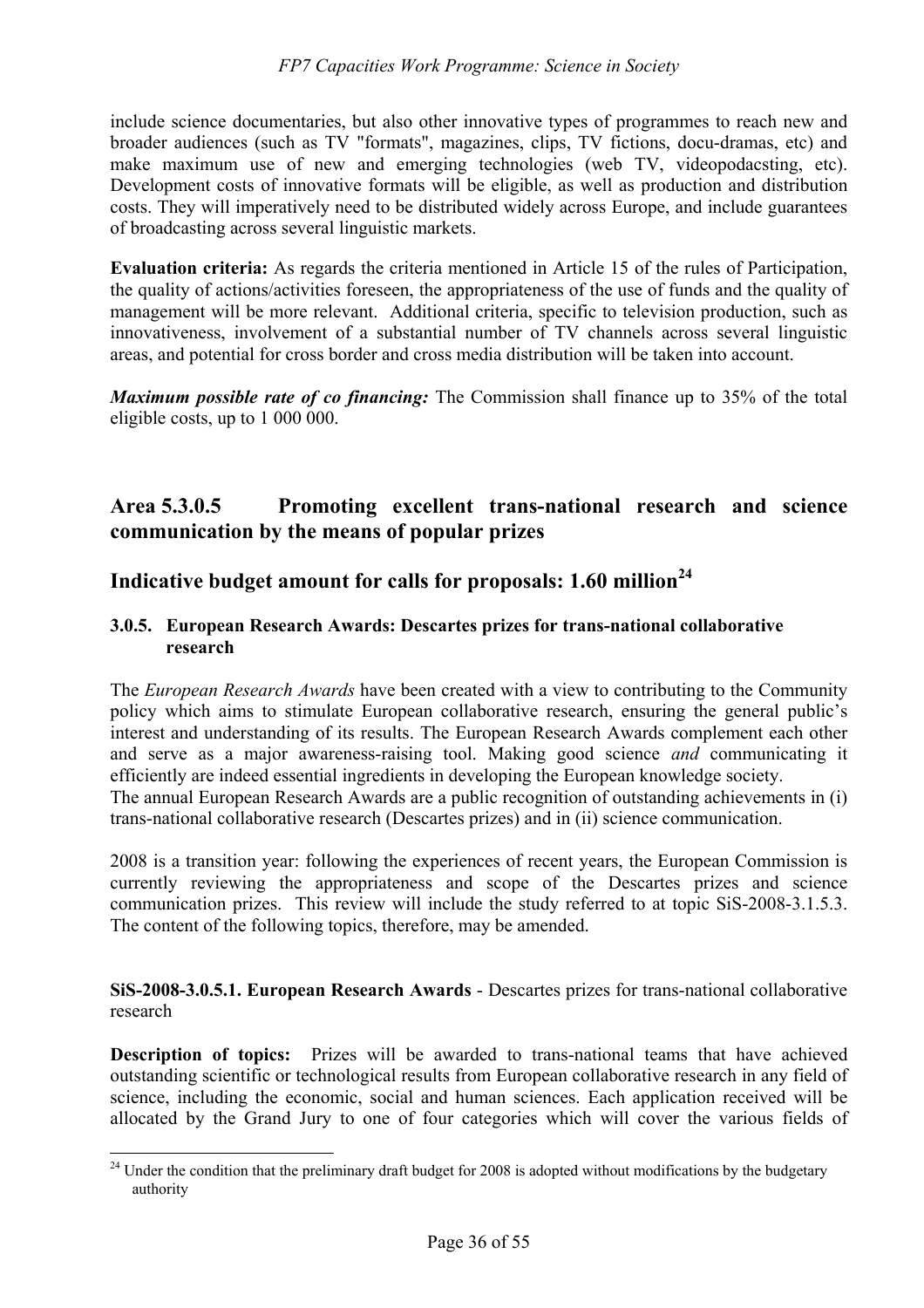include science documentaries, but also other innovative types of programmes to reach new and broader audiences (such as TV "formats", magazines, clips, TV fictions, docu-dramas, etc) and make maximum use of new and emerging technologies (web TV, videopodacsting, etc). Development costs of innovative formats will be eligible, as well as production and distribution costs. They will imperatively need to be distributed widely across Europe, and include guarantees of broadcasting across several linguistic markets.

**Evaluation criteria:** As regards the criteria mentioned in Article 15 of the rules of Participation, the quality of actions/activities foreseen, the appropriateness of the use of funds and the quality of management will be more relevant. Additional criteria, specific to television production, such as innovativeness, involvement of a substantial number of TV channels across several linguistic areas, and potential for cross border and cross media distribution will be taken into account.

***Maximum possible rate of co financing:*** The Commission shall finance up to 35% of the total eligible costs, up to 1 000 000.

## Area 5.3.0.5 Promoting excellent trans-national research and science communication by the means of popular prizes

## Indicative budget amount for calls for proposals: 1.60 million[24]

### 3.0.5. European Research Awards: Descartes prizes for trans-national collaborative research

The *European Research Awards* have been created with a view to contributing to the Community policy which aims to stimulate European collaborative research, ensuring the general public's interest and understanding of its results. The European Research Awards complement each other and serve as a major awareness-raising tool. Making good science *and* communicating it efficiently are indeed essential ingredients in developing the European knowledge society.
The annual European Research Awards are a public recognition of outstanding achievements in (i) trans-national collaborative research (Descartes prizes) and in (ii) science communication.

2008 is a transition year: following the experiences of recent years, the European Commission is currently reviewing the appropriateness and scope of the Descartes prizes and science communication prizes. This review will include the study referred to at topic SiS-2008-3.1.5.3. The content of the following topics, therefore, may be amended.

**SiS-2008-3.0.5.1. European Research Awards** - Descartes prizes for trans-national collaborative research

**Description of topics:** Prizes will be awarded to trans-national teams that have achieved outstanding scientific or technological results from European collaborative research in any field of science, including the economic, social and human sciences. Each application received will be allocated by the Grand Jury to one of four categories which will cover the various fields of

---

[24] Under the condition that the preliminary draft budget for 2008 is adopted without modifications by the budgetary authority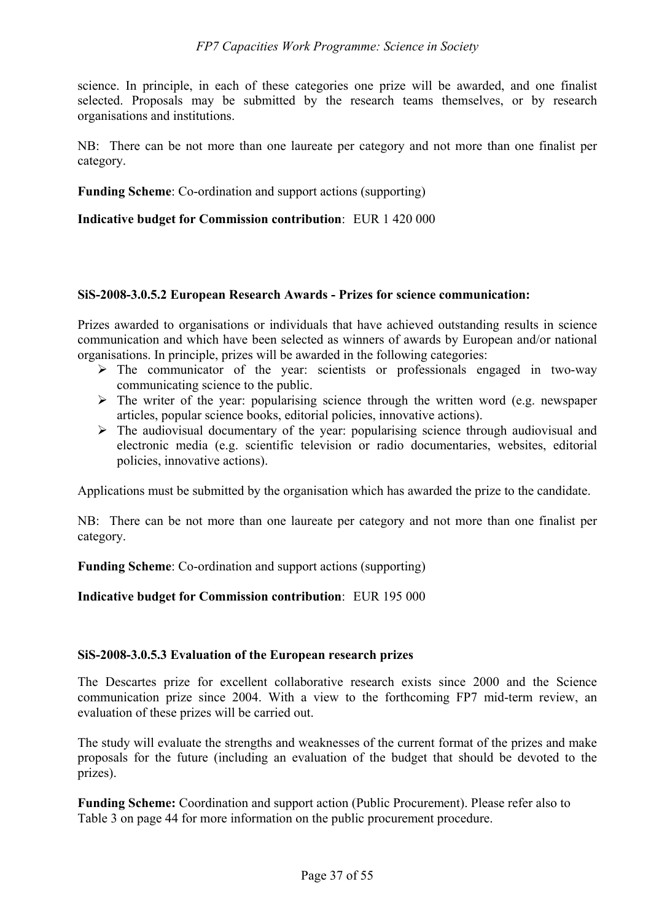science. In principle, in each of these categories one prize will be awarded, and one finalist selected. Proposals may be submitted by the research teams themselves, or by research organisations and institutions.

NB: There can be not more than one laureate per category and not more than one finalist per category.

**Funding Scheme**: Co-ordination and support actions (supporting)

**Indicative budget for Commission contribution**: EUR 1 420 000

### SiS-2008-3.0.5.2 European Research Awards - Prizes for science communication:

Prizes awarded to organisations or individuals that have achieved outstanding results in science communication and which have been selected as winners of awards by European and/or national organisations. In principle, prizes will be awarded in the following categories:

- The communicator of the year: scientists or professionals engaged in two-way communicating science to the public.
- The writer of the year: popularising science through the written word (e.g. newspaper articles, popular science books, editorial policies, innovative actions).
- The audiovisual documentary of the year: popularising science through audiovisual and electronic media (e.g. scientific television or radio documentaries, websites, editorial policies, innovative actions).

Applications must be submitted by the organisation which has awarded the prize to the candidate.

NB: There can be not more than one laureate per category and not more than one finalist per category.

**Funding Scheme**: Co-ordination and support actions (supporting)

**Indicative budget for Commission contribution**: EUR 195 000

### SiS-2008-3.0.5.3 Evaluation of the European research prizes

The Descartes prize for excellent collaborative research exists since 2000 and the Science communication prize since 2004. With a view to the forthcoming FP7 mid-term review, an evaluation of these prizes will be carried out.

The study will evaluate the strengths and weaknesses of the current format of the prizes and make proposals for the future (including an evaluation of the budget that should be devoted to the prizes).

**Funding Scheme:** Coordination and support action (Public Procurement). Please refer also to Table 3 on page 44 for more information on the public procurement procedure.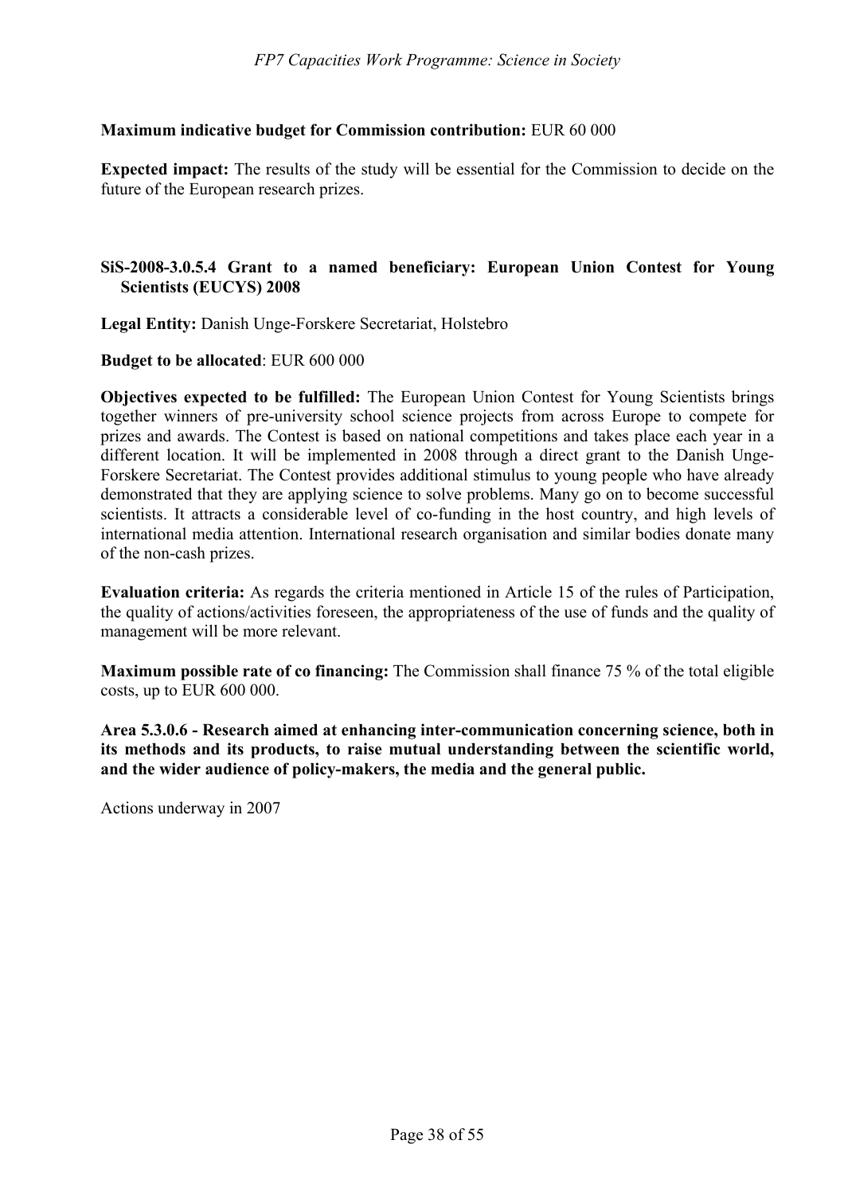**Maximum indicative budget for Commission contribution:** EUR 60 000

**Expected impact:** The results of the study will be essential for the Commission to decide on the future of the European research prizes.

**SiS-2008-3.0.5.4 Grant to a named beneficiary: European Union Contest for Young Scientists (EUCYS) 2008**

**Legal Entity:** Danish Unge-Forskere Secretariat, Holstebro

**Budget to be allocated**: EUR 600 000

**Objectives expected to be fulfilled:** The European Union Contest for Young Scientists brings together winners of pre-university school science projects from across Europe to compete for prizes and awards. The Contest is based on national competitions and takes place each year in a different location. It will be implemented in 2008 through a direct grant to the Danish Unge-Forskere Secretariat. The Contest provides additional stimulus to young people who have already demonstrated that they are applying science to solve problems. Many go on to become successful scientists. It attracts a considerable level of co-funding in the host country, and high levels of international media attention. International research organisation and similar bodies donate many of the non-cash prizes.

**Evaluation criteria:** As regards the criteria mentioned in Article 15 of the rules of Participation, the quality of actions/activities foreseen, the appropriateness of the use of funds and the quality of management will be more relevant.

**Maximum possible rate of co financing:** The Commission shall finance 75 % of the total eligible costs, up to EUR 600 000.

**Area 5.3.0.6 - Research aimed at enhancing inter-communication concerning science, both in its methods and its products, to raise mutual understanding between the scientific world, and the wider audience of policy-makers, the media and the general public.**

Actions underway in 2007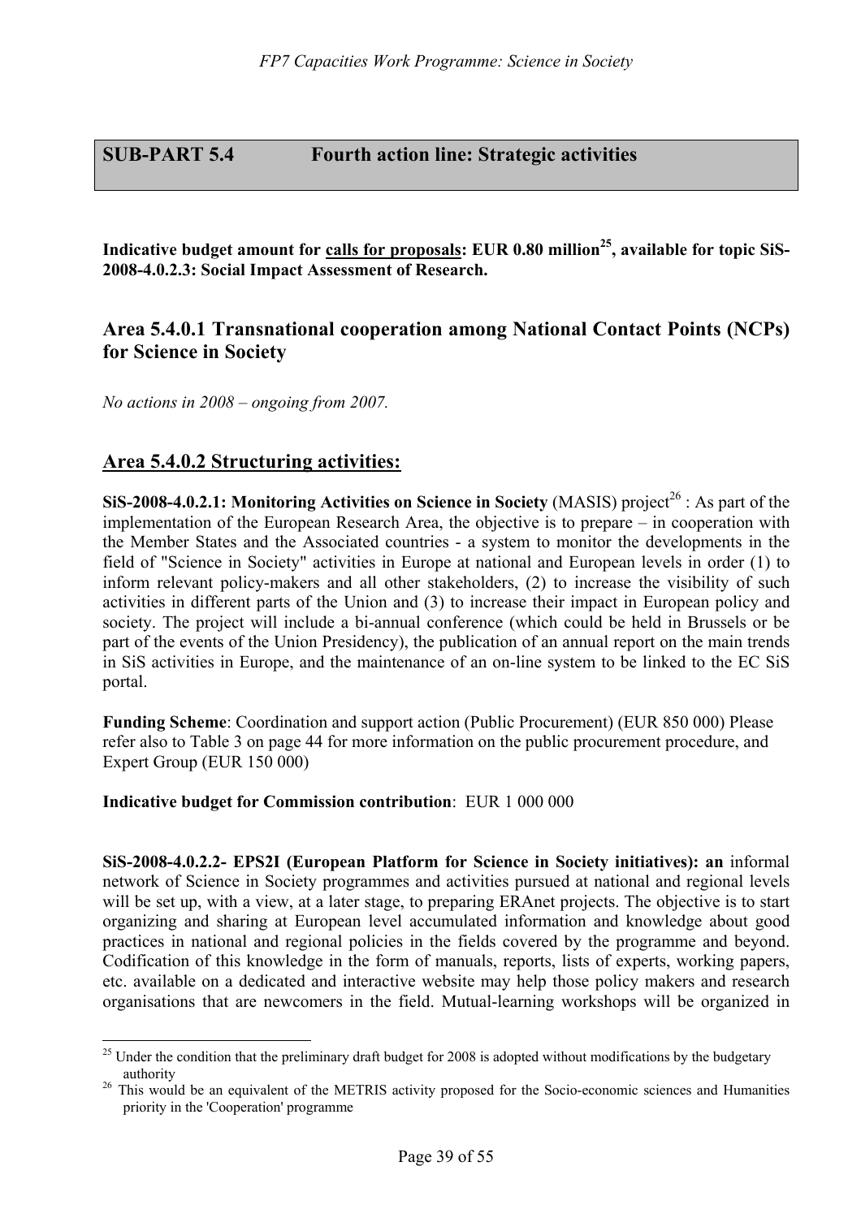## SUB-PART 5.4 Fourth action line: Strategic activities

**Indicative budget amount for <u>calls for proposals</u>: EUR 0.80 million[25], available for topic SiS-2008-4.0.2.3: Social Impact Assessment of Research.**

### Area 5.4.0.1 Transnational cooperation among National Contact Points (NCPs) for Science in Society

*No actions in 2008 – ongoing from 2007.*

### <u>Area 5.4.0.2 Structuring activities:</u>

**SiS-2008-4.0.2.1: Monitoring Activities on Science in Society** (MASIS) project[26] : As part of the implementation of the European Research Area, the objective is to prepare – in cooperation with the Member States and the Associated countries - a system to monitor the developments in the field of "Science in Society" activities in Europe at national and European levels in order (1) to inform relevant policy-makers and all other stakeholders, (2) to increase the visibility of such activities in different parts of the Union and (3) to increase their impact in European policy and society. The project will include a bi-annual conference (which could be held in Brussels or be part of the events of the Union Presidency), the publication of an annual report on the main trends in SiS activities in Europe, and the maintenance of an on-line system to be linked to the EC SiS portal.

**Funding Scheme**: Coordination and support action (Public Procurement) (EUR 850 000) Please refer also to Table 3 on page 44 for more information on the public procurement procedure, and Expert Group (EUR 150 000)

**Indicative budget for Commission contribution**: EUR 1 000 000

**SiS-2008-4.0.2.2- EPS2I (European Platform for Science in Society initiatives): an** informal network of Science in Society programmes and activities pursued at national and regional levels will be set up, with a view, at a later stage, to preparing ERAnet projects. The objective is to start organizing and sharing at European level accumulated information and knowledge about good practices in national and regional policies in the fields covered by the programme and beyond. Codification of this knowledge in the form of manuals, reports, lists of experts, working papers, etc. available on a dedicated and interactive website may help those policy makers and research organisations that are newcomers in the field. Mutual-learning workshops will be organized in

---

[25] Under the condition that the preliminary draft budget for 2008 is adopted without modifications by the budgetary authority

[26] This would be an equivalent of the METRIS activity proposed for the Socio-economic sciences and Humanities priority in the 'Cooperation' programme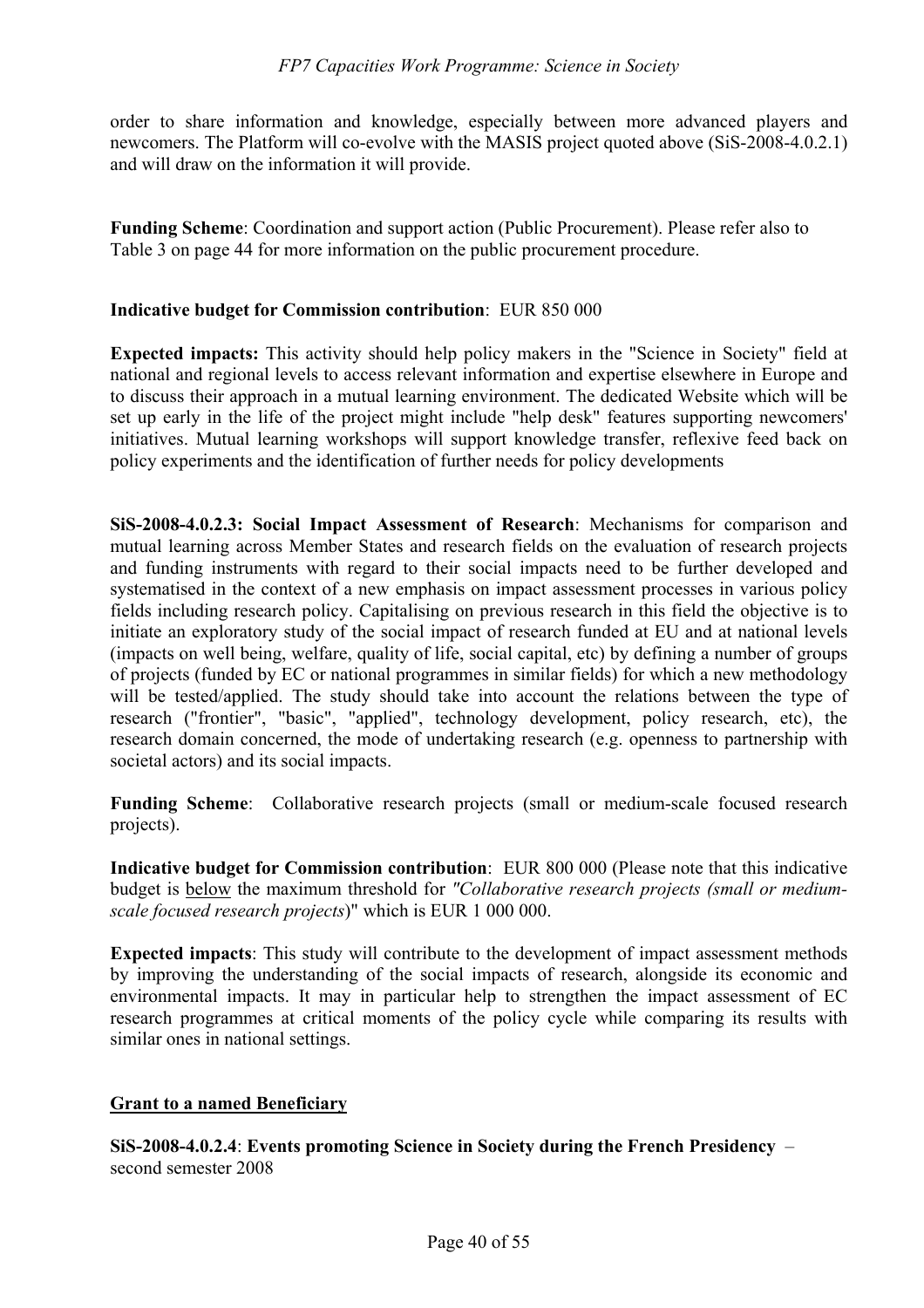order to share information and knowledge, especially between more advanced players and newcomers. The Platform will co-evolve with the MASIS project quoted above (SiS-2008-4.0.2.1) and will draw on the information it will provide.

**Funding Scheme**: Coordination and support action (Public Procurement). Please refer also to Table 3 on page 44 for more information on the public procurement procedure.

**Indicative budget for Commission contribution**: EUR 850 000

**Expected impacts:** This activity should help policy makers in the "Science in Society" field at national and regional levels to access relevant information and expertise elsewhere in Europe and to discuss their approach in a mutual learning environment. The dedicated Website which will be set up early in the life of the project might include "help desk" features supporting newcomers' initiatives. Mutual learning workshops will support knowledge transfer, reflexive feed back on policy experiments and the identification of further needs for policy developments

**SiS-2008-4.0.2.3: Social Impact Assessment of Research**: Mechanisms for comparison and mutual learning across Member States and research fields on the evaluation of research projects and funding instruments with regard to their social impacts need to be further developed and systematised in the context of a new emphasis on impact assessment processes in various policy fields including research policy. Capitalising on previous research in this field the objective is to initiate an exploratory study of the social impact of research funded at EU and at national levels (impacts on well being, welfare, quality of life, social capital, etc) by defining a number of groups of projects (funded by EC or national programmes in similar fields) for which a new methodology will be tested/applied. The study should take into account the relations between the type of research ("frontier", "basic", "applied", technology development, policy research, etc), the research domain concerned, the mode of undertaking research (e.g. openness to partnership with societal actors) and its social impacts.

**Funding Scheme**: Collaborative research projects (small or medium-scale focused research projects).

**Indicative budget for Commission contribution**: EUR 800 000 (Please note that this indicative budget is <u>below</u> the maximum threshold for *"Collaborative research projects (small or medium-scale focused research projects*)" which is EUR 1 000 000.

**Expected impacts**: This study will contribute to the development of impact assessment methods by improving the understanding of the social impacts of research, alongside its economic and environmental impacts. It may in particular help to strengthen the impact assessment of EC research programmes at critical moments of the policy cycle while comparing its results with similar ones in national settings.

**<u>Grant to a named Beneficiary</u>**

**SiS-2008-4.0.2.4**: **Events promoting Science in Society during the French Presidency** – second semester 2008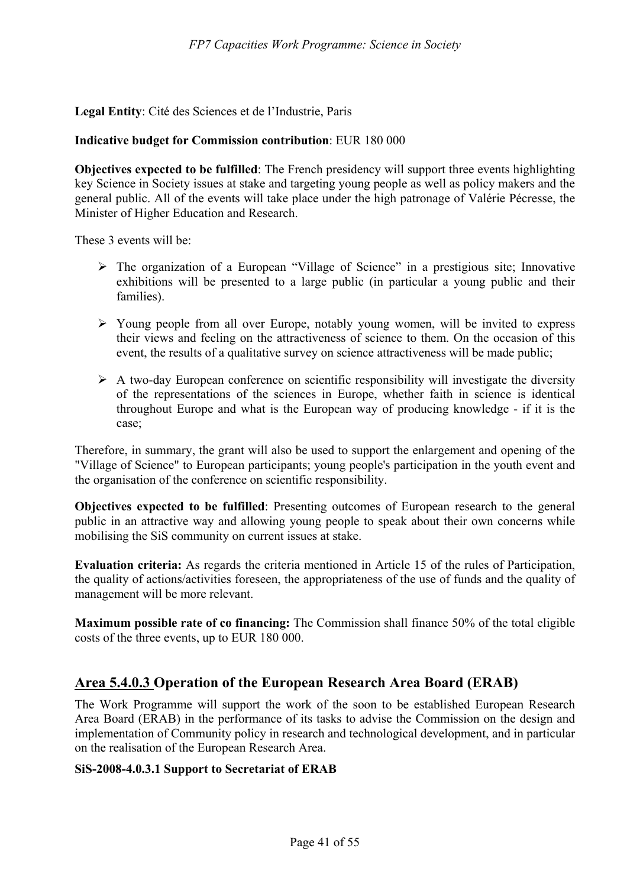**Legal Entity**: Cité des Sciences et de l'Industrie, Paris

**Indicative budget for Commission contribution**: EUR 180 000

**Objectives expected to be fulfilled**: The French presidency will support three events highlighting key Science in Society issues at stake and targeting young people as well as policy makers and the general public. All of the events will take place under the high patronage of Valérie Pécresse, the Minister of Higher Education and Research.

These 3 events will be:

- The organization of a European "Village of Science" in a prestigious site; Innovative exhibitions will be presented to a large public (in particular a young public and their families).
- Young people from all over Europe, notably young women, will be invited to express their views and feeling on the attractiveness of science to them. On the occasion of this event, the results of a qualitative survey on science attractiveness will be made public;
- A two-day European conference on scientific responsibility will investigate the diversity of the representations of the sciences in Europe, whether faith in science is identical throughout Europe and what is the European way of producing knowledge - if it is the case;

Therefore, in summary, the grant will also be used to support the enlargement and opening of the "Village of Science" to European participants; young people's participation in the youth event and the organisation of the conference on scientific responsibility.

**Objectives expected to be fulfilled**: Presenting outcomes of European research to the general public in an attractive way and allowing young people to speak about their own concerns while mobilising the SiS community on current issues at stake.

**Evaluation criteria:** As regards the criteria mentioned in Article 15 of the rules of Participation, the quality of actions/activities foreseen, the appropriateness of the use of funds and the quality of management will be more relevant.

**Maximum possible rate of co financing:** The Commission shall finance 50% of the total eligible costs of the three events, up to EUR 180 000.

## Area 5.4.0.3 Operation of the European Research Area Board (ERAB)

The Work Programme will support the work of the soon to be established European Research Area Board (ERAB) in the performance of its tasks to advise the Commission on the design and implementation of Community policy in research and technological development, and in particular on the realisation of the European Research Area.

**SiS-2008-4.0.3.1 Support to Secretariat of ERAB**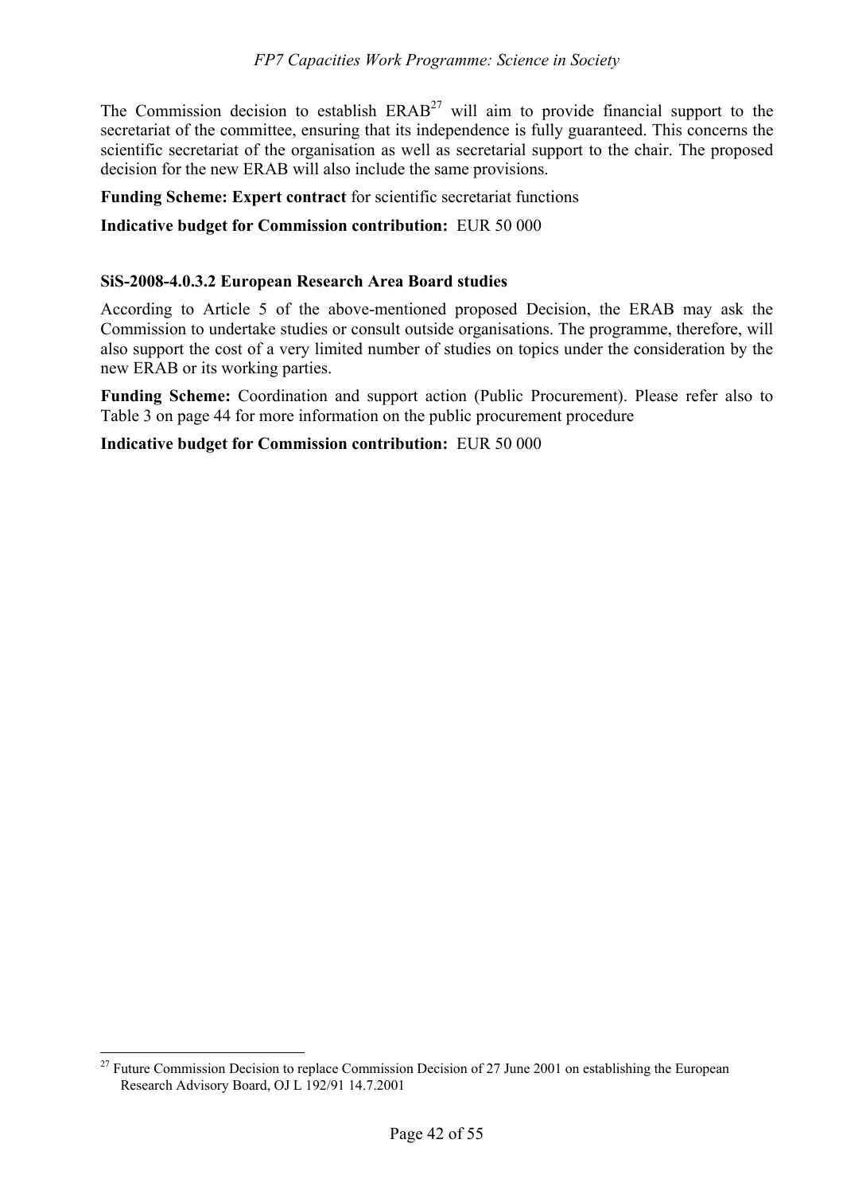The Commission decision to establish ERAB[27] will aim to provide financial support to the secretariat of the committee, ensuring that its independence is fully guaranteed. This concerns the scientific secretariat of the organisation as well as secretarial support to the chair. The proposed decision for the new ERAB will also include the same provisions.

**Funding Scheme: Expert contract** for scientific secretariat functions

**Indicative budget for Commission contribution:** EUR 50 000

**SiS-2008-4.0.3.2 European Research Area Board studies**

According to Article 5 of the above-mentioned proposed Decision, the ERAB may ask the Commission to undertake studies or consult outside organisations. The programme, therefore, will also support the cost of a very limited number of studies on topics under the consideration by the new ERAB or its working parties.

**Funding Scheme:** Coordination and support action (Public Procurement). Please refer also to Table 3 on page 44 for more information on the public procurement procedure

**Indicative budget for Commission contribution:** EUR 50 000

---

[27] Future Commission Decision to replace Commission Decision of 27 June 2001 on establishing the European Research Advisory Board, OJ L 192/91 14.7.2001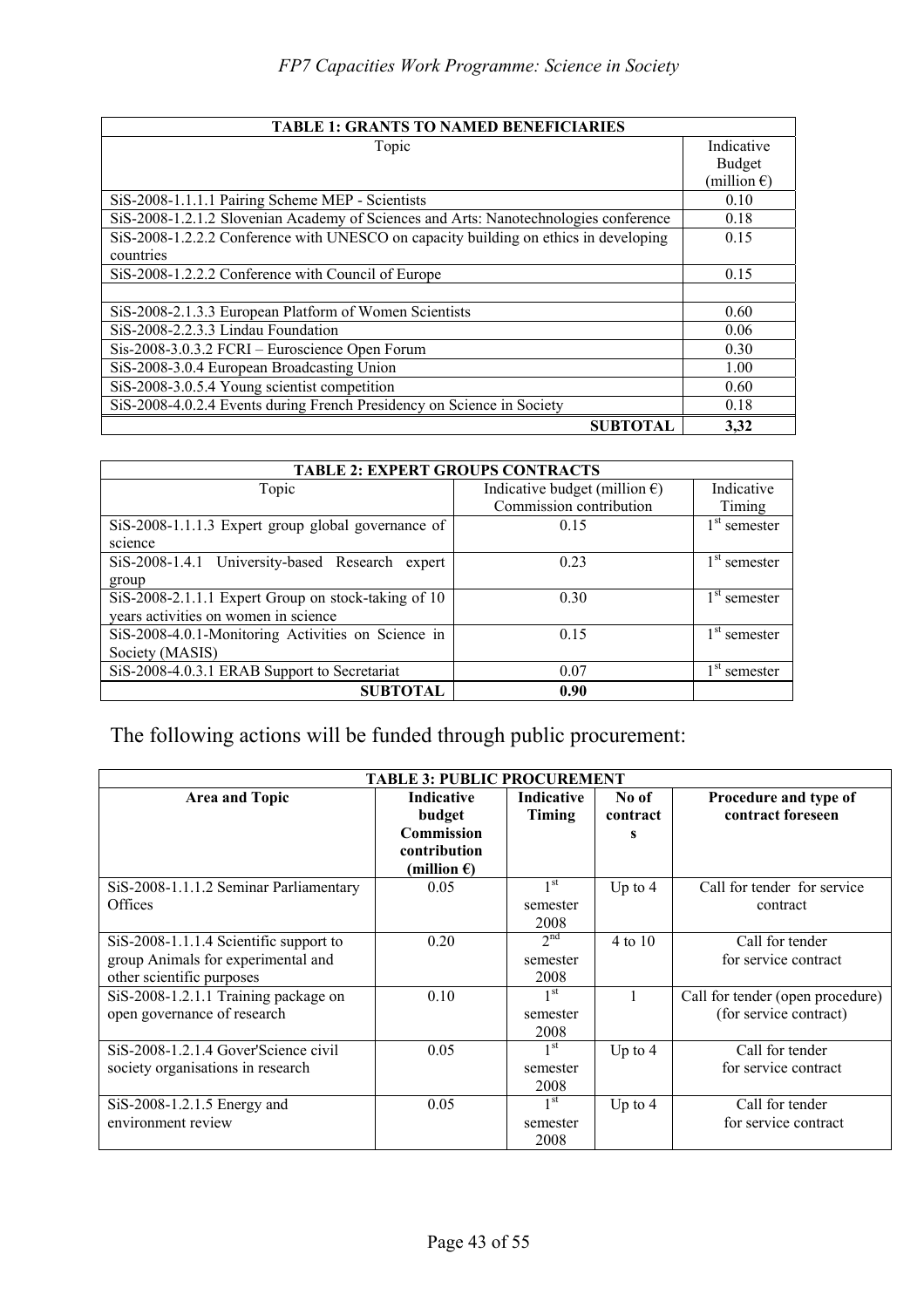| TABLE 1: GRANTS TO NAMED BENEFICIARIES | |
|---|---|
| Topic | Indicative Budget (million €) |
| SiS-2008-1.1.1.1 Pairing Scheme MEP - Scientists | 0.10 |
| SiS-2008-1.2.1.2 Slovenian Academy of Sciences and Arts: Nanotechnologies conference | 0.18 |
| SiS-2008-1.2.2.2 Conference with UNESCO on capacity building on ethics in developing countries | 0.15 |
| SiS-2008-1.2.2.2 Conference with Council of Europe | 0.15 |
| | |
| SiS-2008-2.1.3.3 European Platform of Women Scientists | 0.60 |
| SiS-2008-2.2.3.3 Lindau Foundation | 0.06 |
| Sis-2008-3.0.3.2 FCRI – Euroscience Open Forum | 0.30 |
| SiS-2008-3.0.4 European Broadcasting Union | 1.00 |
| SiS-2008-3.0.5.4 Young scientist competition | 0.60 |
| SiS-2008-4.0.2.4 Events during French Presidency on Science in Society | 0.18 |
| **SUBTOTAL** | **3,32** |

| TABLE 2: EXPERT GROUPS CONTRACTS | | |
|---|---|---|
| Topic | Indicative budget (million €) Commission contribution | Indicative Timing |
| SiS-2008-1.1.1.3 Expert group global governance of science | 0.15 | 1st semester |
| SiS-2008-1.4.1 University-based Research expert group | 0.23 | 1st semester |
| SiS-2008-2.1.1.1 Expert Group on stock-taking of 10 years activities on women in science | 0.30 | 1st semester |
| SiS-2008-4.0.1-Monitoring Activities on Science in Society (MASIS) | 0.15 | 1st semester |
| SiS-2008-4.0.3.1 ERAB Support to Secretariat | 0.07 | 1st semester |
| **SUBTOTAL** | **0.90** | |

The following actions will be funded through public procurement:

| TABLE 3: PUBLIC PROCUREMENT | | | | |
|---|---|---|---|---|
| **Area and Topic** | **Indicative budget Commission contribution (million €)** | **Indicative Timing** | **No of contracts** | **Procedure and type of contract foreseen** |
| SiS-2008-1.1.1.2 Seminar Parliamentary Offices | 0.05 | 1st semester 2008 | Up to 4 | Call for tender for service contract |
| SiS-2008-1.1.1.4 Scientific support to group Animals for experimental and other scientific purposes | 0.20 | 2nd semester 2008 | 4 to 10 | Call for tender for service contract |
| SiS-2008-1.2.1.1 Training package on open governance of research | 0.10 | 1st semester 2008 | 1 | Call for tender (open procedure) (for service contract) |
| SiS-2008-1.2.1.4 Gover'Science civil society organisations in research | 0.05 | 1st semester 2008 | Up to 4 | Call for tender for service contract |
| SiS-2008-1.2.1.5 Energy and environment review | 0.05 | 1st semester 2008 | Up to 4 | Call for tender for service contract |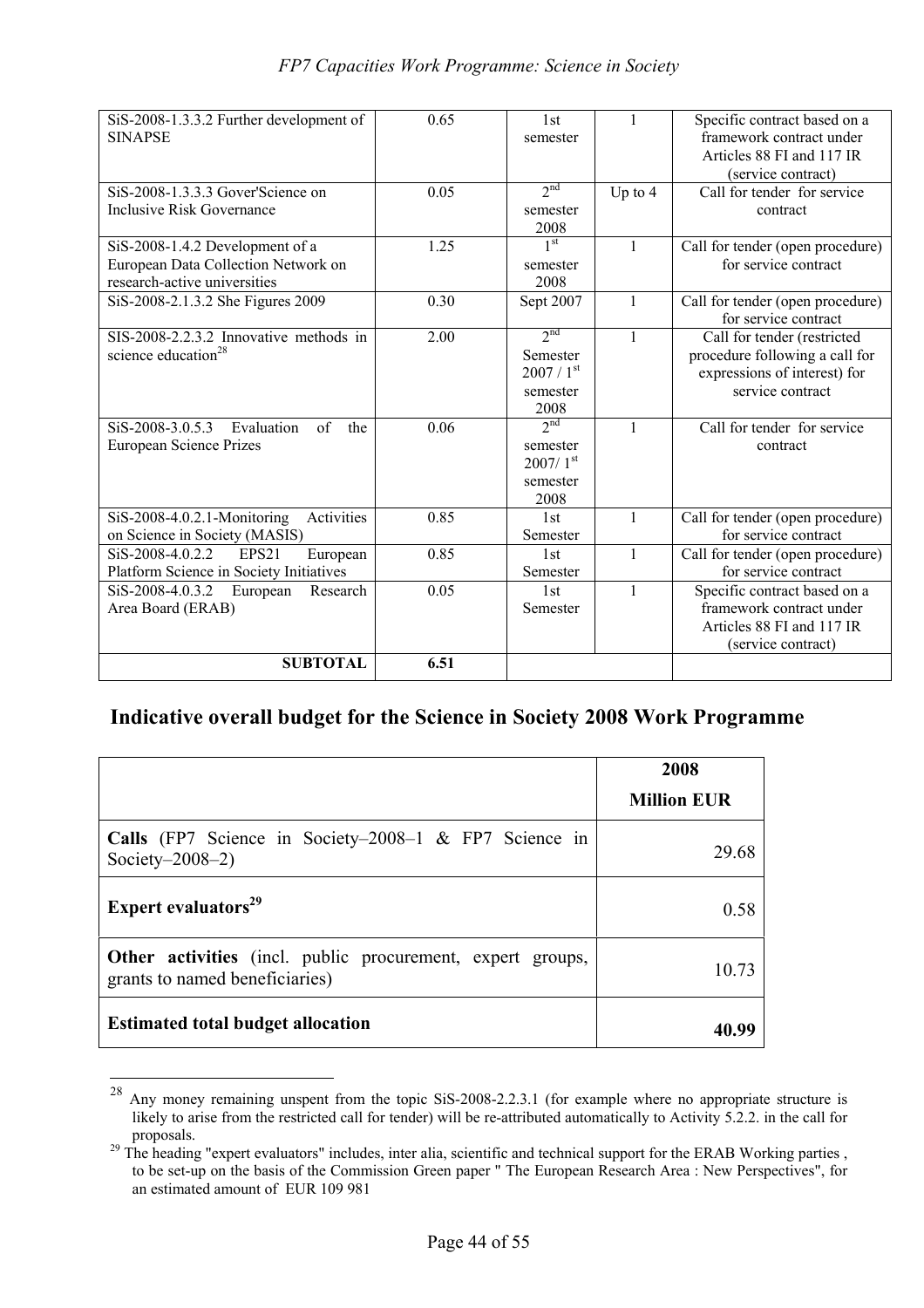| SiS-2008-1.3.3.2 Further development of SINAPSE | 0.65 | 1st semester | 1 | Specific contract based on a framework contract under Articles 88 FI and 117 IR (service contract) |
|---|---|---|---|---|
| SiS-2008-1.3.3.3 Gover'Science on Inclusive Risk Governance | 0.05 | 2nd semester 2008 | Up to 4 | Call for tender for service contract |
| SiS-2008-1.4.2 Development of a European Data Collection Network on research-active universities | 1.25 | 1st semester 2008 | 1 | Call for tender (open procedure) for service contract |
| SiS-2008-2.1.3.2 She Figures 2009 | 0.30 | Sept 2007 | 1 | Call for tender (open procedure) for service contract |
| SIS-2008-2.2.3.2 Innovative methods in science education[28] | 2.00 | 2nd Semester 2007 / 1st semester 2008 | 1 | Call for tender (restricted procedure following a call for expressions of interest) for service contract |
| SiS-2008-3.0.5.3 Evaluation of the European Science Prizes | 0.06 | 2nd semester 2007/ 1st semester 2008 | 1 | Call for tender for service contract |
| SiS-2008-4.0.2.1-Monitoring Activities on Science in Society (MASIS) | 0.85 | 1st Semester | 1 | Call for tender (open procedure) for service contract |
| SiS-2008-4.0.2.2 EPS21 European Platform Science in Society Initiatives | 0.85 | 1st Semester | 1 | Call for tender (open procedure) for service contract |
| SiS-2008-4.0.3.2 European Research Area Board (ERAB) | 0.05 | 1st Semester | 1 | Specific contract based on a framework contract under Articles 88 FI and 117 IR (service contract) |
| **SUBTOTAL** | **6.51** | | | |

## Indicative overall budget for the Science in Society 2008 Work Programme

| | 2008<br>**Million EUR** |
|---|---|
| **Calls** (FP7 Science in Society–2008–1 & FP7 Science in Society–2008–2) | 29.68 |
| **Expert evaluators**[29] | 0.58 |
| **Other activities** (incl. public procurement, expert groups, grants to named beneficiaries) | 10.73 |
| **Estimated total budget allocation** | **40.99** |

[28] Any money remaining unspent from the topic SiS-2008-2.2.3.1 (for example where no appropriate structure is likely to arise from the restricted call for tender) will be re-attributed automatically to Activity 5.2.2. in the call for proposals.

[29] The heading "expert evaluators" includes, inter alia, scientific and technical support for the ERAB Working parties , to be set-up on the basis of the Commission Green paper " The European Research Area : New Perspectives", for an estimated amount of EUR 109 981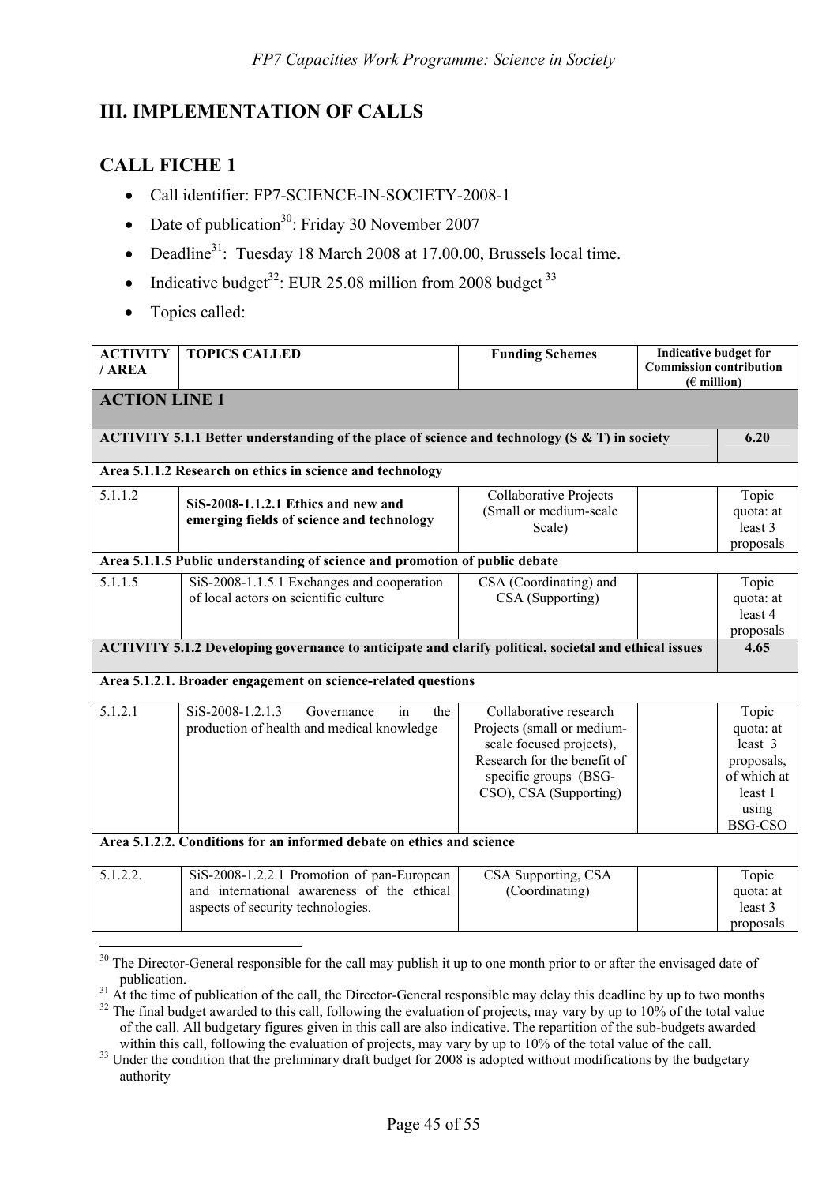# III. IMPLEMENTATION OF CALLS

## CALL FICHE 1

- Call identifier: FP7-SCIENCE-IN-SOCIETY-2008-1
- Date of publication[30]: Friday 30 November 2007
- Deadline[31]: Tuesday 18 March 2008 at 17.00.00, Brussels local time.
- Indicative budget[32]: EUR 25.08 million from 2008 budget [33]
- Topics called:

| ACTIVITY / AREA | TOPICS CALLED | Funding Schemes | Indicative budget for Commission contribution (€ million) | |
|---|---|---|---|---|
| **ACTION LINE 1** | | | | |
| **ACTIVITY 5.1.1 Better understanding of the place of science and technology (S & T) in society** | | | | **6.20** |
| **Area 5.1.1.2 Research on ethics in science and technology** | | | | |
| 5.1.1.2 | **SiS-2008-1.1.2.1 Ethics and new and emerging fields of science and technology** | Collaborative Projects (Small or medium-scale Scale) | | Topic quota: at least 3 proposals |
| **Area 5.1.1.5 Public understanding of science and promotion of public debate** | | | | |
| 5.1.1.5 | SiS-2008-1.1.5.1 Exchanges and cooperation of local actors on scientific culture | CSA (Coordinating) and CSA (Supporting) | | Topic quota: at least 4 proposals |
| **ACTIVITY 5.1.2 Developing governance to anticipate and clarify political, societal and ethical issues** | | | | **4.65** |
| **Area 5.1.2.1. Broader engagement on science-related questions** | | | | |
| 5.1.2.1 | SiS-2008-1.2.1.3 Governance in the production of health and medical knowledge | Collaborative research Projects (small or medium-scale focused projects), Research for the benefit of specific groups (BSG-CSO), CSA (Supporting) | | Topic quota: at least 3 proposals, of which at least 1 using BSG-CSO |
| **Area 5.1.2.2. Conditions for an informed debate on ethics and science** | | | | |
| 5.1.2.2. | SiS-2008-1.2.2.1 Promotion of pan-European and international awareness of the ethical aspects of security technologies. | CSA Supporting, CSA (Coordinating) | | Topic quota: at least 3 proposals |

[30] The Director-General responsible for the call may publish it up to one month prior to or after the envisaged date of publication.

[31] At the time of publication of the call, the Director-General responsible may delay this deadline by up to two months

[32] The final budget awarded to this call, following the evaluation of projects, may vary by up to 10% of the total value of the call. All budgetary figures given in this call are also indicative. The repartition of the sub-budgets awarded within this call, following the evaluation of projects, may vary by up to 10% of the total value of the call.

[33] Under the condition that the preliminary draft budget for 2008 is adopted without modifications by the budgetary authority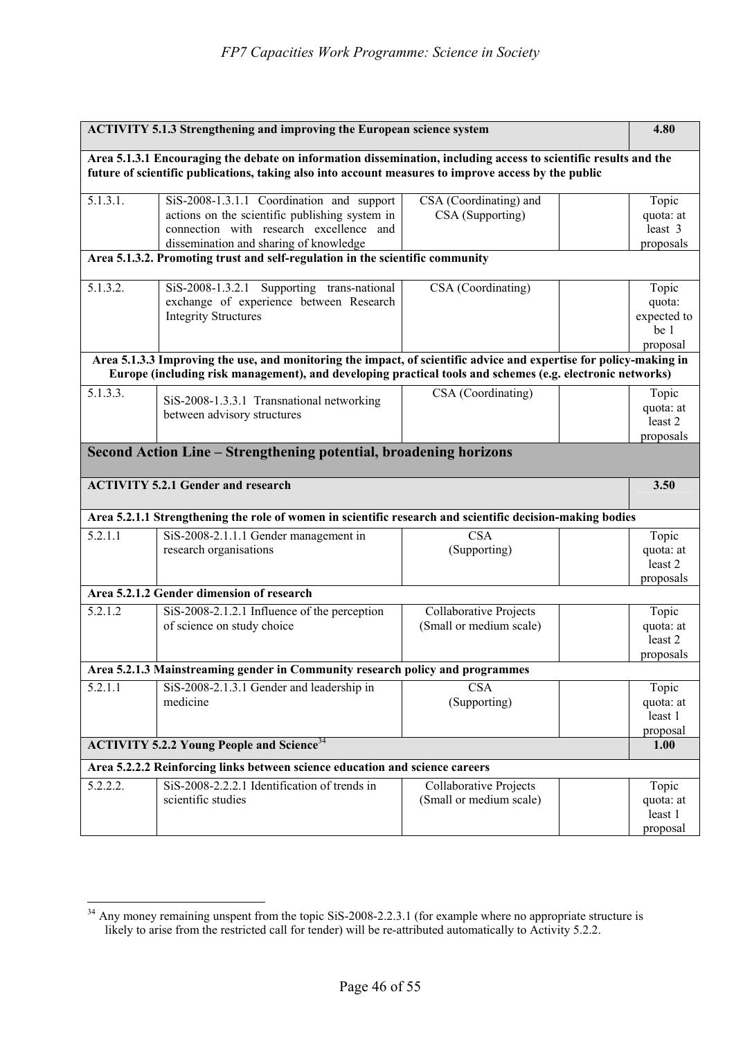| **ACTIVITY 5.1.3 Strengthening and improving the European science system** | | | | **4.80** |
|---|---|---|---|---|
| **Area 5.1.3.1 Encouraging the debate on information dissemination, including access to scientific results and the future of scientific publications, taking also into account measures to improve access by the public** | | | | |
| 5.1.3.1. | SiS-2008-1.3.1.1 Coordination and support actions on the scientific publishing system in connection with research excellence and dissemination and sharing of knowledge | CSA (Coordinating) and CSA (Supporting) | | Topic quota: at least 3 proposals |
| **Area 5.1.3.2. Promoting trust and self-regulation in the scientific community** | | | | |
| 5.1.3.2. | SiS-2008-1.3.2.1 Supporting trans-national exchange of experience between Research Integrity Structures | CSA (Coordinating) | | Topic quota: expected to be 1 proposal |
| **Area 5.1.3.3 Improving the use, and monitoring the impact, of scientific advice and expertise for policy-making in Europe (including risk management), and developing practical tools and schemes (e.g. electronic networks)** | | | | |
| 5.1.3.3. | SiS-2008-1.3.3.1 Transnational networking between advisory structures | CSA (Coordinating) | | Topic quota: at least 2 proposals |
| **Second Action Line – Strengthening potential, broadening horizons** | | | | |
| **ACTIVITY 5.2.1 Gender and research** | | | | **3.50** |
| **Area 5.2.1.1 Strengthening the role of women in scientific research and scientific decision-making bodies** | | | | |
| 5.2.1.1 | SiS-2008-2.1.1.1 Gender management in research organisations | CSA (Supporting) | | Topic quota: at least 2 proposals |
| **Area 5.2.1.2 Gender dimension of research** | | | | |
| 5.2.1.2 | SiS-2008-2.1.2.1 Influence of the perception of science on study choice | Collaborative Projects (Small or medium scale) | | Topic quota: at least 2 proposals |
| **Area 5.2.1.3 Mainstreaming gender in Community research policy and programmes** | | | | |
| 5.2.1.1 | SiS-2008-2.1.3.1 Gender and leadership in medicine | CSA (Supporting) | | Topic quota: at least 1 proposal |
| **ACTIVITY 5.2.2 Young People and Science**[34] | | | | **1.00** |
| **Area 5.2.2.2 Reinforcing links between science education and science careers** | | | | |
| 5.2.2.2. | SiS-2008-2.2.2.1 Identification of trends in scientific studies | Collaborative Projects (Small or medium scale) | | Topic quota: at least 1 proposal |

[34] Any money remaining unspent from the topic SiS-2008-2.2.3.1 (for example where no appropriate structure is likely to arise from the restricted call for tender) will be re-attributed automatically to Activity 5.2.2.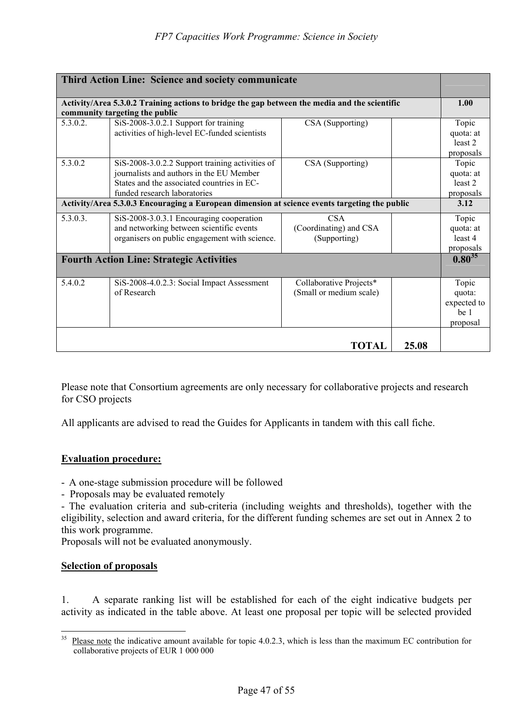| Third Action Line: Science and society communicate | | | | |
|---|---|---|---|---|
| **Activity/Area 5.3.0.2 Training actions to bridge the gap between the media and the scientific community targeting the public** | | | | **1.00** |
| 5.3.0.2. | SiS-2008-3.0.2.1 Support for training activities of high-level EC-funded scientists | CSA (Supporting) | | Topic quota: at least 2 proposals |
| 5.3.0.2 | SiS-2008-3.0.2.2 Support training activities of journalists and authors in the EU Member States and the associated countries in EC-funded research laboratories | CSA (Supporting) | | Topic quota: at least 2 proposals |
| **Activity/Area 5.3.0.3 Encouraging a European dimension at science events targeting the public** | | | | **3.12** |
| 5.3.0.3. | SiS-2008-3.0.3.1 Encouraging cooperation and networking between scientific events organisers on public engagement with science. | CSA (Coordinating) and CSA (Supporting) | | Topic quota: at least 4 proposals |
| **Fourth Action Line: Strategic Activities** | | | | **0.80**[35] |
| 5.4.0.2 | SiS-2008-4.0.2.3: Social Impact Assessment of Research | Collaborative Projects* (Small or medium scale) | | Topic quota: expected to be 1 proposal |
| | | **TOTAL** | **25.08** | |

Please note that Consortium agreements are only necessary for collaborative projects and research for CSO projects

All applicants are advised to read the Guides for Applicants in tandem with this call fiche.

**Evaluation procedure:**

- A one-stage submission procedure will be followed
- Proposals may be evaluated remotely
- The evaluation criteria and sub-criteria (including weights and thresholds), together with the eligibility, selection and award criteria, for the different funding schemes are set out in Annex 2 to this work programme.

Proposals will not be evaluated anonymously.

**Selection of proposals**

1. A separate ranking list will be established for each of the eight indicative budgets per activity as indicated in the table above. At least one proposal per topic will be selected provided

[35] Please note the indicative amount available for topic 4.0.2.3, which is less than the maximum EC contribution for collaborative projects of EUR 1 000 000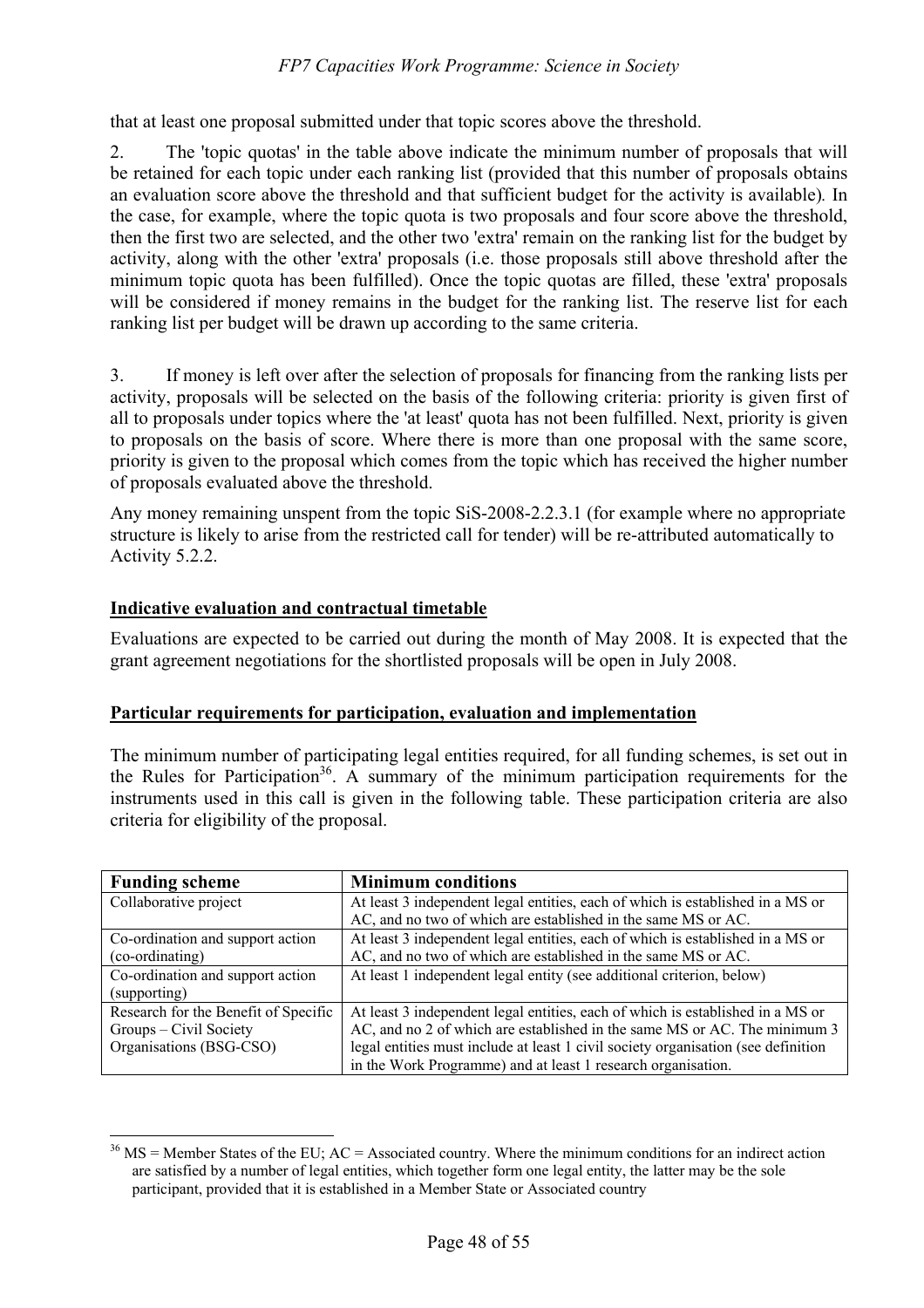that at least one proposal submitted under that topic scores above the threshold.

2. The 'topic quotas' in the table above indicate the minimum number of proposals that will be retained for each topic under each ranking list (provided that this number of proposals obtains an evaluation score above the threshold and that sufficient budget for the activity is available). In the case, for example, where the topic quota is two proposals and four score above the threshold, then the first two are selected, and the other two 'extra' remain on the ranking list for the budget by activity, along with the other 'extra' proposals (i.e. those proposals still above threshold after the minimum topic quota has been fulfilled). Once the topic quotas are filled, these 'extra' proposals will be considered if money remains in the budget for the ranking list. The reserve list for each ranking list per budget will be drawn up according to the same criteria.

3. If money is left over after the selection of proposals for financing from the ranking lists per activity, proposals will be selected on the basis of the following criteria: priority is given first of all to proposals under topics where the 'at least' quota has not been fulfilled. Next, priority is given to proposals on the basis of score. Where there is more than one proposal with the same score, priority is given to the proposal which comes from the topic which has received the higher number of proposals evaluated above the threshold.

Any money remaining unspent from the topic SiS-2008-2.2.3.1 (for example where no appropriate structure is likely to arise from the restricted call for tender) will be re-attributed automatically to Activity 5.2.2.

**Indicative evaluation and contractual timetable**

Evaluations are expected to be carried out during the month of May 2008. It is expected that the grant agreement negotiations for the shortlisted proposals will be open in July 2008.

**Particular requirements for participation, evaluation and implementation**

The minimum number of participating legal entities required, for all funding schemes, is set out in the Rules for Participation[36]. A summary of the minimum participation requirements for the instruments used in this call is given in the following table. These participation criteria are also criteria for eligibility of the proposal.

| Funding scheme | Minimum conditions |
|---|---|
| Collaborative project | At least 3 independent legal entities, each of which is established in a MS or AC, and no two of which are established in the same MS or AC. |
| Co-ordination and support action (co-ordinating) | At least 3 independent legal entities, each of which is established in a MS or AC, and no two of which are established in the same MS or AC. |
| Co-ordination and support action (supporting) | At least 1 independent legal entity (see additional criterion, below) |
| Research for the Benefit of Specific Groups – Civil Society Organisations (BSG-CSO) | At least 3 independent legal entities, each of which is established in a MS or AC, and no 2 of which are established in the same MS or AC. The minimum 3 legal entities must include at least 1 civil society organisation (see definition in the Work Programme) and at least 1 research organisation. |

[36] MS = Member States of the EU; AC = Associated country. Where the minimum conditions for an indirect action are satisfied by a number of legal entities, which together form one legal entity, the latter may be the sole participant, provided that it is established in a Member State or Associated country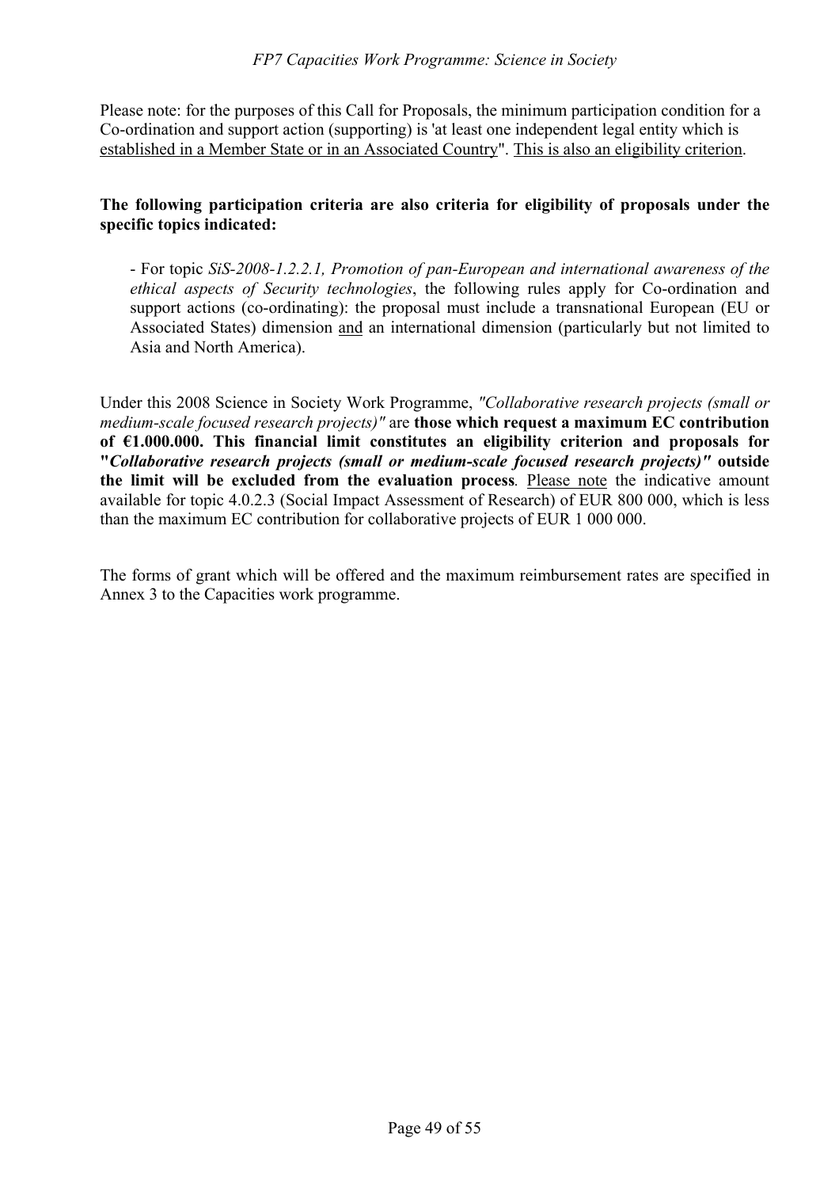Please note: for the purposes of this Call for Proposals, the minimum participation condition for a Co-ordination and support action (supporting) is 'at least one independent legal entity which is established in a Member State or in an Associated Country". This is also an eligibility criterion.

**The following participation criteria are also criteria for eligibility of proposals under the specific topics indicated:**

- For topic *SiS-2008-1.2.2.1, Promotion of pan-European and international awareness of the ethical aspects of Security technologies*, the following rules apply for Co-ordination and support actions (co-ordinating): the proposal must include a transnational European (EU or Associated States) dimension and an international dimension (particularly but not limited to Asia and North America).

Under this 2008 Science in Society Work Programme, *"Collaborative research projects (small or medium-scale focused research projects)"* are **those which request a maximum EC contribution of €1.000.000. This financial limit constitutes an eligibility criterion and proposals for "*Collaborative research projects (small or medium-scale focused research projects)*" outside the limit will be excluded from the evaluation process**. Please note the indicative amount available for topic 4.0.2.3 (Social Impact Assessment of Research) of EUR 800 000, which is less than the maximum EC contribution for collaborative projects of EUR 1 000 000.

The forms of grant which will be offered and the maximum reimbursement rates are specified in Annex 3 to the Capacities work programme.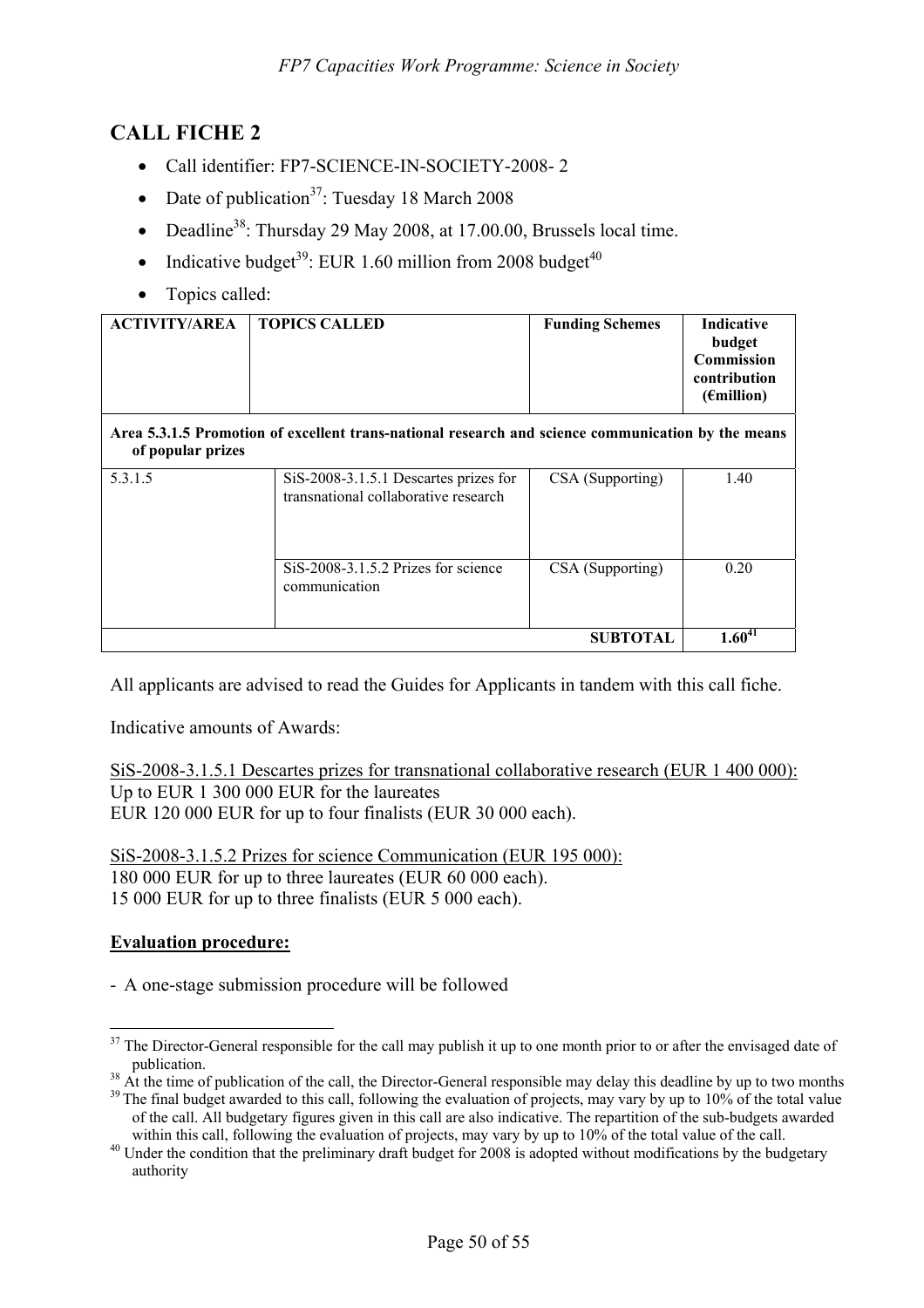## CALL FICHE 2

- Call identifier: FP7-SCIENCE-IN-SOCIETY-2008- 2
- Date of publication[37]: Tuesday 18 March 2008
- Deadline[38]: Thursday 29 May 2008, at 17.00.00, Brussels local time.
- Indicative budget[39]: EUR 1.60 million from 2008 budget[40]
- Topics called:

| ACTIVITY/AREA | TOPICS CALLED | Funding Schemes | Indicative budget Commission contribution (€million) |
|---|---|---|---|
| **Area 5.3.1.5 Promotion of excellent trans-national research and science communication by the means of popular prizes** | | | |
| 5.3.1.5 | SiS-2008-3.1.5.1 Descartes prizes for transnational collaborative research | CSA (Supporting) | 1.40 |
| | SiS-2008-3.1.5.2 Prizes for science communication | CSA (Supporting) | 0.20 |
| | | **SUBTOTAL** | **1.60[41]** |

All applicants are advised to read the Guides for Applicants in tandem with this call fiche.

Indicative amounts of Awards:

SiS-2008-3.1.5.1 Descartes prizes for transnational collaborative research (EUR 1 400 000):
Up to EUR 1 300 000 EUR for the laureates
EUR 120 000 EUR for up to four finalists (EUR 30 000 each).

SiS-2008-3.1.5.2 Prizes for science Communication (EUR 195 000):
180 000 EUR for up to three laureates (EUR 60 000 each).
15 000 EUR for up to three finalists (EUR 5 000 each).

**Evaluation procedure:**

- A one-stage submission procedure will be followed

---

[37] The Director-General responsible for the call may publish it up to one month prior to or after the envisaged date of publication.

[38] At the time of publication of the call, the Director-General responsible may delay this deadline by up to two months

[39] The final budget awarded to this call, following the evaluation of projects, may vary by up to 10% of the total value of the call. All budgetary figures given in this call are also indicative. The repartition of the sub-budgets awarded within this call, following the evaluation of projects, may vary by up to 10% of the total value of the call.

[40] Under the condition that the preliminary draft budget for 2008 is adopted without modifications by the budgetary authority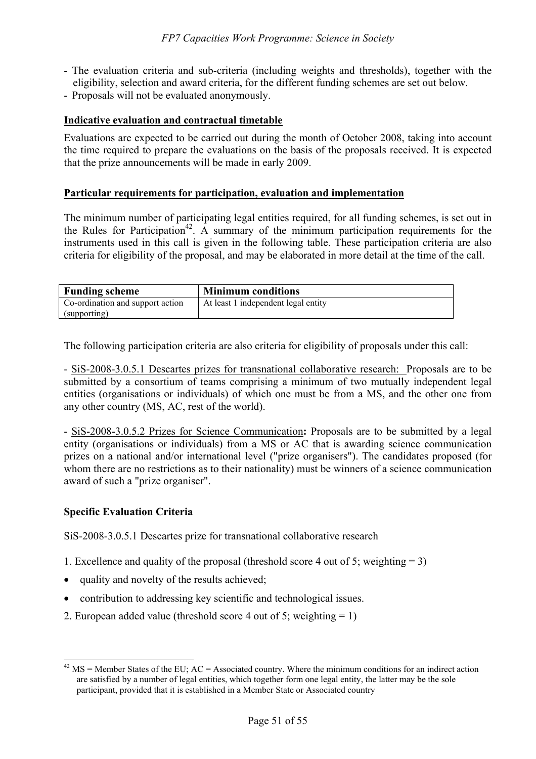- The evaluation criteria and sub-criteria (including weights and thresholds), together with the eligibility, selection and award criteria, for the different funding schemes are set out below.
- Proposals will not be evaluated anonymously.

**Indicative evaluation and contractual timetable**

Evaluations are expected to be carried out during the month of October 2008, taking into account the time required to prepare the evaluations on the basis of the proposals received. It is expected that the prize announcements will be made in early 2009.

**Particular requirements for participation, evaluation and implementation**

The minimum number of participating legal entities required, for all funding schemes, is set out in the Rules for Participation[42]. A summary of the minimum participation requirements for the instruments used in this call is given in the following table. These participation criteria are also criteria for eligibility of the proposal, and may be elaborated in more detail at the time of the call.

| Funding scheme | Minimum conditions |
|---|---|
| Co-ordination and support action (supporting) | At least 1 independent legal entity |

The following participation criteria are also criteria for eligibility of proposals under this call:

- SiS-2008-3.0.5.1 Descartes prizes for transnational collaborative research: Proposals are to be submitted by a consortium of teams comprising a minimum of two mutually independent legal entities (organisations or individuals) of which one must be from a MS, and the other one from any other country (MS, AC, rest of the world).

- SiS-2008-3.0.5.2 Prizes for Science Communication**:** Proposals are to be submitted by a legal entity (organisations or individuals) from a MS or AC that is awarding science communication prizes on a national and/or international level ("prize organisers"). The candidates proposed (for whom there are no restrictions as to their nationality) must be winners of a science communication award of such a "prize organiser".

**Specific Evaluation Criteria**

SiS-2008-3.0.5.1 Descartes prize for transnational collaborative research

1. Excellence and quality of the proposal (threshold score 4 out of 5; weighting = 3)

- quality and novelty of the results achieved;
- contribution to addressing key scientific and technological issues.

2. European added value (threshold score 4 out of 5; weighting = 1)

[42] MS = Member States of the EU; AC = Associated country. Where the minimum conditions for an indirect action are satisfied by a number of legal entities, which together form one legal entity, the latter may be the sole participant, provided that it is established in a Member State or Associated country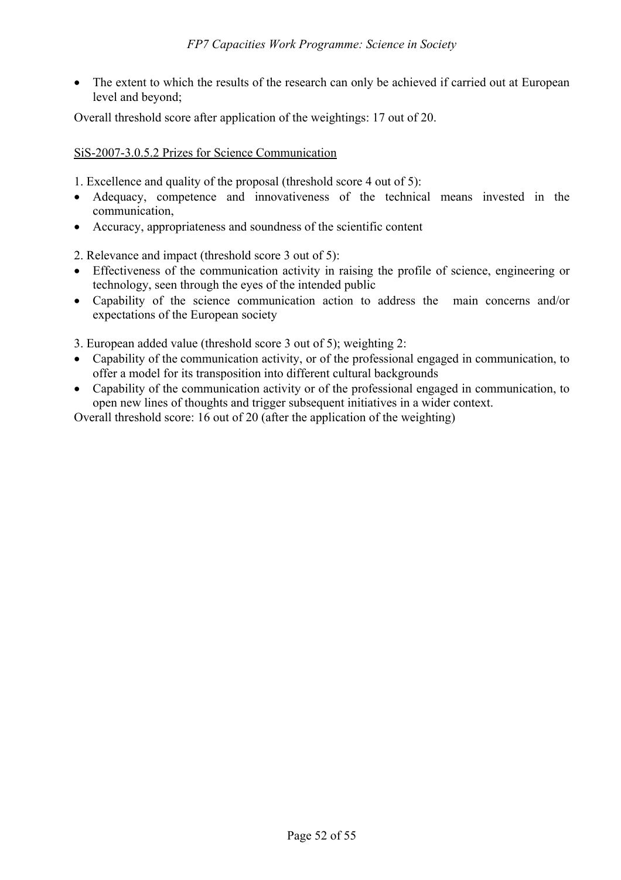- The extent to which the results of the research can only be achieved if carried out at European level and beyond;

Overall threshold score after application of the weightings: 17 out of 20.

<u>SiS-2007-3.0.5.2 Prizes for Science Communication</u>

1. Excellence and quality of the proposal (threshold score 4 out of 5):
- Adequacy, competence and innovativeness of the technical means invested in the communication,
- Accuracy, appropriateness and soundness of the scientific content

2. Relevance and impact (threshold score 3 out of 5):
- Effectiveness of the communication activity in raising the profile of science, engineering or technology, seen through the eyes of the intended public
- Capability of the science communication action to address the main concerns and/or expectations of the European society

3. European added value (threshold score 3 out of 5); weighting 2:
- Capability of the communication activity, or of the professional engaged in communication, to offer a model for its transposition into different cultural backgrounds
- Capability of the communication activity or of the professional engaged in communication, to open new lines of thoughts and trigger subsequent initiatives in a wider context.

Overall threshold score: 16 out of 20 (after the application of the weighting)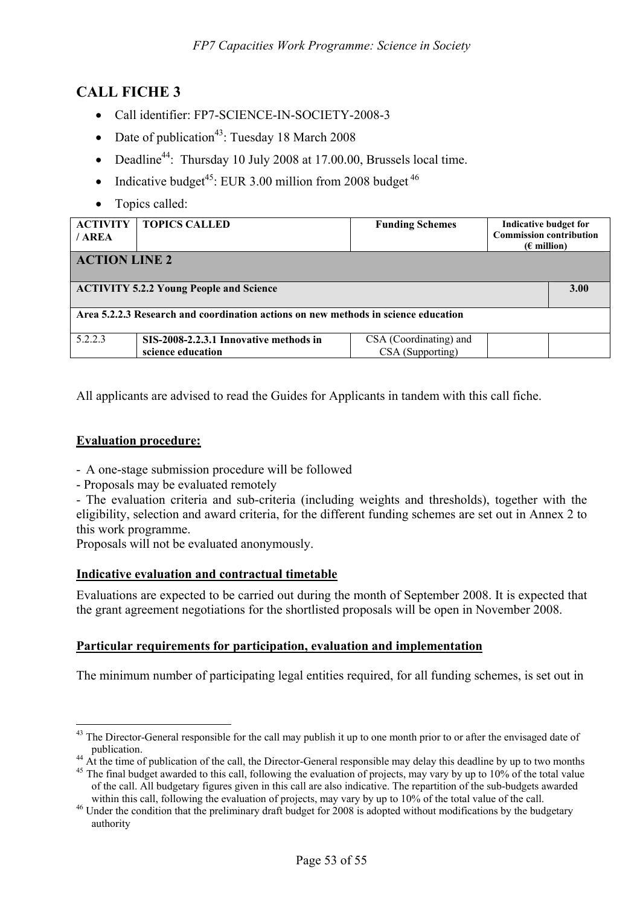# CALL FICHE 3

- Call identifier: FP7-SCIENCE-IN-SOCIETY-2008-3
- Date of publication[43]: Tuesday 18 March 2008
- Deadline[44]: Thursday 10 July 2008 at 17.00.00, Brussels local time.
- Indicative budget[45]: EUR 3.00 million from 2008 budget [46]
- Topics called:

| ACTIVITY / AREA | TOPICS CALLED | Funding Schemes | Indicative budget for Commission contribution (€ million) | |
|---|---|---|---|---|
| **ACTION LINE 2** | | | | |
| **ACTIVITY 5.2.2 Young People and Science** | | | | **3.00** |
| **Area 5.2.2.3 Research and coordination actions on new methods in science education** | | | | |
| 5.2.2.3 | **SIS-2008-2.2.3.1 Innovative methods in science education** | CSA (Coordinating) and CSA (Supporting) | | |

All applicants are advised to read the Guides for Applicants in tandem with this call fiche.

**Evaluation procedure:**

- A one-stage submission procedure will be followed
- Proposals may be evaluated remotely
- The evaluation criteria and sub-criteria (including weights and thresholds), together with the eligibility, selection and award criteria, for the different funding schemes are set out in Annex 2 to this work programme.

Proposals will not be evaluated anonymously.

**Indicative evaluation and contractual timetable**

Evaluations are expected to be carried out during the month of September 2008. It is expected that the grant agreement negotiations for the shortlisted proposals will be open in November 2008.

**Particular requirements for participation, evaluation and implementation**

The minimum number of participating legal entities required, for all funding schemes, is set out in

---

[43] The Director-General responsible for the call may publish it up to one month prior to or after the envisaged date of publication.

[44] At the time of publication of the call, the Director-General responsible may delay this deadline by up to two months

[45] The final budget awarded to this call, following the evaluation of projects, may vary by up to 10% of the total value of the call. All budgetary figures given in this call are also indicative. The repartition of the sub-budgets awarded within this call, following the evaluation of projects, may vary by up to 10% of the total value of the call.

[46] Under the condition that the preliminary draft budget for 2008 is adopted without modifications by the budgetary authority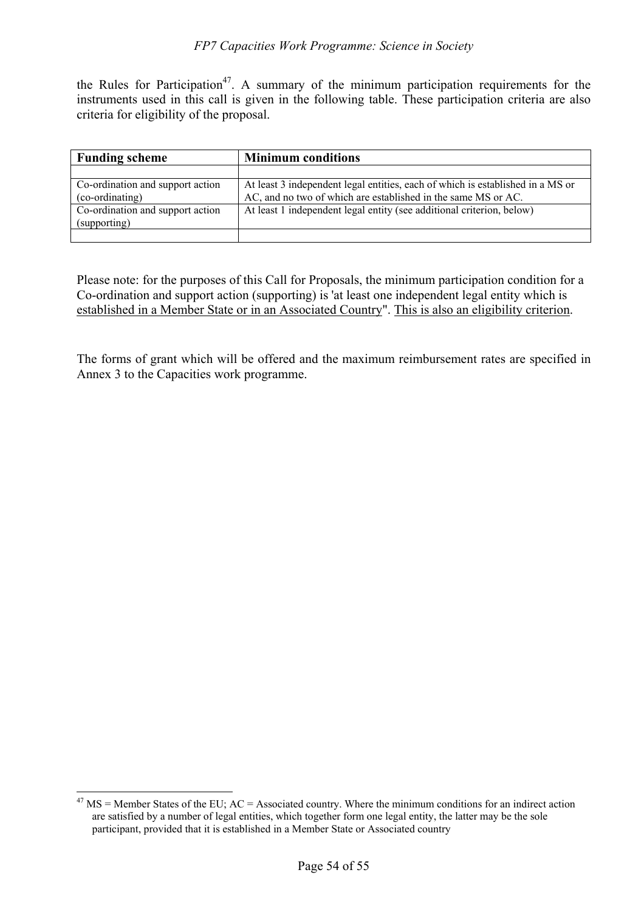the Rules for Participation[47]. A summary of the minimum participation requirements for the instruments used in this call is given in the following table. These participation criteria are also criteria for eligibility of the proposal.

| Funding scheme | Minimum conditions |
|---|---|
| | |
| Co-ordination and support action (co-ordinating) | At least 3 independent legal entities, each of which is established in a MS or AC, and no two of which are established in the same MS or AC. |
| Co-ordination and support action (supporting) | At least 1 independent legal entity (see additional criterion, below) |
| | |

Please note: for the purposes of this Call for Proposals, the minimum participation condition for a Co-ordination and support action (supporting) is 'at least one independent legal entity which is <u>established in a Member State or in an Associated Country</u>". <u>This is also an eligibility criterion</u>.

The forms of grant which will be offered and the maximum reimbursement rates are specified in Annex 3 to the Capacities work programme.

---

[47] MS = Member States of the EU; AC = Associated country. Where the minimum conditions for an indirect action are satisfied by a number of legal entities, which together form one legal entity, the latter may be the sole participant, provided that it is established in a Member State or Associated country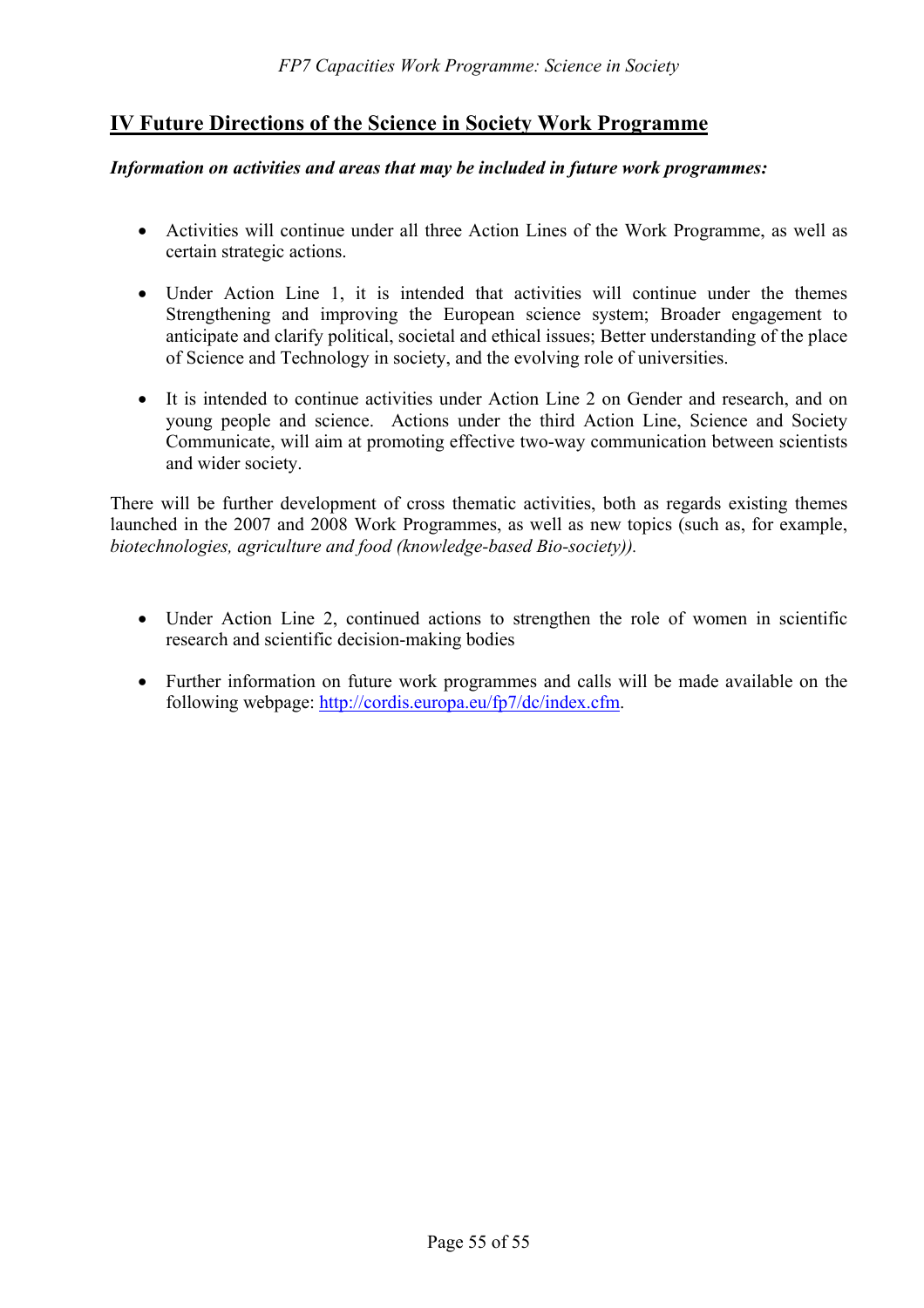## IV Future Directions of the Science in Society Work Programme

***Information on activities and areas that may be included in future work programmes:***

- Activities will continue under all three Action Lines of the Work Programme, as well as certain strategic actions.
- Under Action Line 1, it is intended that activities will continue under the themes Strengthening and improving the European science system; Broader engagement to anticipate and clarify political, societal and ethical issues; Better understanding of the place of Science and Technology in society, and the evolving role of universities.
- It is intended to continue activities under Action Line 2 on Gender and research, and on young people and science. Actions under the third Action Line, Science and Society Communicate, will aim at promoting effective two-way communication between scientists and wider society.

There will be further development of cross thematic activities, both as regards existing themes launched in the 2007 and 2008 Work Programmes, as well as new topics (such as, for example, *biotechnologies, agriculture and food (knowledge-based Bio-society)).*

- Under Action Line 2, continued actions to strengthen the role of women in scientific research and scientific decision-making bodies
- Further information on future work programmes and calls will be made available on the following webpage: http://cordis.europa.eu/fp7/dc/index.cfm.